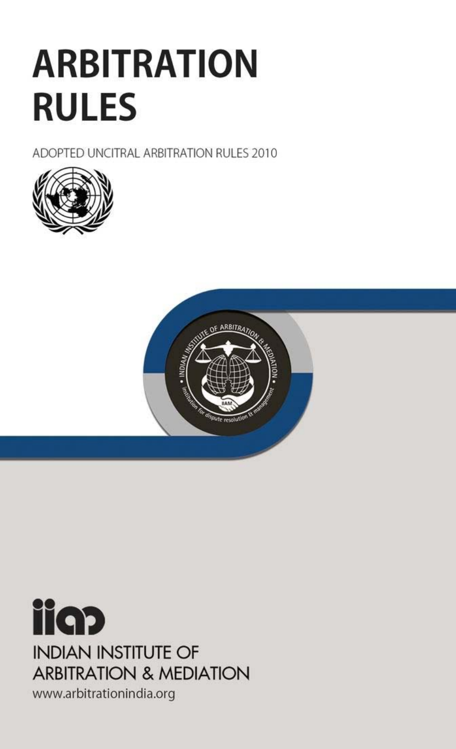# ARBITRATION RULES

ADOPTED UNCITRAL ARBITRATION RULES 2010

INDIAN INSTITUTE OF ARBITRATION & MEDIATION

www.arbitrationindia.org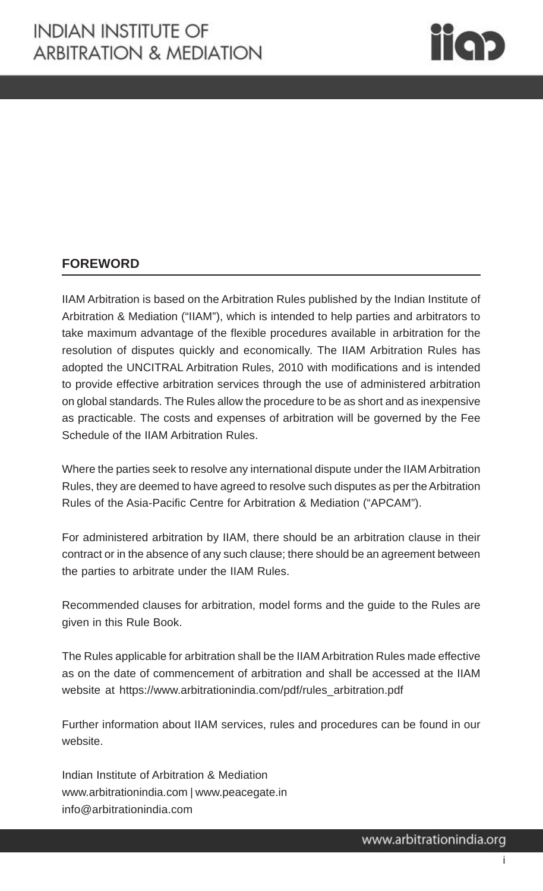## FOREWORD

IIAM Arbitration is based on the Arbitration Rules published by the Indian Institute of Arbitration & Mediation ("IIAM"), which is intended to help parties and arbitrators to take maximum advantage of the flexible procedures available in arbitration for the resolution of disputes quickly and economically. The IIAM Arbitration Rules has adopted the UNCITRAL Arbitration Rules, 2010 with modifications and is intended to provide effective arbitration services through the use of administered arbitration on global standards. The Rules allow the procedure to be as short and as inexpensive as practicable. The costs and expenses of arbitration will be governed by the Fee Schedule of the IIAM Arbitration Rules.

Where the parties seek to resolve any international dispute under the IIAM Arbitration Rules, they are deemed to have agreed to resolve such disputes as per the Arbitration Rules of the Asia-Pacific Centre for Arbitration & Mediation ("APCAM").

For administered arbitration by IIAM, there should be an arbitration clause in their contract or in the absence of any such clause; there should be an agreement between the parties to arbitrate under the IIAM Rules.

Recommended clauses for arbitration, model forms and the guide to the Rules are given in this Rule Book.

The Rules applicable for arbitration shall be the IIAM Arbitration Rules made effective as on the date of commencement of arbitration and shall be accessed at the IIAM website at https://www.arbitrationindia.com/pdf/rules_arbitration.pdf

Further information about IIAM services, rules and procedures can be found in our website.

Indian Institute of Arbitration & Mediation
www.arbitrationindia.com | www.peacegate.in
info@arbitrationindia.com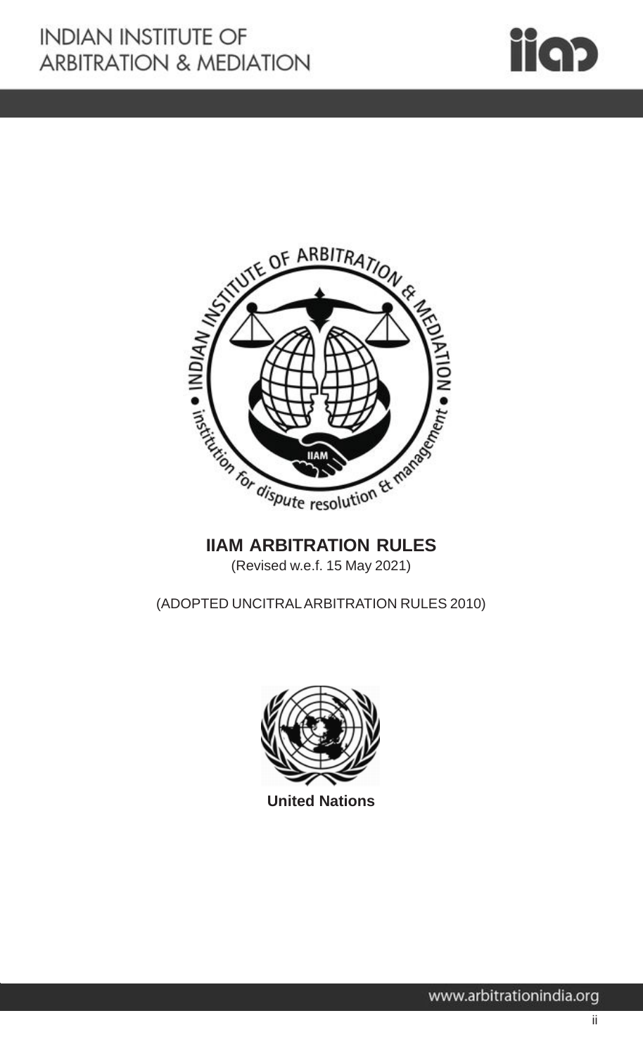# IIAM ARBITRATION RULES

(Revised w.e.f. 15 May 2021)

(ADOPTED UNCITRAL ARBITRATION RULES 2010)

**United Nations**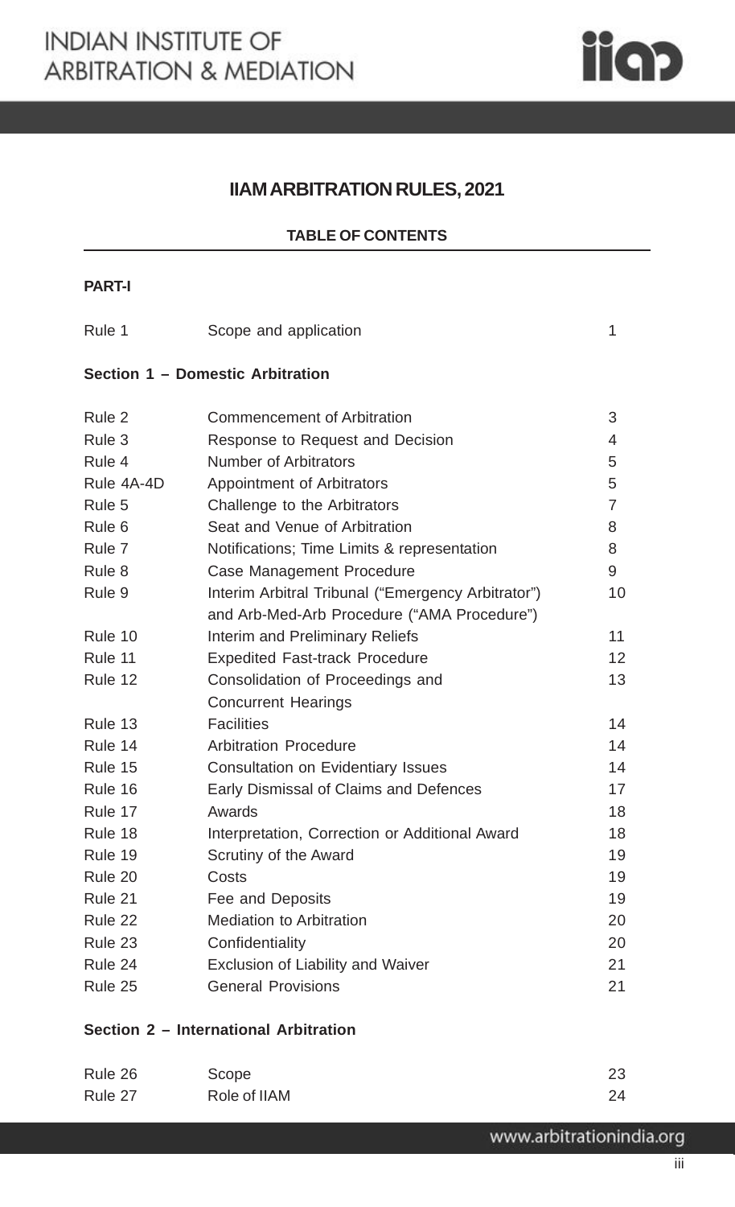# IIAM ARBITRATION RULES, 2021

## TABLE OF CONTENTS

**PART-I**

| | | |
|---|---|---|
| Rule 1 | Scope and application | 1 |

**Section 1 – Domestic Arbitration**

| | | |
|---|---|---|
| Rule 2 | Commencement of Arbitration | 3 |
| Rule 3 | Response to Request and Decision | 4 |
| Rule 4 | Number of Arbitrators | 5 |
| Rule 4A-4D | Appointment of Arbitrators | 5 |
| Rule 5 | Challenge to the Arbitrators | 7 |
| Rule 6 | Seat and Venue of Arbitration | 8 |
| Rule 7 | Notifications; Time Limits & representation | 8 |
| Rule 8 | Case Management Procedure | 9 |
| Rule 9 | Interim Arbitral Tribunal ("Emergency Arbitrator") and Arb-Med-Arb Procedure ("AMA Procedure") | 10 |
| Rule 10 | Interim and Preliminary Reliefs | 11 |
| Rule 11 | Expedited Fast-track Procedure | 12 |
| Rule 12 | Consolidation of Proceedings and Concurrent Hearings | 13 |
| Rule 13 | Facilities | 14 |
| Rule 14 | Arbitration Procedure | 14 |
| Rule 15 | Consultation on Evidentiary Issues | 14 |
| Rule 16 | Early Dismissal of Claims and Defences | 17 |
| Rule 17 | Awards | 18 |
| Rule 18 | Interpretation, Correction or Additional Award | 18 |
| Rule 19 | Scrutiny of the Award | 19 |
| Rule 20 | Costs | 19 |
| Rule 21 | Fee and Deposits | 19 |
| Rule 22 | Mediation to Arbitration | 20 |
| Rule 23 | Confidentiality | 20 |
| Rule 24 | Exclusion of Liability and Waiver | 21 |
| Rule 25 | General Provisions | 21 |

**Section 2 – International Arbitration**

| | | |
|---|---|---|
| Rule 26 | Scope | 23 |
| Rule 27 | Role of IIAM | 24 |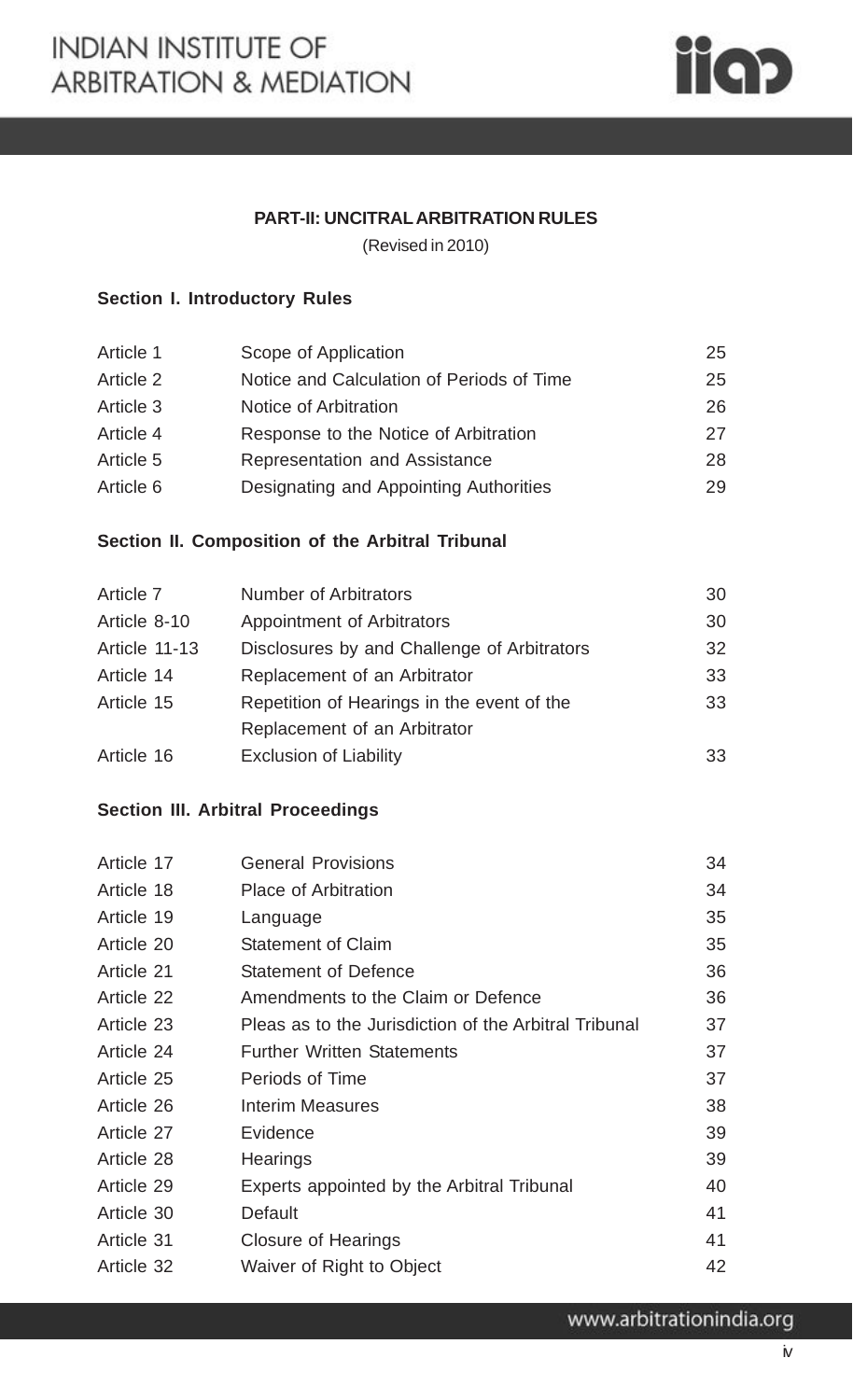## PART-II: UNCITRAL ARBITRATION RULES

(Revised in 2010)

### Section I. Introductory Rules

| | | |
|---|---|---|
| Article 1 | Scope of Application | 25 |
| Article 2 | Notice and Calculation of Periods of Time | 25 |
| Article 3 | Notice of Arbitration | 26 |
| Article 4 | Response to the Notice of Arbitration | 27 |
| Article 5 | Representation and Assistance | 28 |
| Article 6 | Designating and Appointing Authorities | 29 |

### Section II. Composition of the Arbitral Tribunal

| | | |
|---|---|---|
| Article 7 | Number of Arbitrators | 30 |
| Article 8-10 | Appointment of Arbitrators | 30 |
| Article 11-13 | Disclosures by and Challenge of Arbitrators | 32 |
| Article 14 | Replacement of an Arbitrator | 33 |
| Article 15 | Repetition of Hearings in the event of the Replacement of an Arbitrator | 33 |
| Article 16 | Exclusion of Liability | 33 |

### Section III. Arbitral Proceedings

| | | |
|---|---|---|
| Article 17 | General Provisions | 34 |
| Article 18 | Place of Arbitration | 34 |
| Article 19 | Language | 35 |
| Article 20 | Statement of Claim | 35 |
| Article 21 | Statement of Defence | 36 |
| Article 22 | Amendments to the Claim or Defence | 36 |
| Article 23 | Pleas as to the Jurisdiction of the Arbitral Tribunal | 37 |
| Article 24 | Further Written Statements | 37 |
| Article 25 | Periods of Time | 37 |
| Article 26 | Interim Measures | 38 |
| Article 27 | Evidence | 39 |
| Article 28 | Hearings | 39 |
| Article 29 | Experts appointed by the Arbitral Tribunal | 40 |
| Article 30 | Default | 41 |
| Article 31 | Closure of Hearings | 41 |
| Article 32 | Waiver of Right to Object | 42 |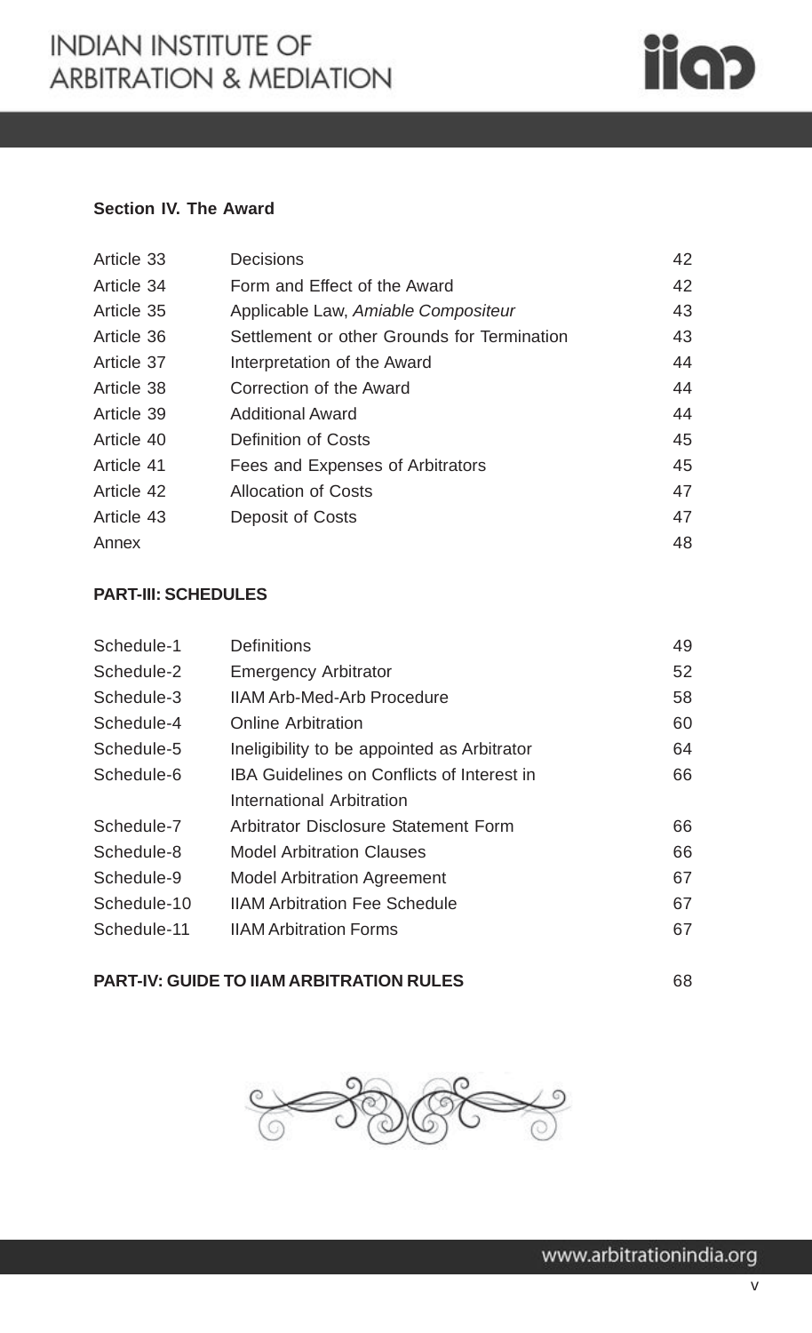**Section IV. The Award**

| | | |
|---|---|---|
| Article 33 | Decisions | 42 |
| Article 34 | Form and Effect of the Award | 42 |
| Article 35 | Applicable Law, *Amiable Compositeur* | 43 |
| Article 36 | Settlement or other Grounds for Termination | 43 |
| Article 37 | Interpretation of the Award | 44 |
| Article 38 | Correction of the Award | 44 |
| Article 39 | Additional Award | 44 |
| Article 40 | Definition of Costs | 45 |
| Article 41 | Fees and Expenses of Arbitrators | 45 |
| Article 42 | Allocation of Costs | 47 |
| Article 43 | Deposit of Costs | 47 |
| Annex | | 48 |

**PART-III: SCHEDULES**

| | | |
|---|---|---|
| Schedule-1 | Definitions | 49 |
| Schedule-2 | Emergency Arbitrator | 52 |
| Schedule-3 | IIAM Arb-Med-Arb Procedure | 58 |
| Schedule-4 | Online Arbitration | 60 |
| Schedule-5 | Ineligibility to be appointed as Arbitrator | 64 |
| Schedule-6 | IBA Guidelines on Conflicts of Interest in International Arbitration | 66 |
| Schedule-7 | Arbitrator Disclosure Statement Form | 66 |
| Schedule-8 | Model Arbitration Clauses | 66 |
| Schedule-9 | Model Arbitration Agreement | 67 |
| Schedule-10 | IIAM Arbitration Fee Schedule | 67 |
| Schedule-11 | IIAM Arbitration Forms | 67 |

**PART-IV: GUIDE TO IIAM ARBITRATION RULES** 68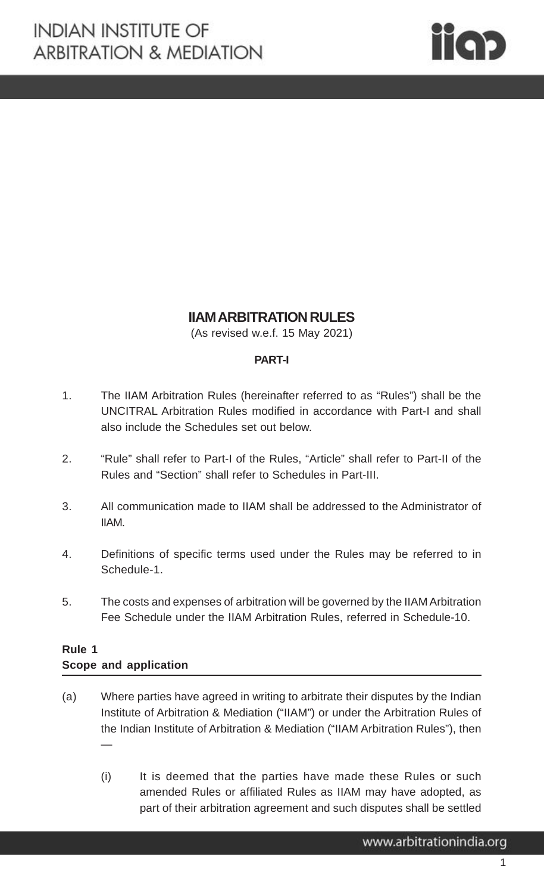# IIAM ARBITRATION RULES

(As revised w.e.f. 15 May 2021)

**PART-I**

1. The IIAM Arbitration Rules (hereinafter referred to as "Rules") shall be the UNCITRAL Arbitration Rules modified in accordance with Part-I and shall also include the Schedules set out below.

2. "Rule" shall refer to Part-I of the Rules, "Article" shall refer to Part-II of the Rules and "Section" shall refer to Schedules in Part-III.

3. All communication made to IIAM shall be addressed to the Administrator of IIAM.

4. Definitions of specific terms used under the Rules may be referred to in Schedule-1.

5. The costs and expenses of arbitration will be governed by the IIAM Arbitration Fee Schedule under the IIAM Arbitration Rules, referred in Schedule-10.

## Rule 1
## Scope and application

(a) Where parties have agreed in writing to arbitrate their disputes by the Indian Institute of Arbitration & Mediation ("IIAM") or under the Arbitration Rules of the Indian Institute of Arbitration & Mediation ("IIAM Arbitration Rules"), then —

 (i) It is deemed that the parties have made these Rules or such amended Rules or affiliated Rules as IIAM may have adopted, as part of their arbitration agreement and such disputes shall be settled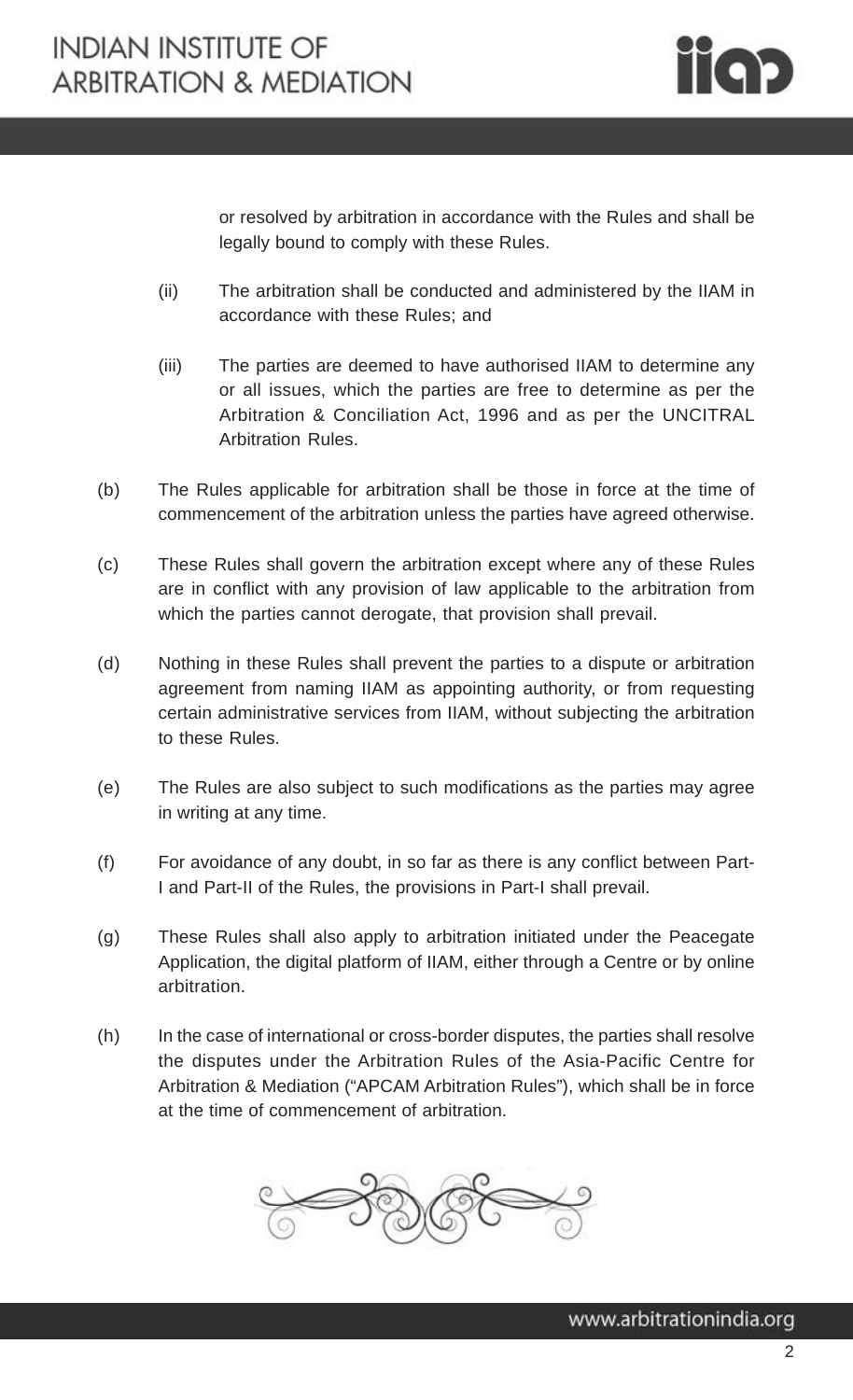or resolved by arbitration in accordance with the Rules and shall be legally bound to comply with these Rules.

(ii) The arbitration shall be conducted and administered by the IIAM in accordance with these Rules; and

(iii) The parties are deemed to have authorised IIAM to determine any or all issues, which the parties are free to determine as per the Arbitration & Conciliation Act, 1996 and as per the UNCITRAL Arbitration Rules.

(b) The Rules applicable for arbitration shall be those in force at the time of commencement of the arbitration unless the parties have agreed otherwise.

(c) These Rules shall govern the arbitration except where any of these Rules are in conflict with any provision of law applicable to the arbitration from which the parties cannot derogate, that provision shall prevail.

(d) Nothing in these Rules shall prevent the parties to a dispute or arbitration agreement from naming IIAM as appointing authority, or from requesting certain administrative services from IIAM, without subjecting the arbitration to these Rules.

(e) The Rules are also subject to such modifications as the parties may agree in writing at any time.

(f) For avoidance of any doubt, in so far as there is any conflict between Part-I and Part-II of the Rules, the provisions in Part-I shall prevail.

(g) These Rules shall also apply to arbitration initiated under the Peacegate Application, the digital platform of IIAM, either through a Centre or by online arbitration.

(h) In the case of international or cross-border disputes, the parties shall resolve the disputes under the Arbitration Rules of the Asia-Pacific Centre for Arbitration & Mediation ("APCAM Arbitration Rules"), which shall be in force at the time of commencement of arbitration.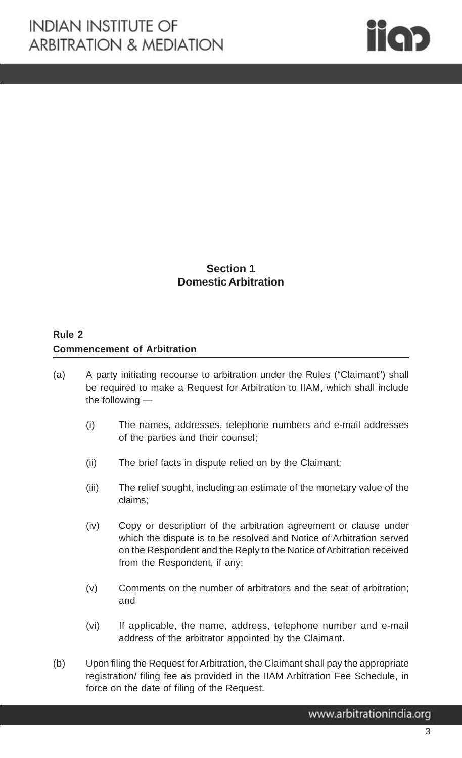## Section 1
## Domestic Arbitration

### Rule 2
### Commencement of Arbitration

(a) A party initiating recourse to arbitration under the Rules ("Claimant") shall be required to make a Request for Arbitration to IIAM, which shall include the following —

  (i) The names, addresses, telephone numbers and e-mail addresses of the parties and their counsel;

  (ii) The brief facts in dispute relied on by the Claimant;

  (iii) The relief sought, including an estimate of the monetary value of the claims;

  (iv) Copy or description of the arbitration agreement or clause under which the dispute is to be resolved and Notice of Arbitration served on the Respondent and the Reply to the Notice of Arbitration received from the Respondent, if any;

  (v) Comments on the number of arbitrators and the seat of arbitration; and

  (vi) If applicable, the name, address, telephone number and e-mail address of the arbitrator appointed by the Claimant.

(b) Upon filing the Request for Arbitration, the Claimant shall pay the appropriate registration/ filing fee as provided in the IIAM Arbitration Fee Schedule, in force on the date of filing of the Request.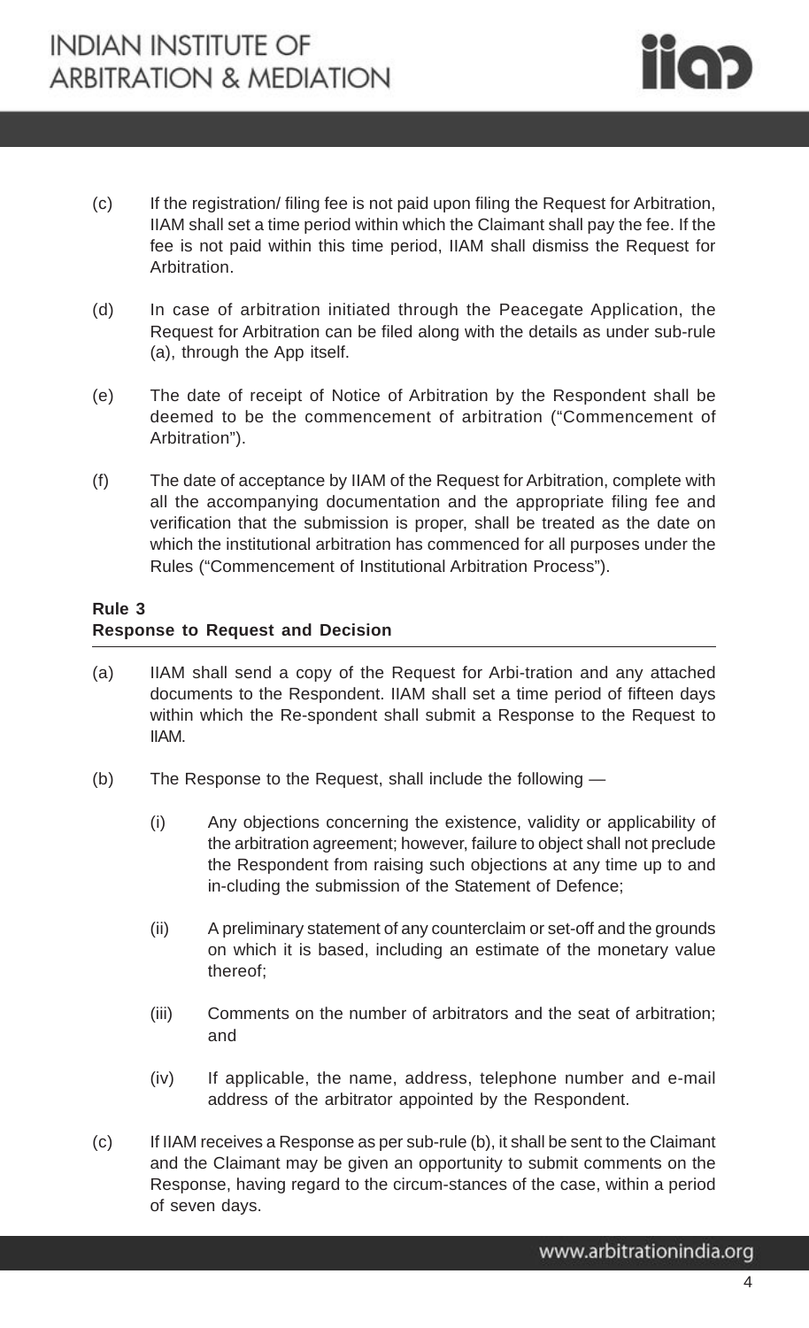(c) If the registration/ filing fee is not paid upon filing the Request for Arbitration, IIAM shall set a time period within which the Claimant shall pay the fee. If the fee is not paid within this time period, IIAM shall dismiss the Request for Arbitration.

(d) In case of arbitration initiated through the Peacegate Application, the Request for Arbitration can be filed along with the details as under sub-rule (a), through the App itself.

(e) The date of receipt of Notice of Arbitration by the Respondent shall be deemed to be the commencement of arbitration ("Commencement of Arbitration").

(f) The date of acceptance by IIAM of the Request for Arbitration, complete with all the accompanying documentation and the appropriate filing fee and verification that the submission is proper, shall be treated as the date on which the institutional arbitration has commenced for all purposes under the Rules ("Commencement of Institutional Arbitration Process").

**Rule 3**
**Response to Request and Decision**

(a) IIAM shall send a copy of the Request for Arbi-tration and any attached documents to the Respondent. IIAM shall set a time period of fifteen days within which the Re-spondent shall submit a Response to the Request to IIAM.

(b) The Response to the Request, shall include the following —

   (i) Any objections concerning the existence, validity or applicability of the arbitration agreement; however, failure to object shall not preclude the Respondent from raising such objections at any time up to and in-cluding the submission of the Statement of Defence;

   (ii) A preliminary statement of any counterclaim or set-off and the grounds on which it is based, including an estimate of the monetary value thereof;

   (iii) Comments on the number of arbitrators and the seat of arbitration; and

   (iv) If applicable, the name, address, telephone number and e-mail address of the arbitrator appointed by the Respondent.

(c) If IIAM receives a Response as per sub-rule (b), it shall be sent to the Claimant and the Claimant may be given an opportunity to submit comments on the Response, having regard to the circum-stances of the case, within a period of seven days.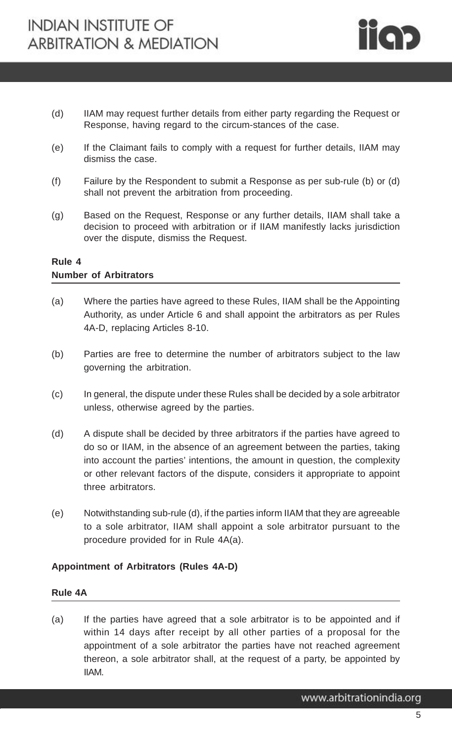(d) IIAM may request further details from either party regarding the Request or Response, having regard to the circum-stances of the case.

(e) If the Claimant fails to comply with a request for further details, IIAM may dismiss the case.

(f) Failure by the Respondent to submit a Response as per sub-rule (b) or (d) shall not prevent the arbitration from proceeding.

(g) Based on the Request, Response or any further details, IIAM shall take a decision to proceed with arbitration or if IIAM manifestly lacks jurisdiction over the dispute, dismiss the Request.

**Rule 4**
**Number of Arbitrators**

(a) Where the parties have agreed to these Rules, IIAM shall be the Appointing Authority, as under Article 6 and shall appoint the arbitrators as per Rules 4A-D, replacing Articles 8-10.

(b) Parties are free to determine the number of arbitrators subject to the law governing the arbitration.

(c) In general, the dispute under these Rules shall be decided by a sole arbitrator unless, otherwise agreed by the parties.

(d) A dispute shall be decided by three arbitrators if the parties have agreed to do so or IIAM, in the absence of an agreement between the parties, taking into account the parties' intentions, the amount in question, the complexity or other relevant factors of the dispute, considers it appropriate to appoint three arbitrators.

(e) Notwithstanding sub-rule (d), if the parties inform IIAM that they are agreeable to a sole arbitrator, IIAM shall appoint a sole arbitrator pursuant to the procedure provided for in Rule 4A(a).

**Appointment of Arbitrators (Rules 4A-D)**

**Rule 4A**

(a) If the parties have agreed that a sole arbitrator is to be appointed and if within 14 days after receipt by all other parties of a proposal for the appointment of a sole arbitrator the parties have not reached agreement thereon, a sole arbitrator shall, at the request of a party, be appointed by IIAM.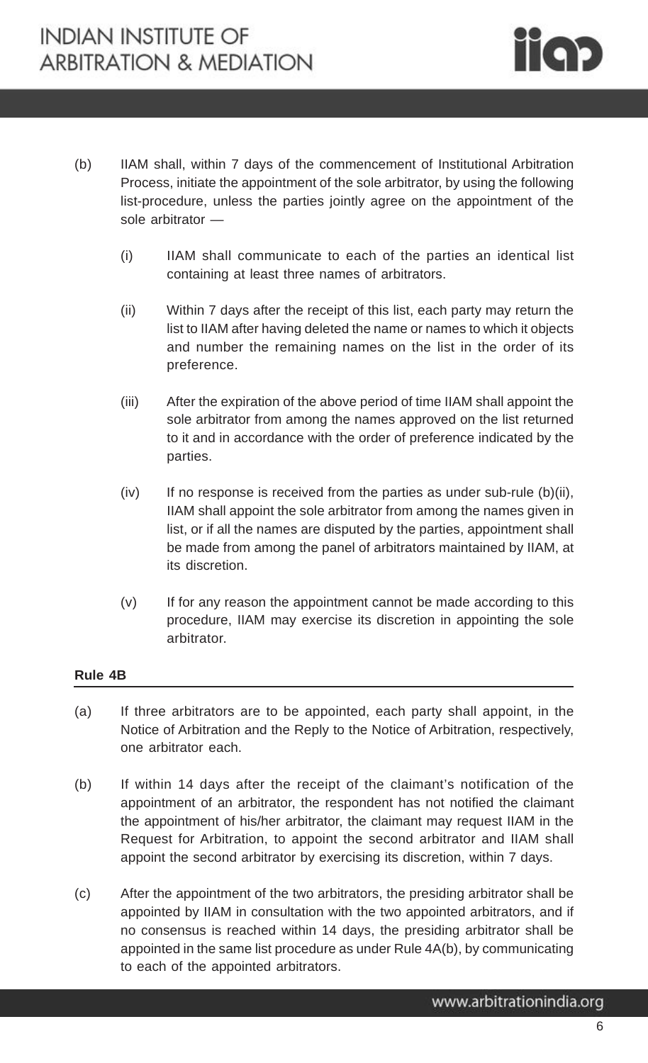(b) IIAM shall, within 7 days of the commencement of Institutional Arbitration Process, initiate the appointment of the sole arbitrator, by using the following list-procedure, unless the parties jointly agree on the appointment of the sole arbitrator —

   (i) IIAM shall communicate to each of the parties an identical list containing at least three names of arbitrators.

   (ii) Within 7 days after the receipt of this list, each party may return the list to IIAM after having deleted the name or names to which it objects and number the remaining names on the list in the order of its preference.

   (iii) After the expiration of the above period of time IIAM shall appoint the sole arbitrator from among the names approved on the list returned to it and in accordance with the order of preference indicated by the parties.

   (iv) If no response is received from the parties as under sub-rule (b)(ii), IIAM shall appoint the sole arbitrator from among the names given in list, or if all the names are disputed by the parties, appointment shall be made from among the panel of arbitrators maintained by IIAM, at its discretion.

   (v) If for any reason the appointment cannot be made according to this procedure, IIAM may exercise its discretion in appointing the sole arbitrator.

**Rule 4B**

(a) If three arbitrators are to be appointed, each party shall appoint, in the Notice of Arbitration and the Reply to the Notice of Arbitration, respectively, one arbitrator each.

(b) If within 14 days after the receipt of the claimant's notification of the appointment of an arbitrator, the respondent has not notified the claimant the appointment of his/her arbitrator, the claimant may request IIAM in the Request for Arbitration, to appoint the second arbitrator and IIAM shall appoint the second arbitrator by exercising its discretion, within 7 days.

(c) After the appointment of the two arbitrators, the presiding arbitrator shall be appointed by IIAM in consultation with the two appointed arbitrators, and if no consensus is reached within 14 days, the presiding arbitrator shall be appointed in the same list procedure as under Rule 4A(b), by communicating to each of the appointed arbitrators.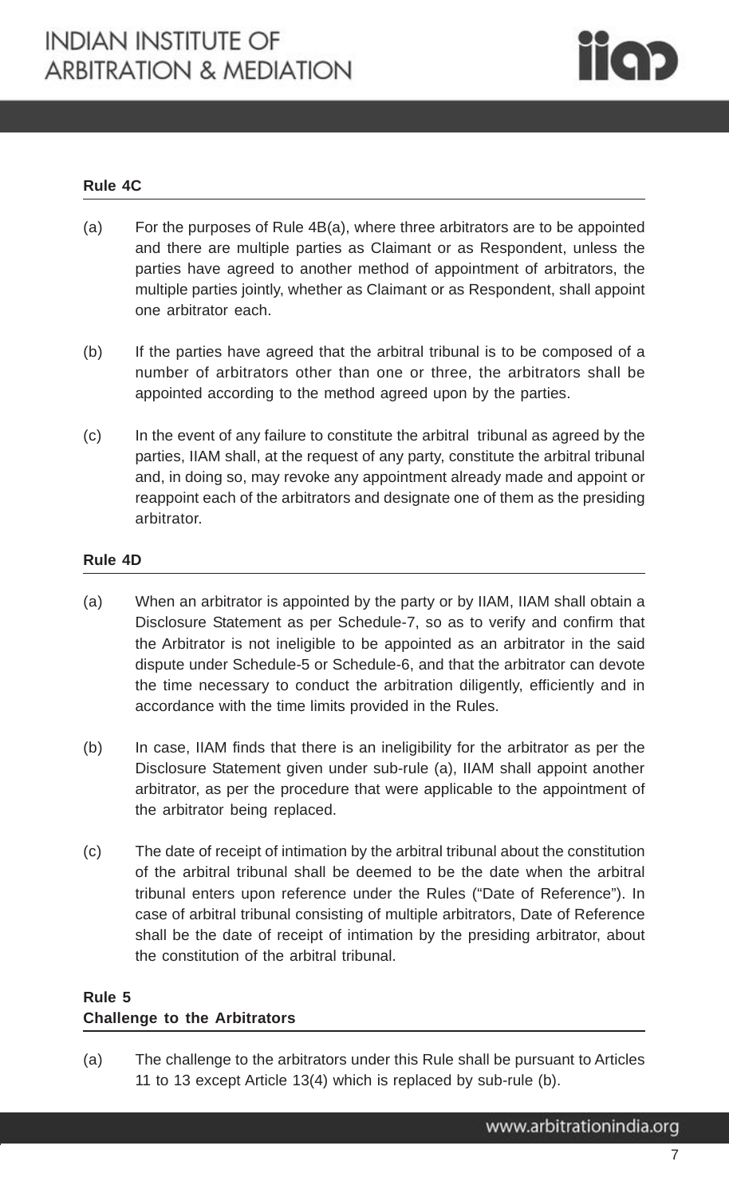### Rule 4C

(a) For the purposes of Rule 4B(a), where three arbitrators are to be appointed and there are multiple parties as Claimant or as Respondent, unless the parties have agreed to another method of appointment of arbitrators, the multiple parties jointly, whether as Claimant or as Respondent, shall appoint one arbitrator each.

(b) If the parties have agreed that the arbitral tribunal is to be composed of a number of arbitrators other than one or three, the arbitrators shall be appointed according to the method agreed upon by the parties.

(c) In the event of any failure to constitute the arbitral tribunal as agreed by the parties, IIAM shall, at the request of any party, constitute the arbitral tribunal and, in doing so, may revoke any appointment already made and appoint or reappoint each of the arbitrators and designate one of them as the presiding arbitrator.

### Rule 4D

(a) When an arbitrator is appointed by the party or by IIAM, IIAM shall obtain a Disclosure Statement as per Schedule-7, so as to verify and confirm that the Arbitrator is not ineligible to be appointed as an arbitrator in the said dispute under Schedule-5 or Schedule-6, and that the arbitrator can devote the time necessary to conduct the arbitration diligently, efficiently and in accordance with the time limits provided in the Rules.

(b) In case, IIAM finds that there is an ineligibility for the arbitrator as per the Disclosure Statement given under sub-rule (a), IIAM shall appoint another arbitrator, as per the procedure that were applicable to the appointment of the arbitrator being replaced.

(c) The date of receipt of intimation by the arbitral tribunal about the constitution of the arbitral tribunal shall be deemed to be the date when the arbitral tribunal enters upon reference under the Rules ("Date of Reference"). In case of arbitral tribunal consisting of multiple arbitrators, Date of Reference shall be the date of receipt of intimation by the presiding arbitrator, about the constitution of the arbitral tribunal.

### Rule 5
### Challenge to the Arbitrators

(a) The challenge to the arbitrators under this Rule shall be pursuant to Articles 11 to 13 except Article 13(4) which is replaced by sub-rule (b).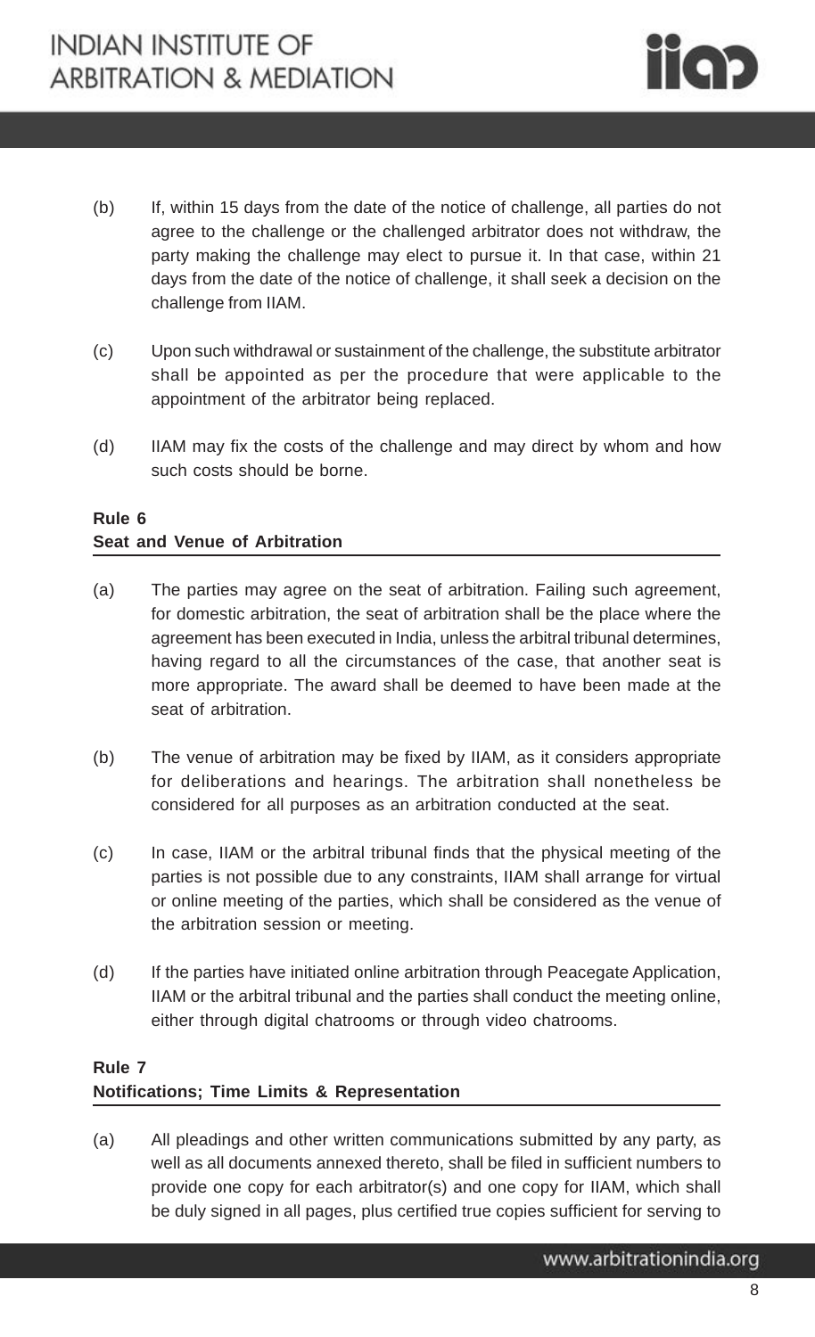(b) If, within 15 days from the date of the notice of challenge, all parties do not agree to the challenge or the challenged arbitrator does not withdraw, the party making the challenge may elect to pursue it. In that case, within 21 days from the date of the notice of challenge, it shall seek a decision on the challenge from IIAM.

(c) Upon such withdrawal or sustainment of the challenge, the substitute arbitrator shall be appointed as per the procedure that were applicable to the appointment of the arbitrator being replaced.

(d) IIAM may fix the costs of the challenge and may direct by whom and how such costs should be borne.

## Rule 6
## Seat and Venue of Arbitration

(a) The parties may agree on the seat of arbitration. Failing such agreement, for domestic arbitration, the seat of arbitration shall be the place where the agreement has been executed in India, unless the arbitral tribunal determines, having regard to all the circumstances of the case, that another seat is more appropriate. The award shall be deemed to have been made at the seat of arbitration.

(b) The venue of arbitration may be fixed by IIAM, as it considers appropriate for deliberations and hearings. The arbitration shall nonetheless be considered for all purposes as an arbitration conducted at the seat.

(c) In case, IIAM or the arbitral tribunal finds that the physical meeting of the parties is not possible due to any constraints, IIAM shall arrange for virtual or online meeting of the parties, which shall be considered as the venue of the arbitration session or meeting.

(d) If the parties have initiated online arbitration through Peacegate Application, IIAM or the arbitral tribunal and the parties shall conduct the meeting online, either through digital chatrooms or through video chatrooms.

## Rule 7
## Notifications; Time Limits & Representation

(a) All pleadings and other written communications submitted by any party, as well as all documents annexed thereto, shall be filed in sufficient numbers to provide one copy for each arbitrator(s) and one copy for IIAM, which shall be duly signed in all pages, plus certified true copies sufficient for serving to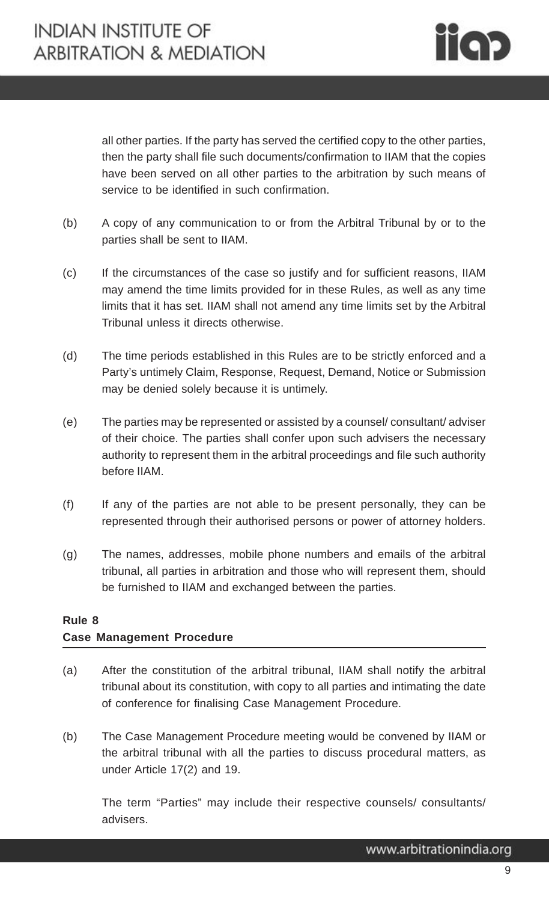all other parties. If the party has served the certified copy to the other parties, then the party shall file such documents/confirmation to IIAM that the copies have been served on all other parties to the arbitration by such means of service to be identified in such confirmation.

(b) A copy of any communication to or from the Arbitral Tribunal by or to the parties shall be sent to IIAM.

(c) If the circumstances of the case so justify and for sufficient reasons, IIAM may amend the time limits provided for in these Rules, as well as any time limits that it has set. IIAM shall not amend any time limits set by the Arbitral Tribunal unless it directs otherwise.

(d) The time periods established in this Rules are to be strictly enforced and a Party's untimely Claim, Response, Request, Demand, Notice or Submission may be denied solely because it is untimely.

(e) The parties may be represented or assisted by a counsel/ consultant/ adviser of their choice. The parties shall confer upon such advisers the necessary authority to represent them in the arbitral proceedings and file such authority before IIAM.

(f) If any of the parties are not able to be present personally, they can be represented through their authorised persons or power of attorney holders.

(g) The names, addresses, mobile phone numbers and emails of the arbitral tribunal, all parties in arbitration and those who will represent them, should be furnished to IIAM and exchanged between the parties.

**Rule 8**
**Case Management Procedure**

(a) After the constitution of the arbitral tribunal, IIAM shall notify the arbitral tribunal about its constitution, with copy to all parties and intimating the date of conference for finalising Case Management Procedure.

(b) The Case Management Procedure meeting would be convened by IIAM or the arbitral tribunal with all the parties to discuss procedural matters, as under Article 17(2) and 19.

The term "Parties" may include their respective counsels/ consultants/ advisers.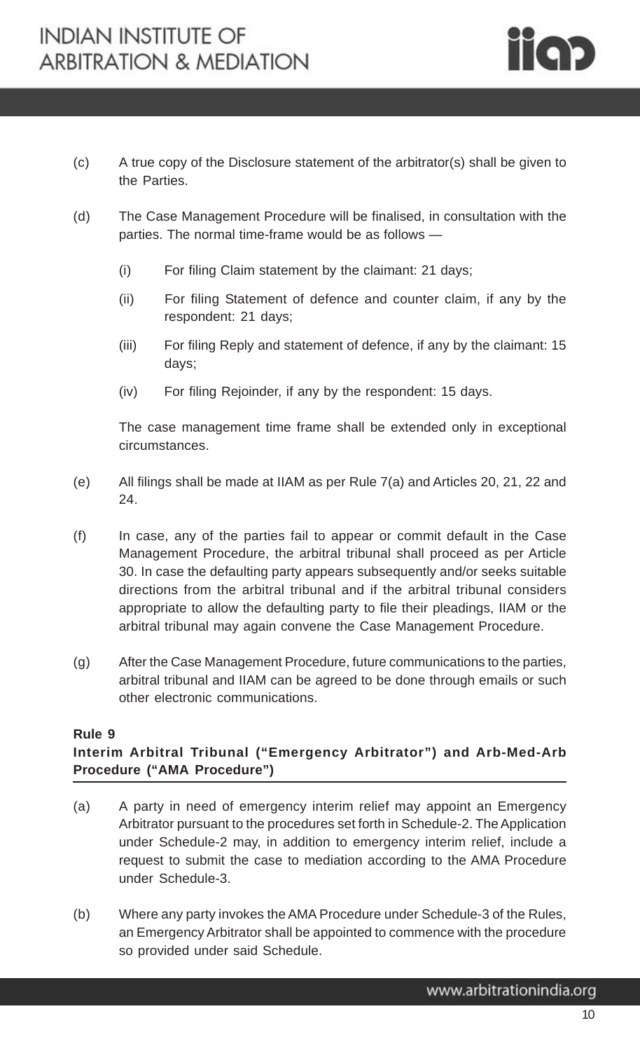(c) A true copy of the Disclosure statement of the arbitrator(s) shall be given to the Parties.

(d) The Case Management Procedure will be finalised, in consultation with the parties. The normal time-frame would be as follows —

   (i) For filing Claim statement by the claimant: 21 days;

   (ii) For filing Statement of defence and counter claim, if any by the respondent: 21 days;

   (iii) For filing Reply and statement of defence, if any by the claimant: 15 days;

   (iv) For filing Rejoinder, if any by the respondent: 15 days.

   The case management time frame shall be extended only in exceptional circumstances.

(e) All filings shall be made at IIAM as per Rule 7(a) and Articles 20, 21, 22 and 24.

(f) In case, any of the parties fail to appear or commit default in the Case Management Procedure, the arbitral tribunal shall proceed as per Article 30. In case the defaulting party appears subsequently and/or seeks suitable directions from the arbitral tribunal and if the arbitral tribunal considers appropriate to allow the defaulting party to file their pleadings, IIAM or the arbitral tribunal may again convene the Case Management Procedure.

(g) After the Case Management Procedure, future communications to the parties, arbitral tribunal and IIAM can be agreed to be done through emails or such other electronic communications.

**Rule 9**
**Interim Arbitral Tribunal ("Emergency Arbitrator") and Arb-Med-Arb Procedure ("AMA Procedure")**

(a) A party in need of emergency interim relief may appoint an Emergency Arbitrator pursuant to the procedures set forth in Schedule-2. The Application under Schedule-2 may, in addition to emergency interim relief, include a request to submit the case to mediation according to the AMA Procedure under Schedule-3.

(b) Where any party invokes the AMA Procedure under Schedule-3 of the Rules, an Emergency Arbitrator shall be appointed to commence with the procedure so provided under said Schedule.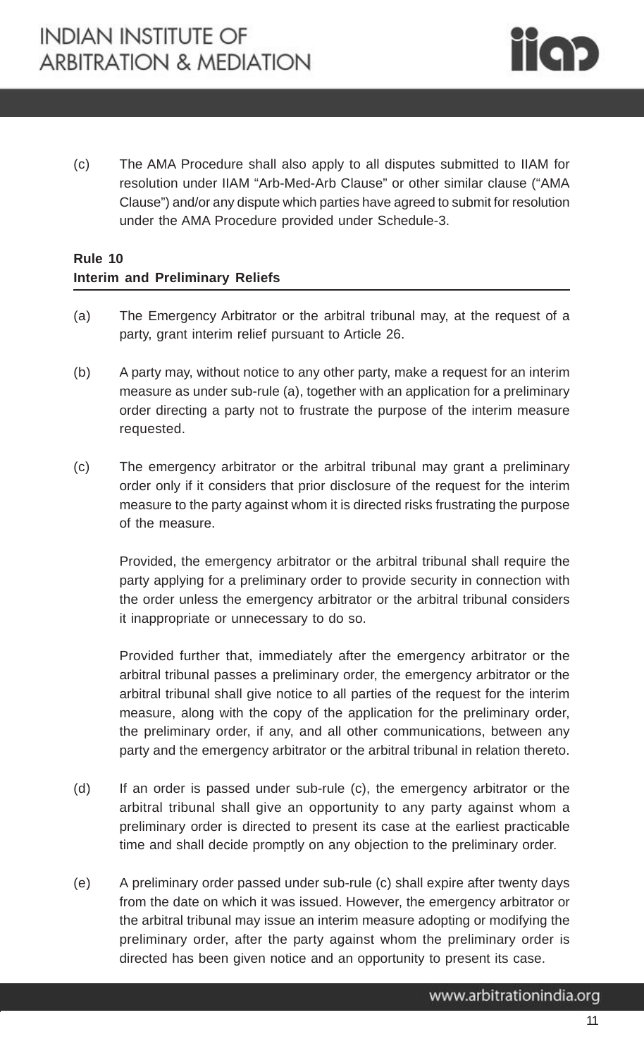(c) The AMA Procedure shall also apply to all disputes submitted to IIAM for resolution under IIAM "Arb-Med-Arb Clause" or other similar clause ("AMA Clause") and/or any dispute which parties have agreed to submit for resolution under the AMA Procedure provided under Schedule-3.

**Rule 10**
**Interim and Preliminary Reliefs**

(a) The Emergency Arbitrator or the arbitral tribunal may, at the request of a party, grant interim relief pursuant to Article 26.

(b) A party may, without notice to any other party, make a request for an interim measure as under sub-rule (a), together with an application for a preliminary order directing a party not to frustrate the purpose of the interim measure requested.

(c) The emergency arbitrator or the arbitral tribunal may grant a preliminary order only if it considers that prior disclosure of the request for the interim measure to the party against whom it is directed risks frustrating the purpose of the measure.

Provided, the emergency arbitrator or the arbitral tribunal shall require the party applying for a preliminary order to provide security in connection with the order unless the emergency arbitrator or the arbitral tribunal considers it inappropriate or unnecessary to do so.

Provided further that, immediately after the emergency arbitrator or the arbitral tribunal passes a preliminary order, the emergency arbitrator or the arbitral tribunal shall give notice to all parties of the request for the interim measure, along with the copy of the application for the preliminary order, the preliminary order, if any, and all other communications, between any party and the emergency arbitrator or the arbitral tribunal in relation thereto.

(d) If an order is passed under sub-rule (c), the emergency arbitrator or the arbitral tribunal shall give an opportunity to any party against whom a preliminary order is directed to present its case at the earliest practicable time and shall decide promptly on any objection to the preliminary order.

(e) A preliminary order passed under sub-rule (c) shall expire after twenty days from the date on which it was issued. However, the emergency arbitrator or the arbitral tribunal may issue an interim measure adopting or modifying the preliminary order, after the party against whom the preliminary order is directed has been given notice and an opportunity to present its case.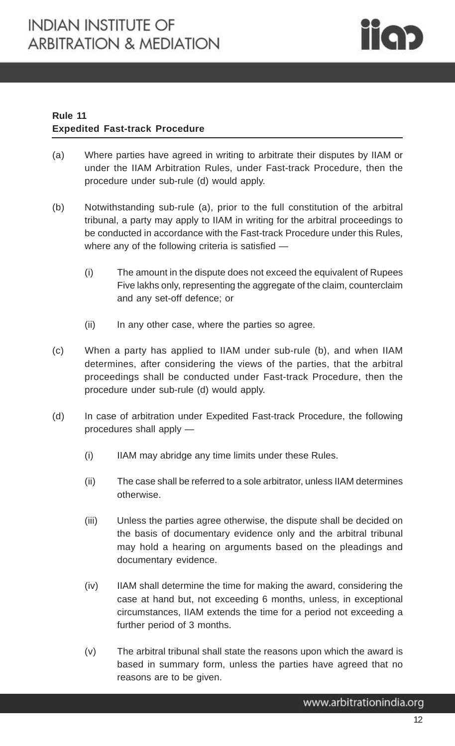**Rule 11**
**Expedited Fast-track Procedure**

(a) Where parties have agreed in writing to arbitrate their disputes by IIAM or under the IIAM Arbitration Rules, under Fast-track Procedure, then the procedure under sub-rule (d) would apply.

(b) Notwithstanding sub-rule (a), prior to the full constitution of the arbitral tribunal, a party may apply to IIAM in writing for the arbitral proceedings to be conducted in accordance with the Fast-track Procedure under this Rules, where any of the following criteria is satisfied —

  (i) The amount in the dispute does not exceed the equivalent of Rupees Five lakhs only, representing the aggregate of the claim, counterclaim and any set-off defence; or

  (ii) In any other case, where the parties so agree.

(c) When a party has applied to IIAM under sub-rule (b), and when IIAM determines, after considering the views of the parties, that the arbitral proceedings shall be conducted under Fast-track Procedure, then the procedure under sub-rule (d) would apply.

(d) In case of arbitration under Expedited Fast-track Procedure, the following procedures shall apply —

  (i) IIAM may abridge any time limits under these Rules.

  (ii) The case shall be referred to a sole arbitrator, unless IIAM determines otherwise.

  (iii) Unless the parties agree otherwise, the dispute shall be decided on the basis of documentary evidence only and the arbitral tribunal may hold a hearing on arguments based on the pleadings and documentary evidence.

  (iv) IIAM shall determine the time for making the award, considering the case at hand but, not exceeding 6 months, unless, in exceptional circumstances, IIAM extends the time for a period not exceeding a further period of 3 months.

  (v) The arbitral tribunal shall state the reasons upon which the award is based in summary form, unless the parties have agreed that no reasons are to be given.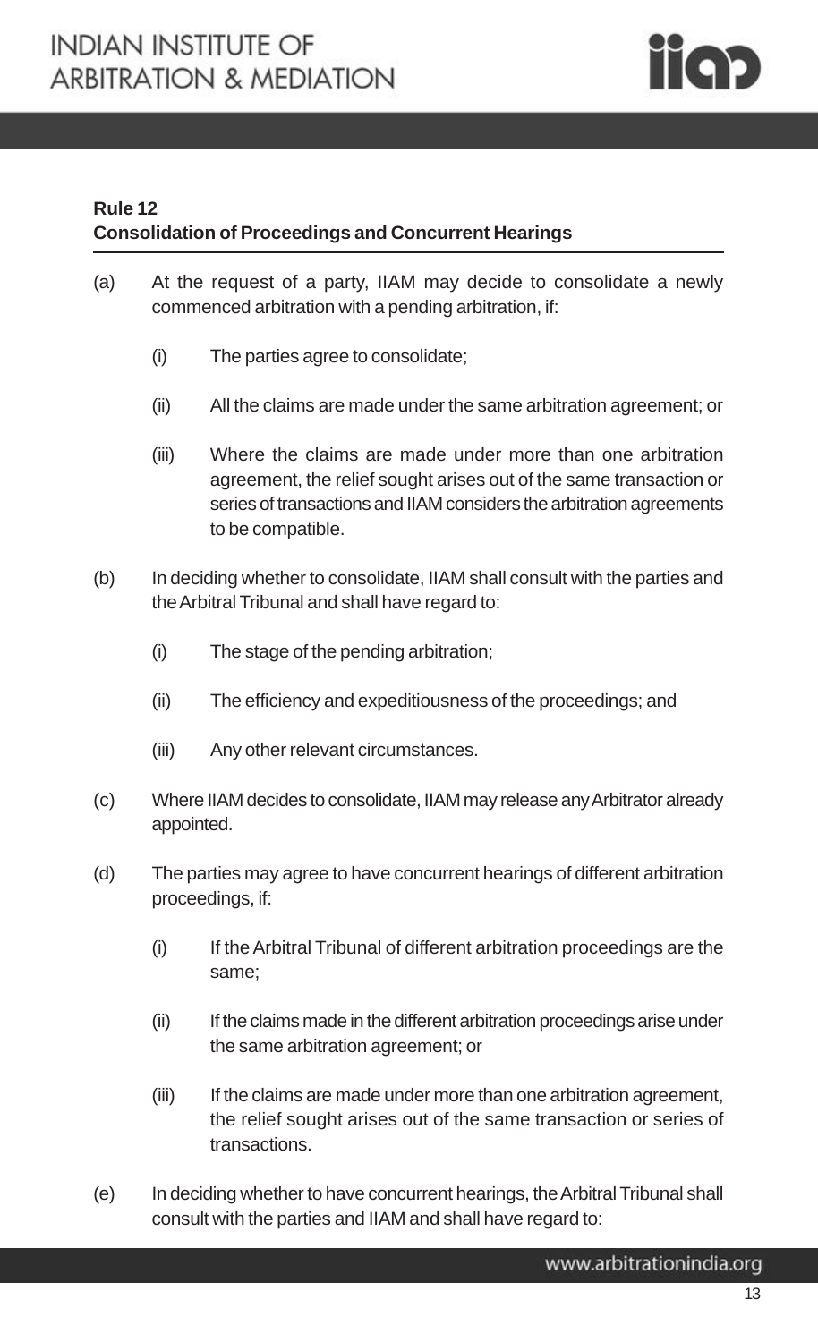**Rule 12**
**Consolidation of Proceedings and Concurrent Hearings**

(a) At the request of a party, IIAM may decide to consolidate a newly commenced arbitration with a pending arbitration, if:

- (i) The parties agree to consolidate;
- (ii) All the claims are made under the same arbitration agreement; or
- (iii) Where the claims are made under more than one arbitration agreement, the relief sought arises out of the same transaction or series of transactions and IIAM considers the arbitration agreements to be compatible.

(b) In deciding whether to consolidate, IIAM shall consult with the parties and the Arbitral Tribunal and shall have regard to:

- (i) The stage of the pending arbitration;
- (ii) The efficiency and expeditiousness of the proceedings; and
- (iii) Any other relevant circumstances.

(c) Where IIAM decides to consolidate, IIAM may release any Arbitrator already appointed.

(d) The parties may agree to have concurrent hearings of different arbitration proceedings, if:

- (i) If the Arbitral Tribunal of different arbitration proceedings are the same;
- (ii) If the claims made in the different arbitration proceedings arise under the same arbitration agreement; or
- (iii) If the claims are made under more than one arbitration agreement, the relief sought arises out of the same transaction or series of transactions.

(e) In deciding whether to have concurrent hearings, the Arbitral Tribunal shall consult with the parties and IIAM and shall have regard to: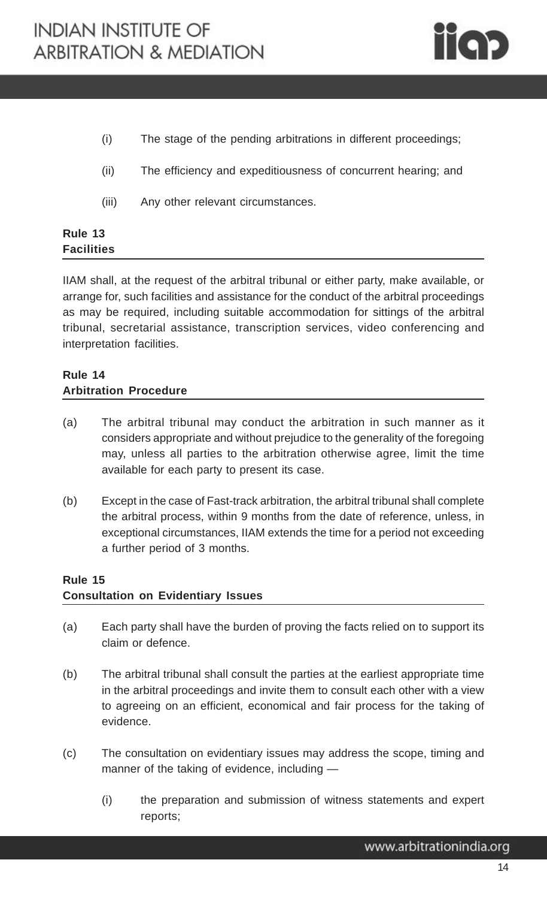(i) The stage of the pending arbitrations in different proceedings;

(ii) The efficiency and expeditiousness of concurrent hearing; and

(iii) Any other relevant circumstances.

**Rule 13**
**Facilities**

IIAM shall, at the request of the arbitral tribunal or either party, make available, or arrange for, such facilities and assistance for the conduct of the arbitral proceedings as may be required, including suitable accommodation for sittings of the arbitral tribunal, secretarial assistance, transcription services, video conferencing and interpretation facilities.

**Rule 14**
**Arbitration Procedure**

(a) The arbitral tribunal may conduct the arbitration in such manner as it considers appropriate and without prejudice to the generality of the foregoing may, unless all parties to the arbitration otherwise agree, limit the time available for each party to present its case.

(b) Except in the case of Fast-track arbitration, the arbitral tribunal shall complete the arbitral process, within 9 months from the date of reference, unless, in exceptional circumstances, IIAM extends the time for a period not exceeding a further period of 3 months.

**Rule 15**
**Consultation on Evidentiary Issues**

(a) Each party shall have the burden of proving the facts relied on to support its claim or defence.

(b) The arbitral tribunal shall consult the parties at the earliest appropriate time in the arbitral proceedings and invite them to consult each other with a view to agreeing on an efficient, economical and fair process for the taking of evidence.

(c) The consultation on evidentiary issues may address the scope, timing and manner of the taking of evidence, including —

(i) the preparation and submission of witness statements and expert reports;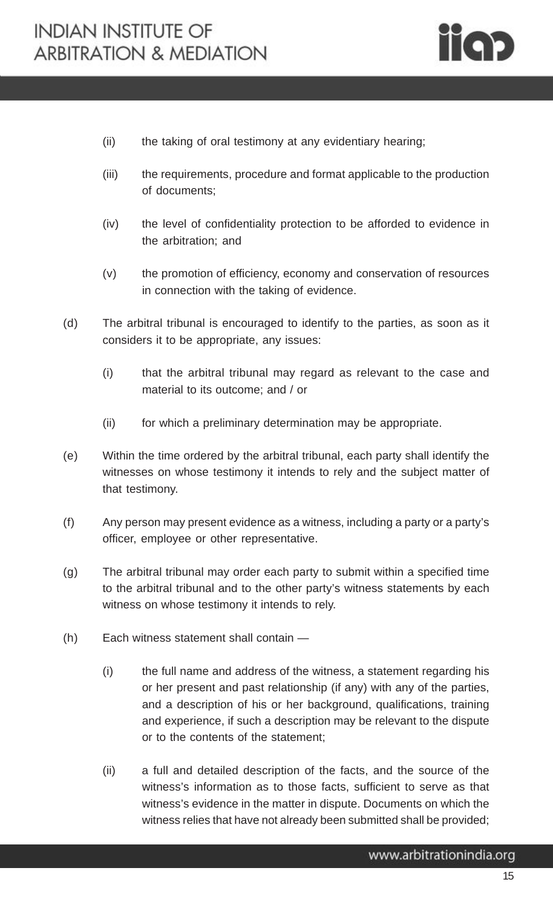(ii) the taking of oral testimony at any evidentiary hearing;

(iii) the requirements, procedure and format applicable to the production of documents;

(iv) the level of confidentiality protection to be afforded to evidence in the arbitration; and

(v) the promotion of efficiency, economy and conservation of resources in connection with the taking of evidence.

(d) The arbitral tribunal is encouraged to identify to the parties, as soon as it considers it to be appropriate, any issues:

(i) that the arbitral tribunal may regard as relevant to the case and material to its outcome; and / or

(ii) for which a preliminary determination may be appropriate.

(e) Within the time ordered by the arbitral tribunal, each party shall identify the witnesses on whose testimony it intends to rely and the subject matter of that testimony.

(f) Any person may present evidence as a witness, including a party or a party's officer, employee or other representative.

(g) The arbitral tribunal may order each party to submit within a specified time to the arbitral tribunal and to the other party's witness statements by each witness on whose testimony it intends to rely.

(h) Each witness statement shall contain —

(i) the full name and address of the witness, a statement regarding his or her present and past relationship (if any) with any of the parties, and a description of his or her background, qualifications, training and experience, if such a description may be relevant to the dispute or to the contents of the statement;

(ii) a full and detailed description of the facts, and the source of the witness's information as to those facts, sufficient to serve as that witness's evidence in the matter in dispute. Documents on which the witness relies that have not already been submitted shall be provided;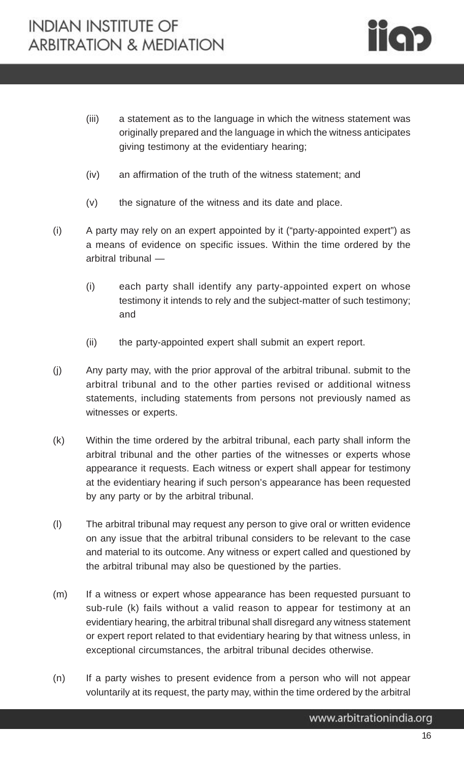(iii) a statement as to the language in which the witness statement was originally prepared and the language in which the witness anticipates giving testimony at the evidentiary hearing;

(iv) an affirmation of the truth of the witness statement; and

(v) the signature of the witness and its date and place.

(i) A party may rely on an expert appointed by it ("party-appointed expert") as a means of evidence on specific issues. Within the time ordered by the arbitral tribunal —

(i) each party shall identify any party-appointed expert on whose testimony it intends to rely and the subject-matter of such testimony; and

(ii) the party-appointed expert shall submit an expert report.

(j) Any party may, with the prior approval of the arbitral tribunal. submit to the arbitral tribunal and to the other parties revised or additional witness statements, including statements from persons not previously named as witnesses or experts.

(k) Within the time ordered by the arbitral tribunal, each party shall inform the arbitral tribunal and the other parties of the witnesses or experts whose appearance it requests. Each witness or expert shall appear for testimony at the evidentiary hearing if such person's appearance has been requested by any party or by the arbitral tribunal.

(l) The arbitral tribunal may request any person to give oral or written evidence on any issue that the arbitral tribunal considers to be relevant to the case and material to its outcome. Any witness or expert called and questioned by the arbitral tribunal may also be questioned by the parties.

(m) If a witness or expert whose appearance has been requested pursuant to sub-rule (k) fails without a valid reason to appear for testimony at an evidentiary hearing, the arbitral tribunal shall disregard any witness statement or expert report related to that evidentiary hearing by that witness unless, in exceptional circumstances, the arbitral tribunal decides otherwise.

(n) If a party wishes to present evidence from a person who will not appear voluntarily at its request, the party may, within the time ordered by the arbitral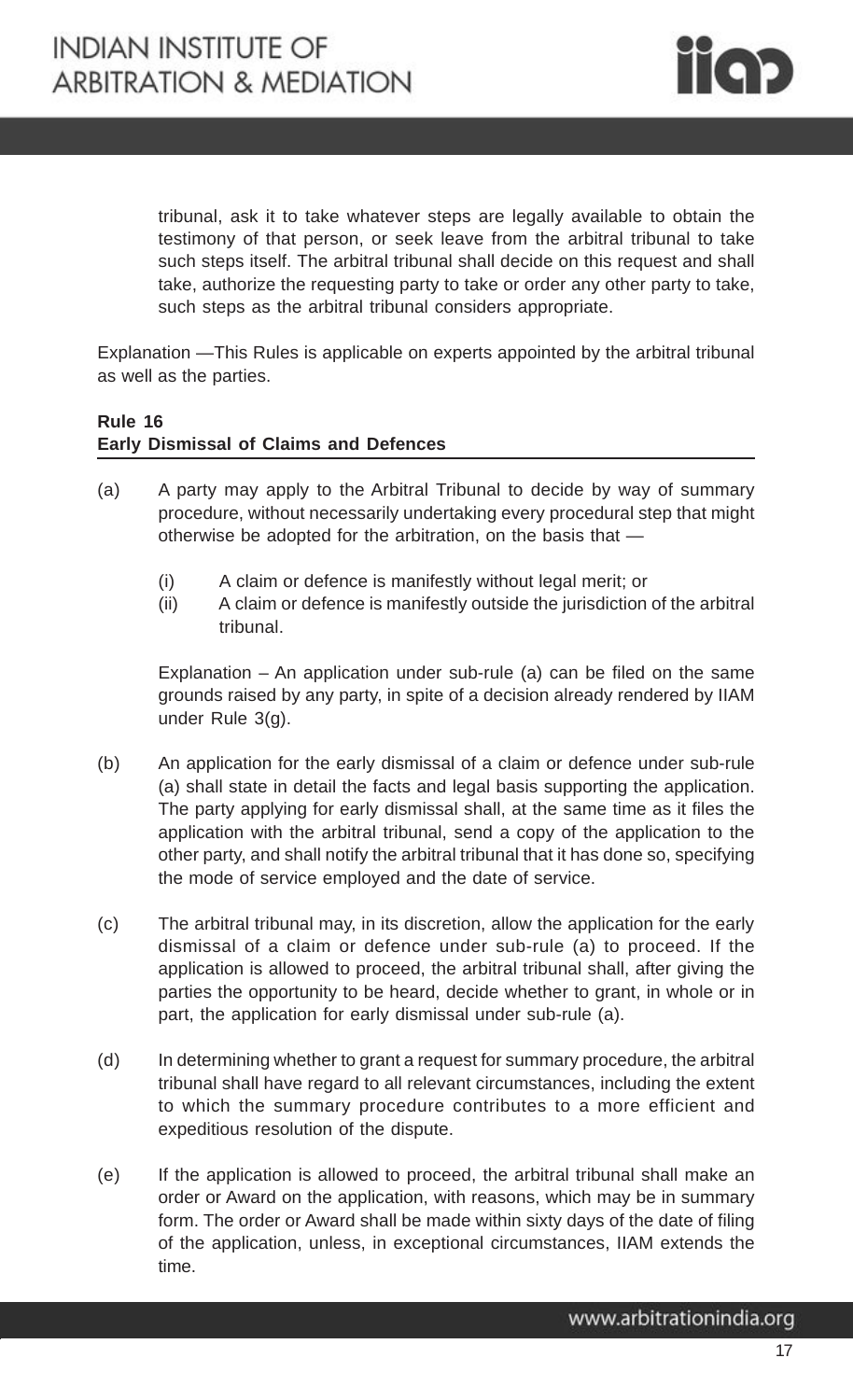tribunal, ask it to take whatever steps are legally available to obtain the testimony of that person, or seek leave from the arbitral tribunal to take such steps itself. The arbitral tribunal shall decide on this request and shall take, authorize the requesting party to take or order any other party to take, such steps as the arbitral tribunal considers appropriate.

Explanation —This Rules is applicable on experts appointed by the arbitral tribunal as well as the parties.

**Rule 16**
**Early Dismissal of Claims and Defences**

(a) A party may apply to the Arbitral Tribunal to decide by way of summary procedure, without necessarily undertaking every procedural step that might otherwise be adopted for the arbitration, on the basis that —

  (i) A claim or defence is manifestly without legal merit; or
  (ii) A claim or defence is manifestly outside the jurisdiction of the arbitral tribunal.

  Explanation – An application under sub-rule (a) can be filed on the same grounds raised by any party, in spite of a decision already rendered by IIAM under Rule 3(g).

(b) An application for the early dismissal of a claim or defence under sub-rule (a) shall state in detail the facts and legal basis supporting the application. The party applying for early dismissal shall, at the same time as it files the application with the arbitral tribunal, send a copy of the application to the other party, and shall notify the arbitral tribunal that it has done so, specifying the mode of service employed and the date of service.

(c) The arbitral tribunal may, in its discretion, allow the application for the early dismissal of a claim or defence under sub-rule (a) to proceed. If the application is allowed to proceed, the arbitral tribunal shall, after giving the parties the opportunity to be heard, decide whether to grant, in whole or in part, the application for early dismissal under sub-rule (a).

(d) In determining whether to grant a request for summary procedure, the arbitral tribunal shall have regard to all relevant circumstances, including the extent to which the summary procedure contributes to a more efficient and expeditious resolution of the dispute.

(e) If the application is allowed to proceed, the arbitral tribunal shall make an order or Award on the application, with reasons, which may be in summary form. The order or Award shall be made within sixty days of the date of filing of the application, unless, in exceptional circumstances, IIAM extends the time.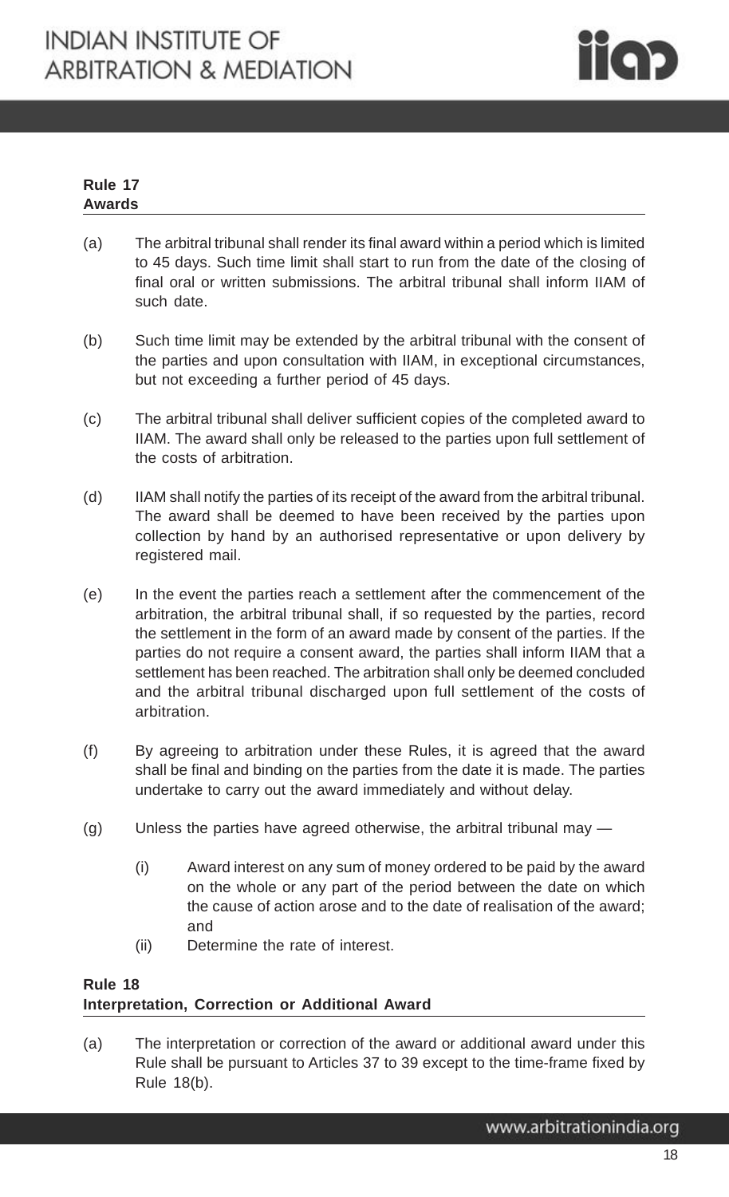## Rule 17
**Awards**

(a) The arbitral tribunal shall render its final award within a period which is limited to 45 days. Such time limit shall start to run from the date of the closing of final oral or written submissions. The arbitral tribunal shall inform IIAM of such date.

(b) Such time limit may be extended by the arbitral tribunal with the consent of the parties and upon consultation with IIAM, in exceptional circumstances, but not exceeding a further period of 45 days.

(c) The arbitral tribunal shall deliver sufficient copies of the completed award to IIAM. The award shall only be released to the parties upon full settlement of the costs of arbitration.

(d) IIAM shall notify the parties of its receipt of the award from the arbitral tribunal. The award shall be deemed to have been received by the parties upon collection by hand by an authorised representative or upon delivery by registered mail.

(e) In the event the parties reach a settlement after the commencement of the arbitration, the arbitral tribunal shall, if so requested by the parties, record the settlement in the form of an award made by consent of the parties. If the parties do not require a consent award, the parties shall inform IIAM that a settlement has been reached. The arbitration shall only be deemed concluded and the arbitral tribunal discharged upon full settlement of the costs of arbitration.

(f) By agreeing to arbitration under these Rules, it is agreed that the award shall be final and binding on the parties from the date it is made. The parties undertake to carry out the award immediately and without delay.

(g) Unless the parties have agreed otherwise, the arbitral tribunal may —

   (i) Award interest on any sum of money ordered to be paid by the award on the whole or any part of the period between the date on which the cause of action arose and to the date of realisation of the award; and

   (ii) Determine the rate of interest.

## Rule 18
**Interpretation, Correction or Additional Award**

(a) The interpretation or correction of the award or additional award under this Rule shall be pursuant to Articles 37 to 39 except to the time-frame fixed by Rule 18(b).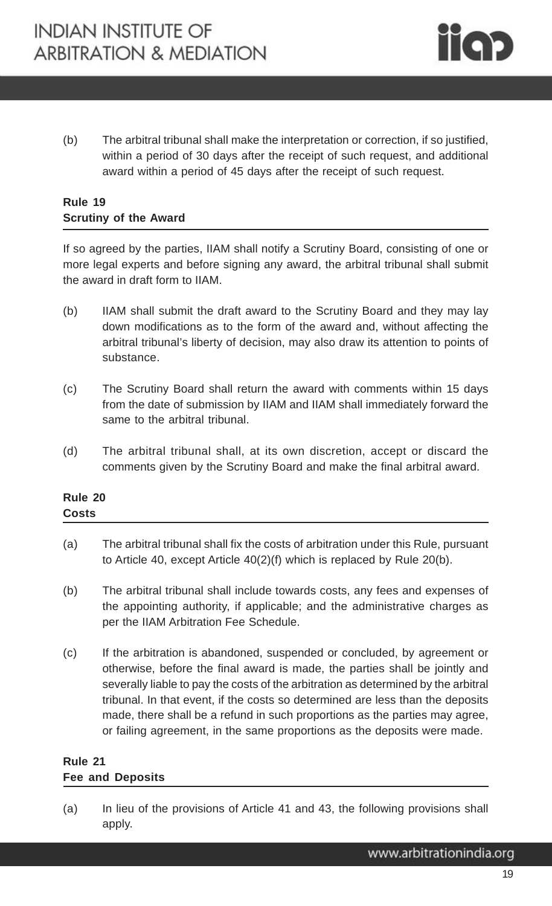(b) The arbitral tribunal shall make the interpretation or correction, if so justified, within a period of 30 days after the receipt of such request, and additional award within a period of 45 days after the receipt of such request.

**Rule 19**
**Scrutiny of the Award**

If so agreed by the parties, IIAM shall notify a Scrutiny Board, consisting of one or more legal experts and before signing any award, the arbitral tribunal shall submit the award in draft form to IIAM.

(b) IIAM shall submit the draft award to the Scrutiny Board and they may lay down modifications as to the form of the award and, without affecting the arbitral tribunal's liberty of decision, may also draw its attention to points of substance.

(c) The Scrutiny Board shall return the award with comments within 15 days from the date of submission by IIAM and IIAM shall immediately forward the same to the arbitral tribunal.

(d) The arbitral tribunal shall, at its own discretion, accept or discard the comments given by the Scrutiny Board and make the final arbitral award.

**Rule 20**
**Costs**

(a) The arbitral tribunal shall fix the costs of arbitration under this Rule, pursuant to Article 40, except Article 40(2)(f) which is replaced by Rule 20(b).

(b) The arbitral tribunal shall include towards costs, any fees and expenses of the appointing authority, if applicable; and the administrative charges as per the IIAM Arbitration Fee Schedule.

(c) If the arbitration is abandoned, suspended or concluded, by agreement or otherwise, before the final award is made, the parties shall be jointly and severally liable to pay the costs of the arbitration as determined by the arbitral tribunal. In that event, if the costs so determined are less than the deposits made, there shall be a refund in such proportions as the parties may agree, or failing agreement, in the same proportions as the deposits were made.

**Rule 21**
**Fee and Deposits**

(a) In lieu of the provisions of Article 41 and 43, the following provisions shall apply.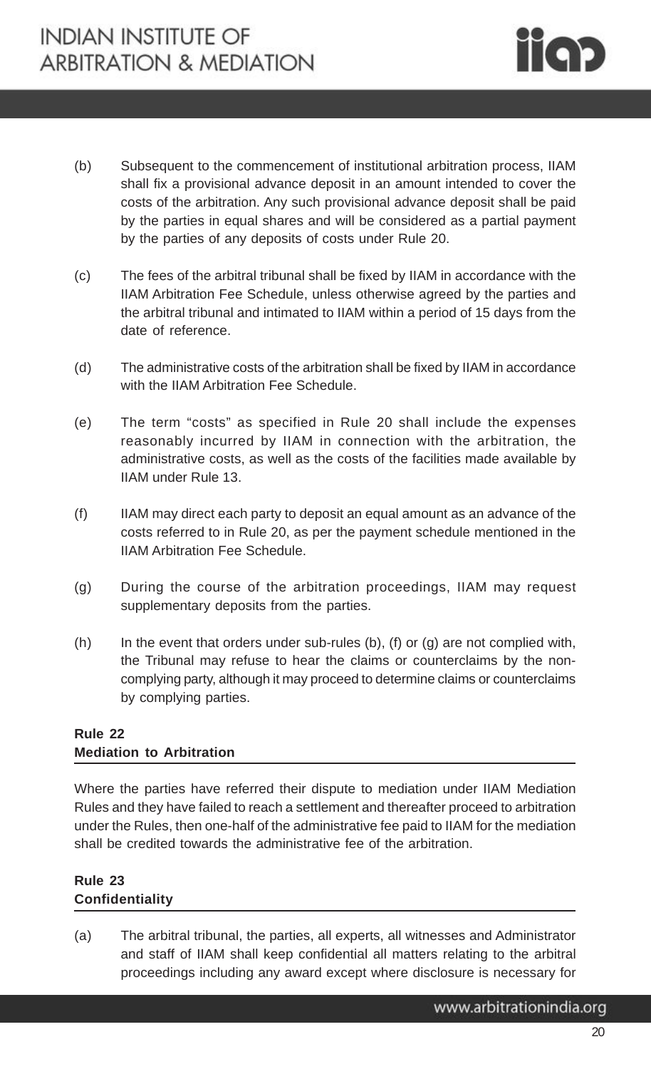(b) Subsequent to the commencement of institutional arbitration process, IIAM shall fix a provisional advance deposit in an amount intended to cover the costs of the arbitration. Any such provisional advance deposit shall be paid by the parties in equal shares and will be considered as a partial payment by the parties of any deposits of costs under Rule 20.

(c) The fees of the arbitral tribunal shall be fixed by IIAM in accordance with the IIAM Arbitration Fee Schedule, unless otherwise agreed by the parties and the arbitral tribunal and intimated to IIAM within a period of 15 days from the date of reference.

(d) The administrative costs of the arbitration shall be fixed by IIAM in accordance with the IIAM Arbitration Fee Schedule.

(e) The term "costs" as specified in Rule 20 shall include the expenses reasonably incurred by IIAM in connection with the arbitration, the administrative costs, as well as the costs of the facilities made available by IIAM under Rule 13.

(f) IIAM may direct each party to deposit an equal amount as an advance of the costs referred to in Rule 20, as per the payment schedule mentioned in the IIAM Arbitration Fee Schedule.

(g) During the course of the arbitration proceedings, IIAM may request supplementary deposits from the parties.

(h) In the event that orders under sub-rules (b), (f) or (g) are not complied with, the Tribunal may refuse to hear the claims or counterclaims by the non-complying party, although it may proceed to determine claims or counterclaims by complying parties.

**Rule 22**
**Mediation to Arbitration**

Where the parties have referred their dispute to mediation under IIAM Mediation Rules and they have failed to reach a settlement and thereafter proceed to arbitration under the Rules, then one-half of the administrative fee paid to IIAM for the mediation shall be credited towards the administrative fee of the arbitration.

**Rule 23**
**Confidentiality**

(a) The arbitral tribunal, the parties, all experts, all witnesses and Administrator and staff of IIAM shall keep confidential all matters relating to the arbitral proceedings including any award except where disclosure is necessary for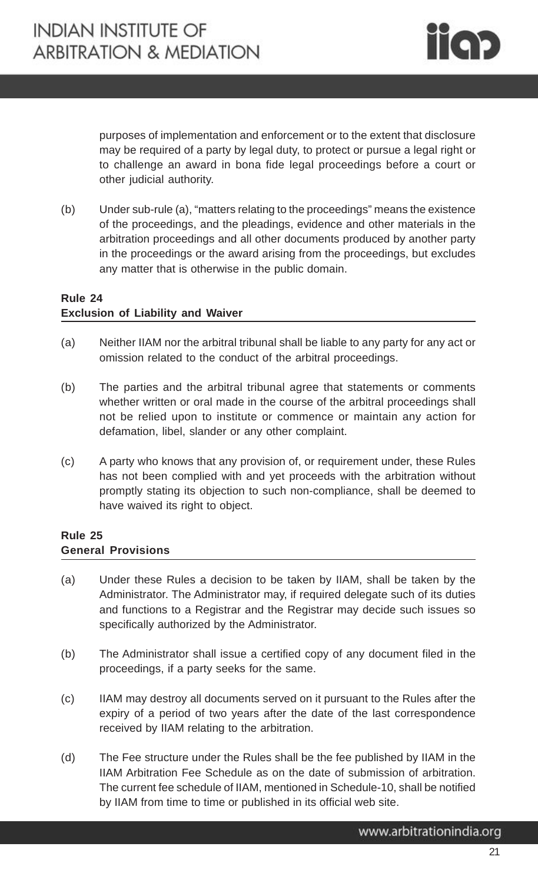purposes of implementation and enforcement or to the extent that disclosure may be required of a party by legal duty, to protect or pursue a legal right or to challenge an award in bona fide legal proceedings before a court or other judicial authority.

(b) Under sub-rule (a), "matters relating to the proceedings" means the existence of the proceedings, and the pleadings, evidence and other materials in the arbitration proceedings and all other documents produced by another party in the proceedings or the award arising from the proceedings, but excludes any matter that is otherwise in the public domain.

**Rule 24**
**Exclusion of Liability and Waiver**

(a) Neither IIAM nor the arbitral tribunal shall be liable to any party for any act or omission related to the conduct of the arbitral proceedings.

(b) The parties and the arbitral tribunal agree that statements or comments whether written or oral made in the course of the arbitral proceedings shall not be relied upon to institute or commence or maintain any action for defamation, libel, slander or any other complaint.

(c) A party who knows that any provision of, or requirement under, these Rules has not been complied with and yet proceeds with the arbitration without promptly stating its objection to such non-compliance, shall be deemed to have waived its right to object.

**Rule 25**
**General Provisions**

(a) Under these Rules a decision to be taken by IIAM, shall be taken by the Administrator. The Administrator may, if required delegate such of its duties and functions to a Registrar and the Registrar may decide such issues so specifically authorized by the Administrator.

(b) The Administrator shall issue a certified copy of any document filed in the proceedings, if a party seeks for the same.

(c) IIAM may destroy all documents served on it pursuant to the Rules after the expiry of a period of two years after the date of the last correspondence received by IIAM relating to the arbitration.

(d) The Fee structure under the Rules shall be the fee published by IIAM in the IIAM Arbitration Fee Schedule as on the date of submission of arbitration. The current fee schedule of IIAM, mentioned in Schedule-10, shall be notified by IIAM from time to time or published in its official web site.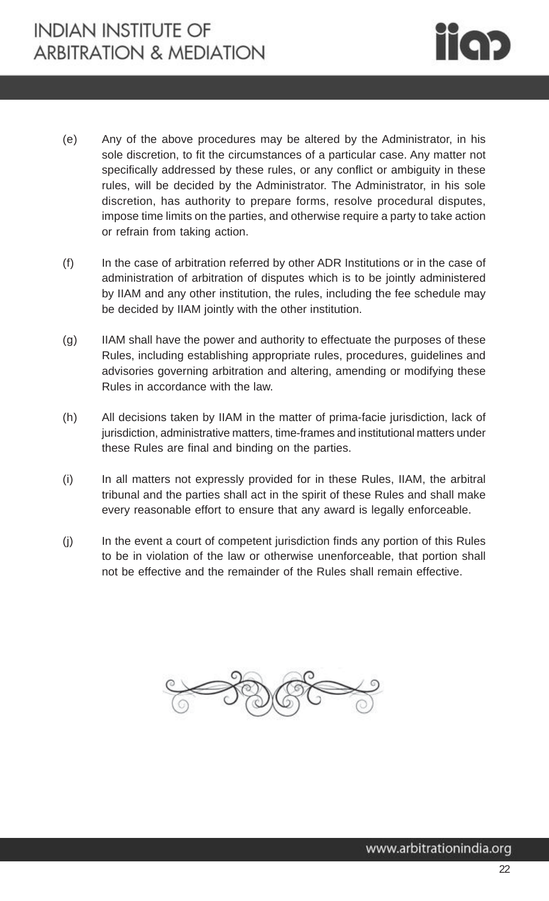(e) Any of the above procedures may be altered by the Administrator, in his sole discretion, to fit the circumstances of a particular case. Any matter not specifically addressed by these rules, or any conflict or ambiguity in these rules, will be decided by the Administrator. The Administrator, in his sole discretion, has authority to prepare forms, resolve procedural disputes, impose time limits on the parties, and otherwise require a party to take action or refrain from taking action.

(f) In the case of arbitration referred by other ADR Institutions or in the case of administration of arbitration of disputes which is to be jointly administered by IIAM and any other institution, the rules, including the fee schedule may be decided by IIAM jointly with the other institution.

(g) IIAM shall have the power and authority to effectuate the purposes of these Rules, including establishing appropriate rules, procedures, guidelines and advisories governing arbitration and altering, amending or modifying these Rules in accordance with the law.

(h) All decisions taken by IIAM in the matter of prima-facie jurisdiction, lack of jurisdiction, administrative matters, time-frames and institutional matters under these Rules are final and binding on the parties.

(i) In all matters not expressly provided for in these Rules, IIAM, the arbitral tribunal and the parties shall act in the spirit of these Rules and shall make every reasonable effort to ensure that any award is legally enforceable.

(j) In the event a court of competent jurisdiction finds any portion of this Rules to be in violation of the law or otherwise unenforceable, that portion shall not be effective and the remainder of the Rules shall remain effective.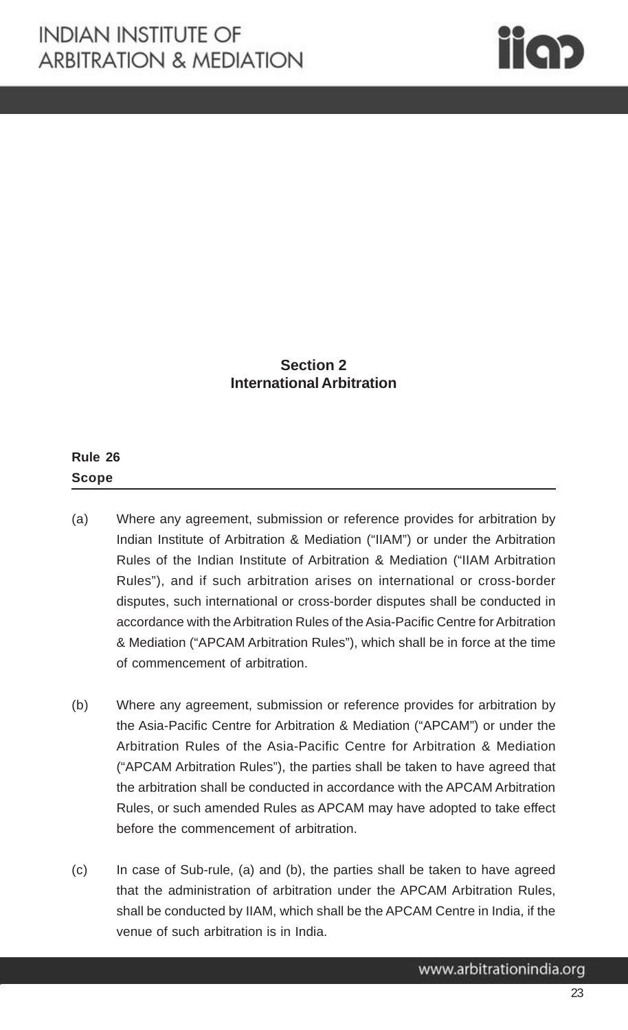## Section 2
## International Arbitration

**Rule 26**
**Scope**

(a) Where any agreement, submission or reference provides for arbitration by Indian Institute of Arbitration & Mediation ("IIAM") or under the Arbitration Rules of the Indian Institute of Arbitration & Mediation ("IIAM Arbitration Rules"), and if such arbitration arises on international or cross-border disputes, such international or cross-border disputes shall be conducted in accordance with the Arbitration Rules of the Asia-Pacific Centre for Arbitration & Mediation ("APCAM Arbitration Rules"), which shall be in force at the time of commencement of arbitration.

(b) Where any agreement, submission or reference provides for arbitration by the Asia-Pacific Centre for Arbitration & Mediation ("APCAM") or under the Arbitration Rules of the Asia-Pacific Centre for Arbitration & Mediation ("APCAM Arbitration Rules"), the parties shall be taken to have agreed that the arbitration shall be conducted in accordance with the APCAM Arbitration Rules, or such amended Rules as APCAM may have adopted to take effect before the commencement of arbitration.

(c) In case of Sub-rule, (a) and (b), the parties shall be taken to have agreed that the administration of arbitration under the APCAM Arbitration Rules, shall be conducted by IIAM, which shall be the APCAM Centre in India, if the venue of such arbitration is in India.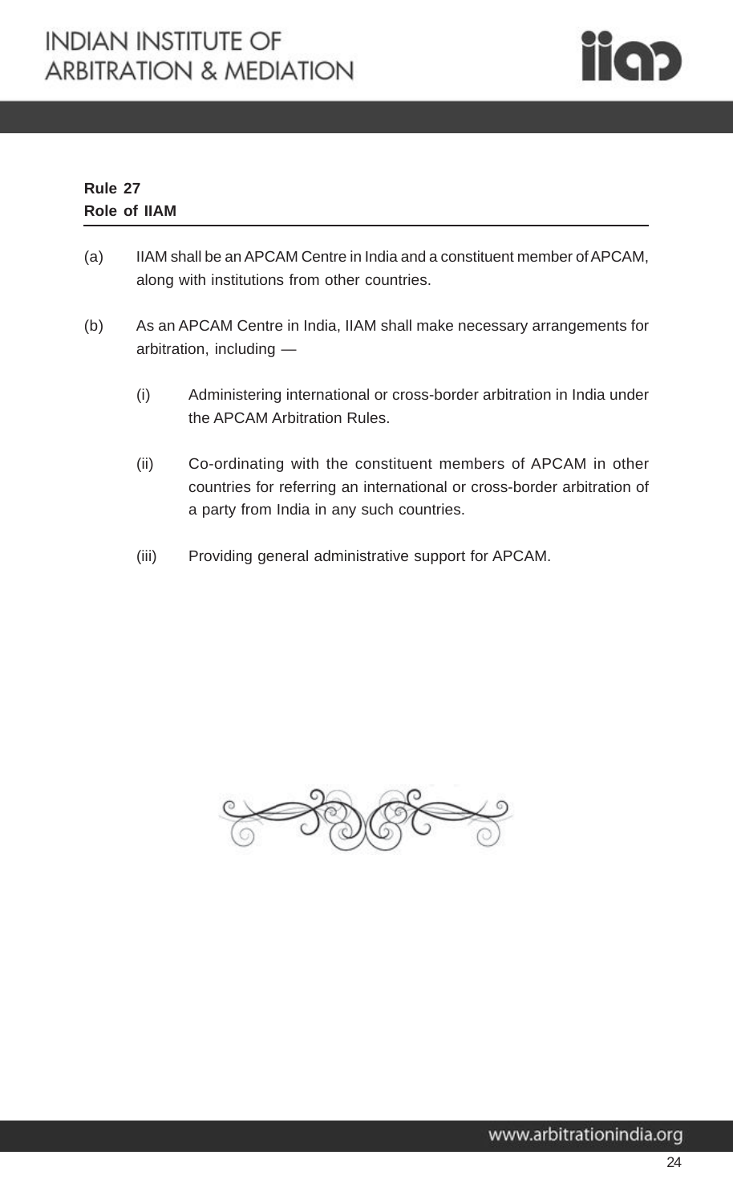**Rule 27**
**Role of IIAM**

(a) IIAM shall be an APCAM Centre in India and a constituent member of APCAM, along with institutions from other countries.

(b) As an APCAM Centre in India, IIAM shall make necessary arrangements for arbitration, including —

  (i) Administering international or cross-border arbitration in India under the APCAM Arbitration Rules.

  (ii) Co-ordinating with the constituent members of APCAM in other countries for referring an international or cross-border arbitration of a party from India in any such countries.

  (iii) Providing general administrative support for APCAM.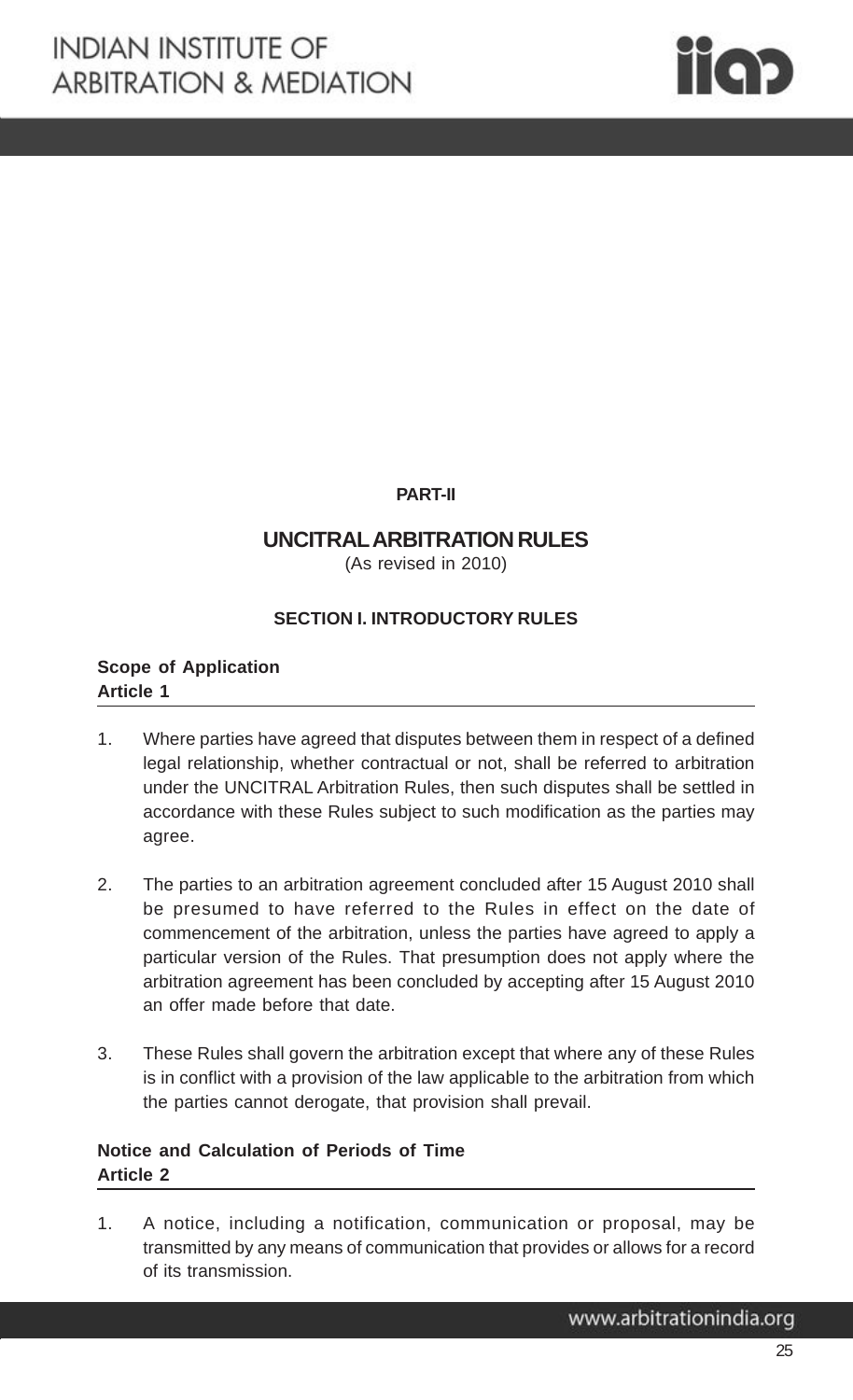**PART-II**

# UNCITRAL ARBITRATION RULES

(As revised in 2010)

## SECTION I. INTRODUCTORY RULES

### Scope of Application
### Article 1

1. Where parties have agreed that disputes between them in respect of a defined legal relationship, whether contractual or not, shall be referred to arbitration under the UNCITRAL Arbitration Rules, then such disputes shall be settled in accordance with these Rules subject to such modification as the parties may agree.

2. The parties to an arbitration agreement concluded after 15 August 2010 shall be presumed to have referred to the Rules in effect on the date of commencement of the arbitration, unless the parties have agreed to apply a particular version of the Rules. That presumption does not apply where the arbitration agreement has been concluded by accepting after 15 August 2010 an offer made before that date.

3. These Rules shall govern the arbitration except that where any of these Rules is in conflict with a provision of the law applicable to the arbitration from which the parties cannot derogate, that provision shall prevail.

### Notice and Calculation of Periods of Time
### Article 2

1. A notice, including a notification, communication or proposal, may be transmitted by any means of communication that provides or allows for a record of its transmission.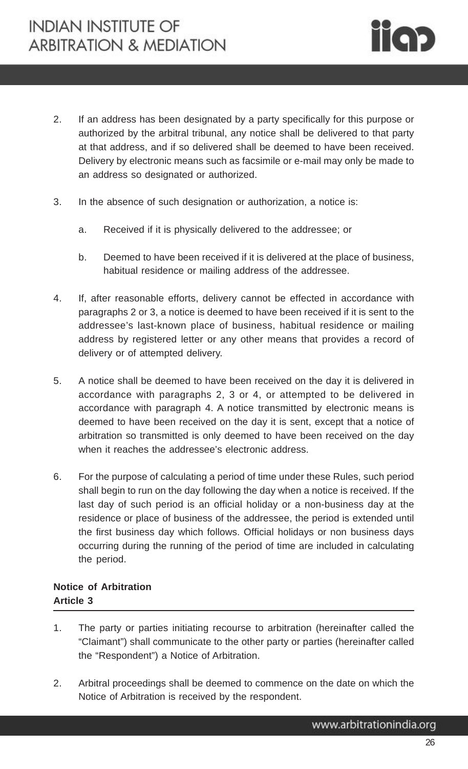2. If an address has been designated by a party specifically for this purpose or authorized by the arbitral tribunal, any notice shall be delivered to that party at that address, and if so delivered shall be deemed to have been received. Delivery by electronic means such as facsimile or e-mail may only be made to an address so designated or authorized.

3. In the absence of such designation or authorization, a notice is:

   a. Received if it is physically delivered to the addressee; or

   b. Deemed to have been received if it is delivered at the place of business, habitual residence or mailing address of the addressee.

4. If, after reasonable efforts, delivery cannot be effected in accordance with paragraphs 2 or 3, a notice is deemed to have been received if it is sent to the addressee's last-known place of business, habitual residence or mailing address by registered letter or any other means that provides a record of delivery or of attempted delivery.

5. A notice shall be deemed to have been received on the day it is delivered in accordance with paragraphs 2, 3 or 4, or attempted to be delivered in accordance with paragraph 4. A notice transmitted by electronic means is deemed to have been received on the day it is sent, except that a notice of arbitration so transmitted is only deemed to have been received on the day when it reaches the addressee's electronic address.

6. For the purpose of calculating a period of time under these Rules, such period shall begin to run on the day following the day when a notice is received. If the last day of such period is an official holiday or a non-business day at the residence or place of business of the addressee, the period is extended until the first business day which follows. Official holidays or non business days occurring during the running of the period of time are included in calculating the period.

**Notice of Arbitration**
**Article 3**

1. The party or parties initiating recourse to arbitration (hereinafter called the "Claimant") shall communicate to the other party or parties (hereinafter called the "Respondent") a Notice of Arbitration.

2. Arbitral proceedings shall be deemed to commence on the date on which the Notice of Arbitration is received by the respondent.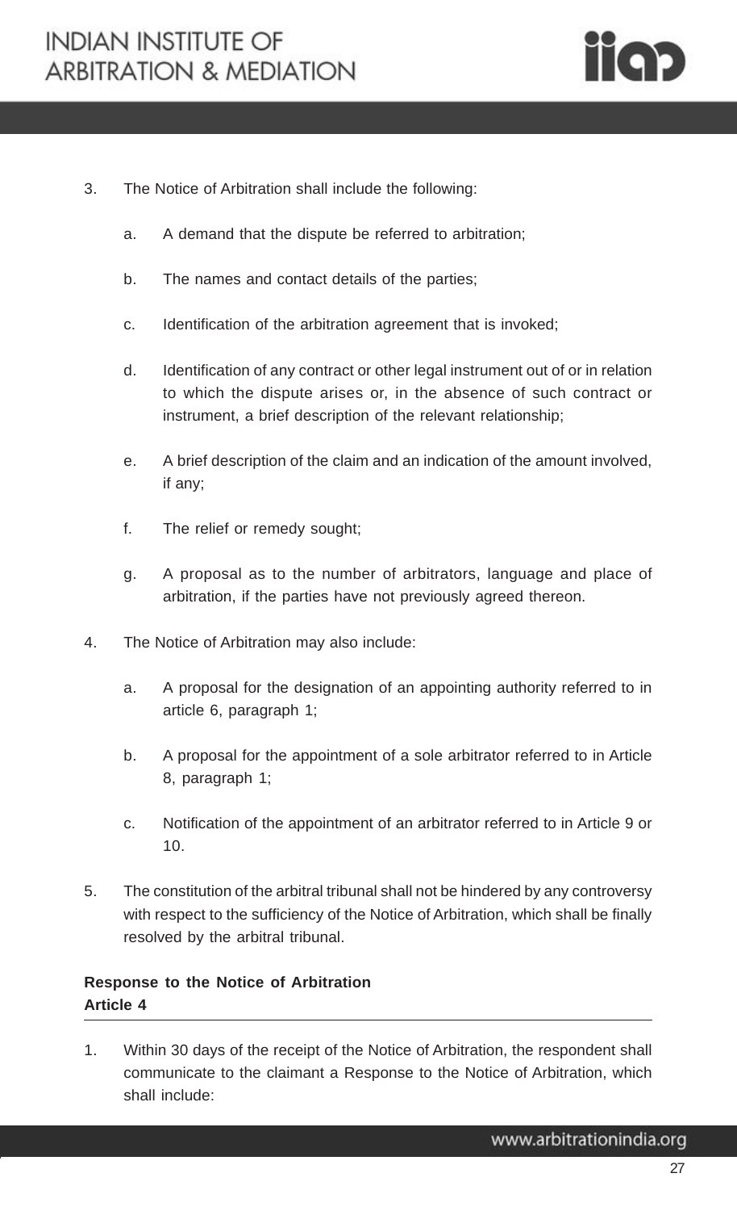3. The Notice of Arbitration shall include the following:

   a. A demand that the dispute be referred to arbitration;

   b. The names and contact details of the parties;

   c. Identification of the arbitration agreement that is invoked;

   d. Identification of any contract or other legal instrument out of or in relation to which the dispute arises or, in the absence of such contract or instrument, a brief description of the relevant relationship;

   e. A brief description of the claim and an indication of the amount involved, if any;

   f. The relief or remedy sought;

   g. A proposal as to the number of arbitrators, language and place of arbitration, if the parties have not previously agreed thereon.

4. The Notice of Arbitration may also include:

   a. A proposal for the designation of an appointing authority referred to in article 6, paragraph 1;

   b. A proposal for the appointment of a sole arbitrator referred to in Article 8, paragraph 1;

   c. Notification of the appointment of an arbitrator referred to in Article 9 or 10.

5. The constitution of the arbitral tribunal shall not be hindered by any controversy with respect to the sufficiency of the Notice of Arbitration, which shall be finally resolved by the arbitral tribunal.

**Response to the Notice of Arbitration**
**Article 4**

1. Within 30 days of the receipt of the Notice of Arbitration, the respondent shall communicate to the claimant a Response to the Notice of Arbitration, which shall include: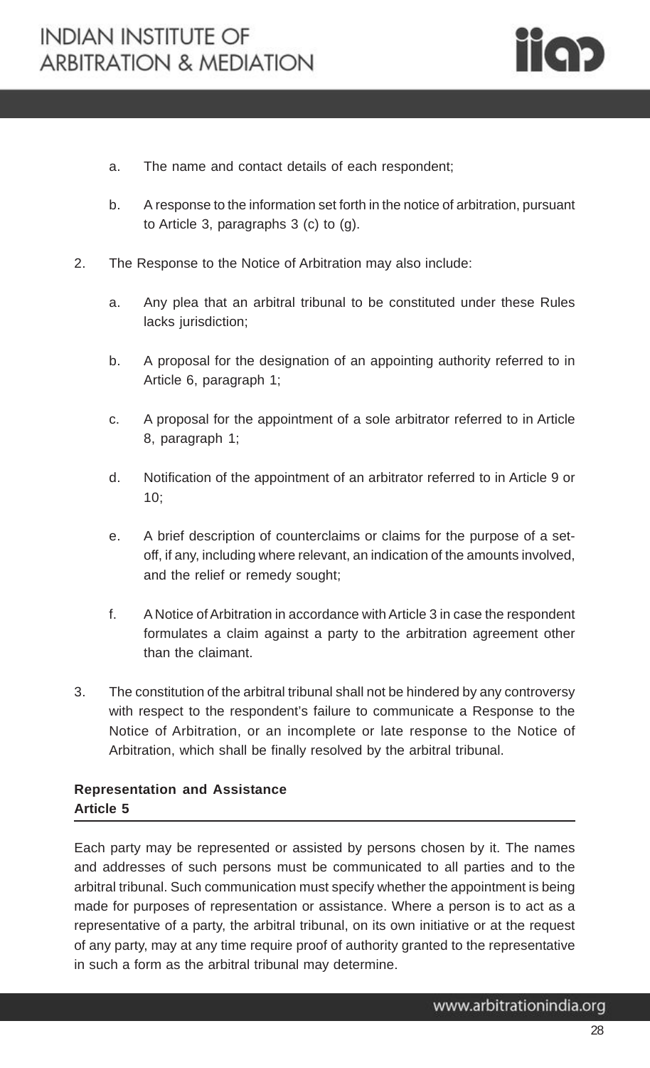a. The name and contact details of each respondent;

b. A response to the information set forth in the notice of arbitration, pursuant to Article 3, paragraphs 3 (c) to (g).

2. The Response to the Notice of Arbitration may also include:

   a. Any plea that an arbitral tribunal to be constituted under these Rules lacks jurisdiction;

   b. A proposal for the designation of an appointing authority referred to in Article 6, paragraph 1;

   c. A proposal for the appointment of a sole arbitrator referred to in Article 8, paragraph 1;

   d. Notification of the appointment of an arbitrator referred to in Article 9 or 10;

   e. A brief description of counterclaims or claims for the purpose of a set-off, if any, including where relevant, an indication of the amounts involved, and the relief or remedy sought;

   f. A Notice of Arbitration in accordance with Article 3 in case the respondent formulates a claim against a party to the arbitration agreement other than the claimant.

3. The constitution of the arbitral tribunal shall not be hindered by any controversy with respect to the respondent's failure to communicate a Response to the Notice of Arbitration, or an incomplete or late response to the Notice of Arbitration, which shall be finally resolved by the arbitral tribunal.

**Representation and Assistance**
**Article 5**

Each party may be represented or assisted by persons chosen by it. The names and addresses of such persons must be communicated to all parties and to the arbitral tribunal. Such communication must specify whether the appointment is being made for purposes of representation or assistance. Where a person is to act as a representative of a party, the arbitral tribunal, on its own initiative or at the request of any party, may at any time require proof of authority granted to the representative in such a form as the arbitral tribunal may determine.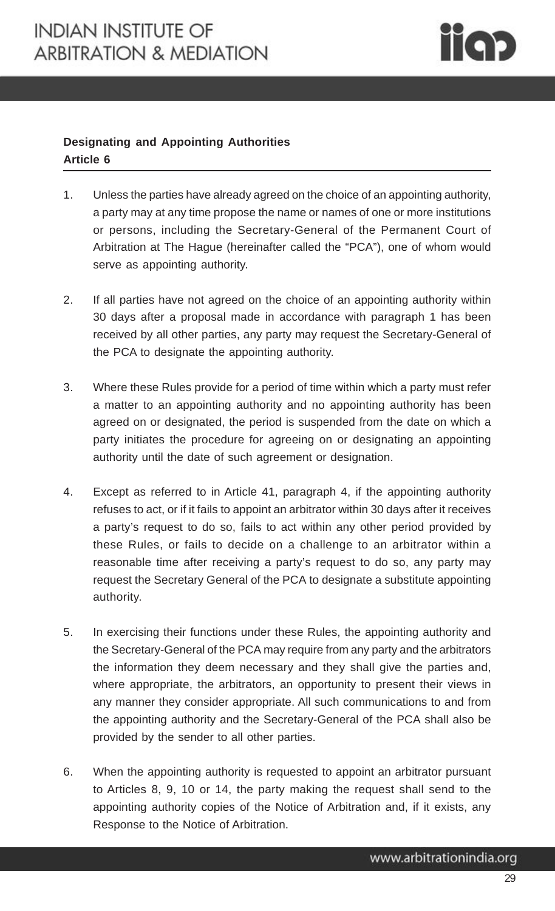**Designating and Appointing Authorities**
**Article 6**

1. Unless the parties have already agreed on the choice of an appointing authority, a party may at any time propose the name or names of one or more institutions or persons, including the Secretary-General of the Permanent Court of Arbitration at The Hague (hereinafter called the "PCA"), one of whom would serve as appointing authority.

2. If all parties have not agreed on the choice of an appointing authority within 30 days after a proposal made in accordance with paragraph 1 has been received by all other parties, any party may request the Secretary-General of the PCA to designate the appointing authority.

3. Where these Rules provide for a period of time within which a party must refer a matter to an appointing authority and no appointing authority has been agreed on or designated, the period is suspended from the date on which a party initiates the procedure for agreeing on or designating an appointing authority until the date of such agreement or designation.

4. Except as referred to in Article 41, paragraph 4, if the appointing authority refuses to act, or if it fails to appoint an arbitrator within 30 days after it receives a party's request to do so, fails to act within any other period provided by these Rules, or fails to decide on a challenge to an arbitrator within a reasonable time after receiving a party's request to do so, any party may request the Secretary General of the PCA to designate a substitute appointing authority.

5. In exercising their functions under these Rules, the appointing authority and the Secretary-General of the PCA may require from any party and the arbitrators the information they deem necessary and they shall give the parties and, where appropriate, the arbitrators, an opportunity to present their views in any manner they consider appropriate. All such communications to and from the appointing authority and the Secretary-General of the PCA shall also be provided by the sender to all other parties.

6. When the appointing authority is requested to appoint an arbitrator pursuant to Articles 8, 9, 10 or 14, the party making the request shall send to the appointing authority copies of the Notice of Arbitration and, if it exists, any Response to the Notice of Arbitration.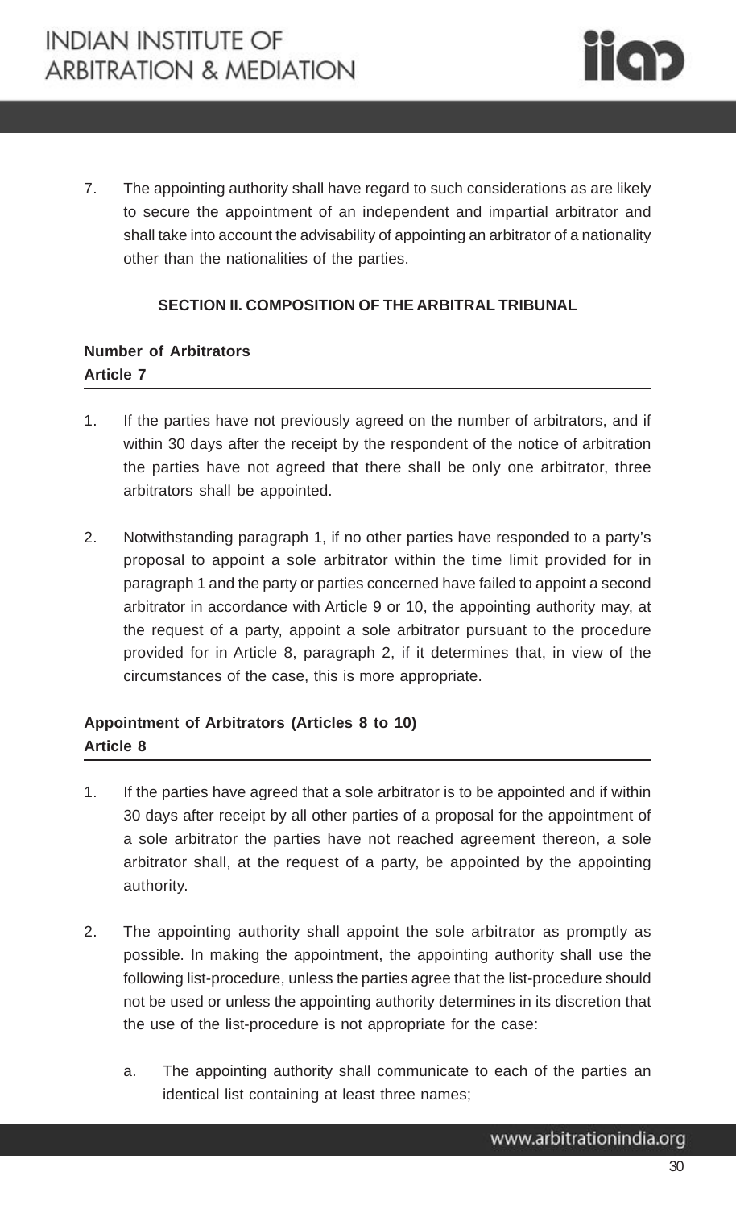7. The appointing authority shall have regard to such considerations as are likely to secure the appointment of an independent and impartial arbitrator and shall take into account the advisability of appointing an arbitrator of a nationality other than the nationalities of the parties.

## SECTION II. COMPOSITION OF THE ARBITRAL TRIBUNAL

### Number of Arbitrators
### Article 7

1. If the parties have not previously agreed on the number of arbitrators, and if within 30 days after the receipt by the respondent of the notice of arbitration the parties have not agreed that there shall be only one arbitrator, three arbitrators shall be appointed.

2. Notwithstanding paragraph 1, if no other parties have responded to a party's proposal to appoint a sole arbitrator within the time limit provided for in paragraph 1 and the party or parties concerned have failed to appoint a second arbitrator in accordance with Article 9 or 10, the appointing authority may, at the request of a party, appoint a sole arbitrator pursuant to the procedure provided for in Article 8, paragraph 2, if it determines that, in view of the circumstances of the case, this is more appropriate.

### Appointment of Arbitrators (Articles 8 to 10)
### Article 8

1. If the parties have agreed that a sole arbitrator is to be appointed and if within 30 days after receipt by all other parties of a proposal for the appointment of a sole arbitrator the parties have not reached agreement thereon, a sole arbitrator shall, at the request of a party, be appointed by the appointing authority.

2. The appointing authority shall appoint the sole arbitrator as promptly as possible. In making the appointment, the appointing authority shall use the following list-procedure, unless the parties agree that the list-procedure should not be used or unless the appointing authority determines in its discretion that the use of the list-procedure is not appropriate for the case:

   a. The appointing authority shall communicate to each of the parties an identical list containing at least three names;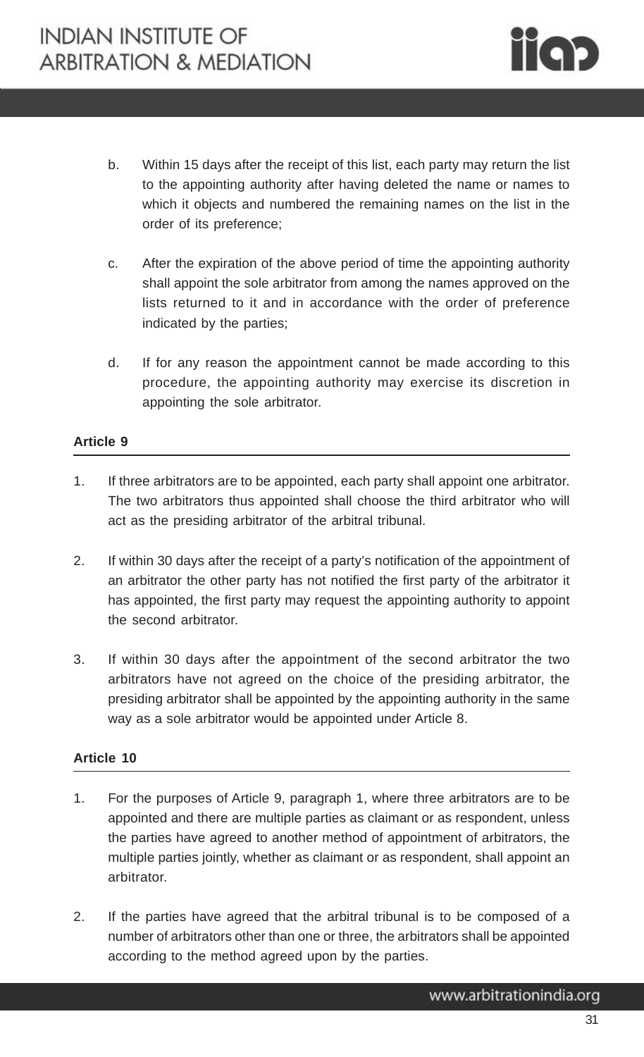b. Within 15 days after the receipt of this list, each party may return the list to the appointing authority after having deleted the name or names to which it objects and numbered the remaining names on the list in the order of its preference;

c. After the expiration of the above period of time the appointing authority shall appoint the sole arbitrator from among the names approved on the lists returned to it and in accordance with the order of preference indicated by the parties;

d. If for any reason the appointment cannot be made according to this procedure, the appointing authority may exercise its discretion in appointing the sole arbitrator.

**Article 9**

1. If three arbitrators are to be appointed, each party shall appoint one arbitrator. The two arbitrators thus appointed shall choose the third arbitrator who will act as the presiding arbitrator of the arbitral tribunal.

2. If within 30 days after the receipt of a party's notification of the appointment of an arbitrator the other party has not notified the first party of the arbitrator it has appointed, the first party may request the appointing authority to appoint the second arbitrator.

3. If within 30 days after the appointment of the second arbitrator the two arbitrators have not agreed on the choice of the presiding arbitrator, the presiding arbitrator shall be appointed by the appointing authority in the same way as a sole arbitrator would be appointed under Article 8.

**Article 10**

1. For the purposes of Article 9, paragraph 1, where three arbitrators are to be appointed and there are multiple parties as claimant or as respondent, unless the parties have agreed to another method of appointment of arbitrators, the multiple parties jointly, whether as claimant or as respondent, shall appoint an arbitrator.

2. If the parties have agreed that the arbitral tribunal is to be composed of a number of arbitrators other than one or three, the arbitrators shall be appointed according to the method agreed upon by the parties.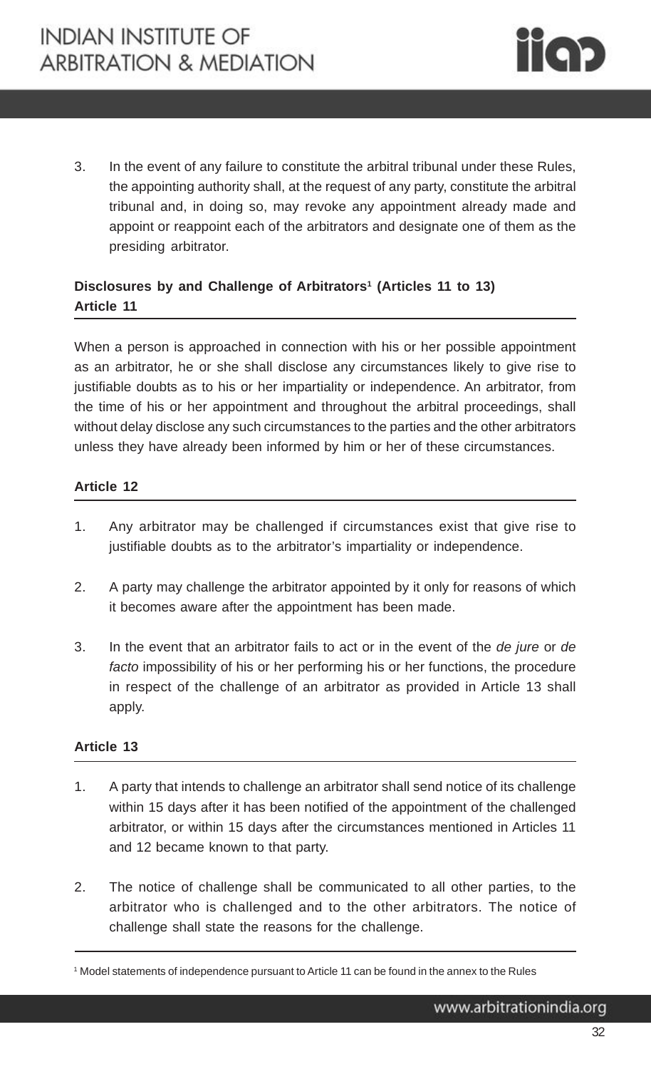3. In the event of any failure to constitute the arbitral tribunal under these Rules, the appointing authority shall, at the request of any party, constitute the arbitral tribunal and, in doing so, may revoke any appointment already made and appoint or reappoint each of the arbitrators and designate one of them as the presiding arbitrator.

## Disclosures by and Challenge of Arbitrators[1] (Articles 11 to 13)

### Article 11

When a person is approached in connection with his or her possible appointment as an arbitrator, he or she shall disclose any circumstances likely to give rise to justifiable doubts as to his or her impartiality or independence. An arbitrator, from the time of his or her appointment and throughout the arbitral proceedings, shall without delay disclose any such circumstances to the parties and the other arbitrators unless they have already been informed by him or her of these circumstances.

### Article 12

1. Any arbitrator may be challenged if circumstances exist that give rise to justifiable doubts as to the arbitrator's impartiality or independence.

2. A party may challenge the arbitrator appointed by it only for reasons of which it becomes aware after the appointment has been made.

3. In the event that an arbitrator fails to act or in the event of the *de jure* or *de facto* impossibility of his or her performing his or her functions, the procedure in respect of the challenge of an arbitrator as provided in Article 13 shall apply.

### Article 13

1. A party that intends to challenge an arbitrator shall send notice of its challenge within 15 days after it has been notified of the appointment of the challenged arbitrator, or within 15 days after the circumstances mentioned in Articles 11 and 12 became known to that party.

2. The notice of challenge shall be communicated to all other parties, to the arbitrator who is challenged and to the other arbitrators. The notice of challenge shall state the reasons for the challenge.

---

[1] Model statements of independence pursuant to Article 11 can be found in the annex to the Rules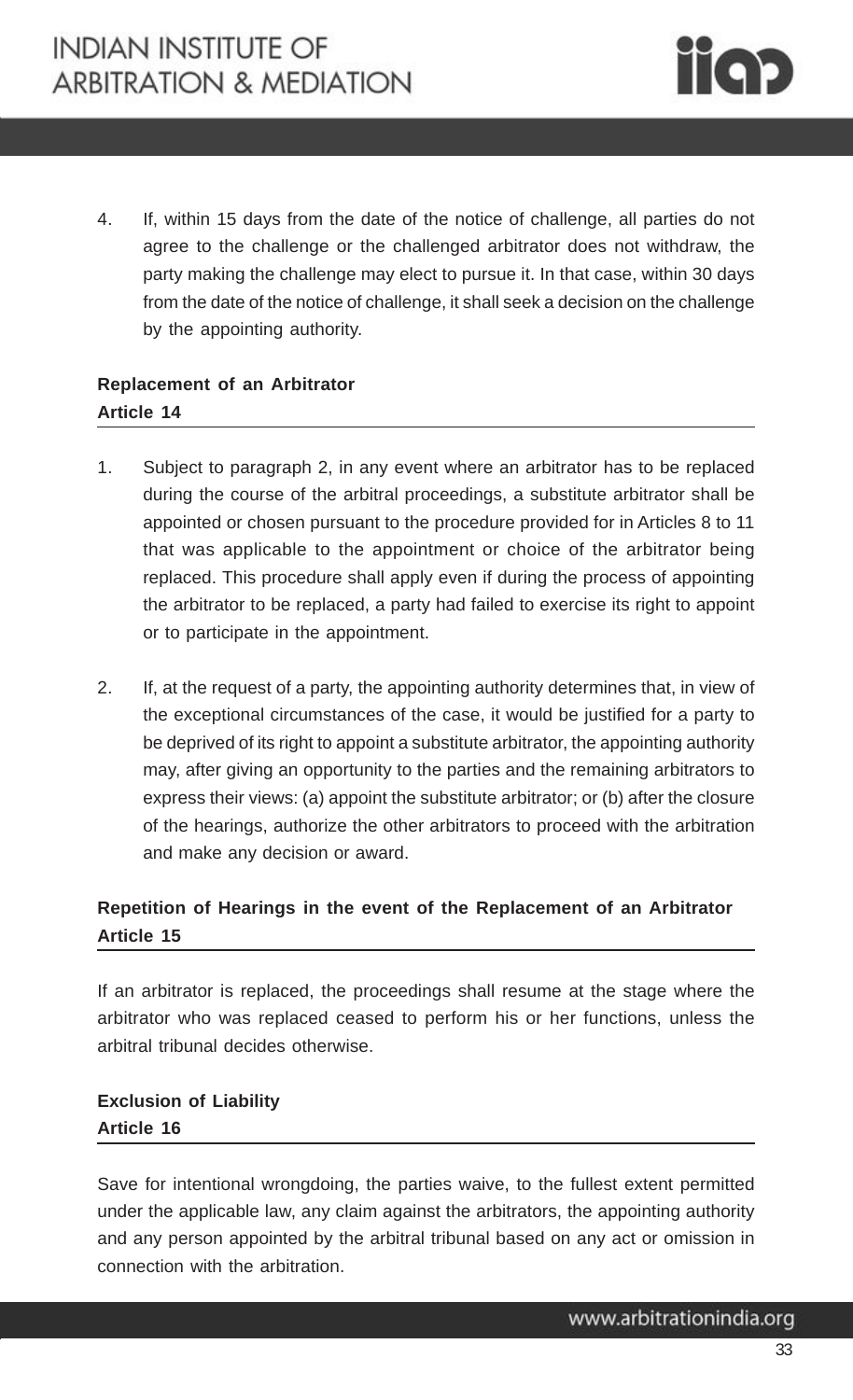4. If, within 15 days from the date of the notice of challenge, all parties do not agree to the challenge or the challenged arbitrator does not withdraw, the party making the challenge may elect to pursue it. In that case, within 30 days from the date of the notice of challenge, it shall seek a decision on the challenge by the appointing authority.

**Replacement of an Arbitrator**
**Article 14**

1. Subject to paragraph 2, in any event where an arbitrator has to be replaced during the course of the arbitral proceedings, a substitute arbitrator shall be appointed or chosen pursuant to the procedure provided for in Articles 8 to 11 that was applicable to the appointment or choice of the arbitrator being replaced. This procedure shall apply even if during the process of appointing the arbitrator to be replaced, a party had failed to exercise its right to appoint or to participate in the appointment.

2. If, at the request of a party, the appointing authority determines that, in view of the exceptional circumstances of the case, it would be justified for a party to be deprived of its right to appoint a substitute arbitrator, the appointing authority may, after giving an opportunity to the parties and the remaining arbitrators to express their views: (a) appoint the substitute arbitrator; or (b) after the closure of the hearings, authorize the other arbitrators to proceed with the arbitration and make any decision or award.

**Repetition of Hearings in the event of the Replacement of an Arbitrator**
**Article 15**

If an arbitrator is replaced, the proceedings shall resume at the stage where the arbitrator who was replaced ceased to perform his or her functions, unless the arbitral tribunal decides otherwise.

**Exclusion of Liability**
**Article 16**

Save for intentional wrongdoing, the parties waive, to the fullest extent permitted under the applicable law, any claim against the arbitrators, the appointing authority and any person appointed by the arbitral tribunal based on any act or omission in connection with the arbitration.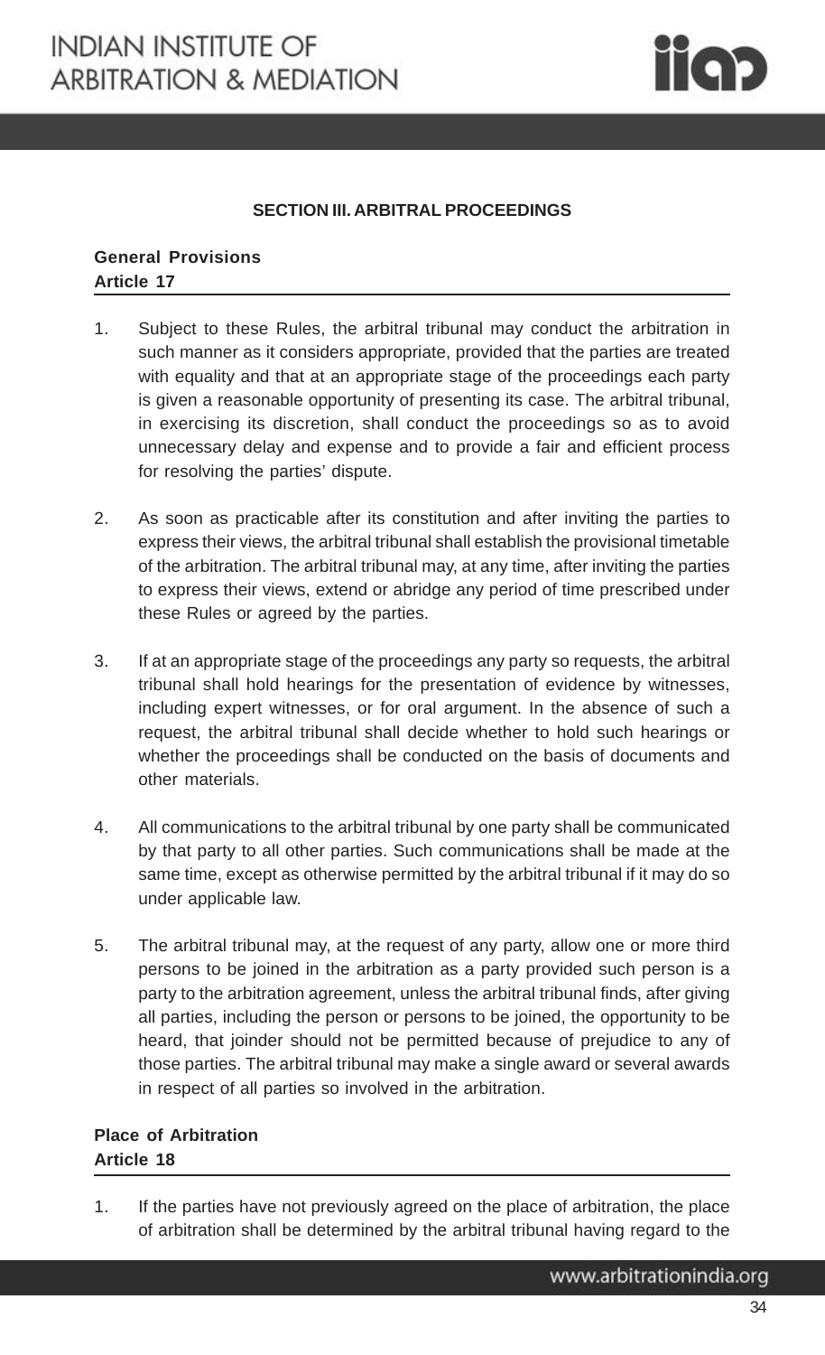## SECTION III. ARBITRAL PROCEEDINGS

### General Provisions
### Article 17

1. Subject to these Rules, the arbitral tribunal may conduct the arbitration in such manner as it considers appropriate, provided that the parties are treated with equality and that at an appropriate stage of the proceedings each party is given a reasonable opportunity of presenting its case. The arbitral tribunal, in exercising its discretion, shall conduct the proceedings so as to avoid unnecessary delay and expense and to provide a fair and efficient process for resolving the parties' dispute.

2. As soon as practicable after its constitution and after inviting the parties to express their views, the arbitral tribunal shall establish the provisional timetable of the arbitration. The arbitral tribunal may, at any time, after inviting the parties to express their views, extend or abridge any period of time prescribed under these Rules or agreed by the parties.

3. If at an appropriate stage of the proceedings any party so requests, the arbitral tribunal shall hold hearings for the presentation of evidence by witnesses, including expert witnesses, or for oral argument. In the absence of such a request, the arbitral tribunal shall decide whether to hold such hearings or whether the proceedings shall be conducted on the basis of documents and other materials.

4. All communications to the arbitral tribunal by one party shall be communicated by that party to all other parties. Such communications shall be made at the same time, except as otherwise permitted by the arbitral tribunal if it may do so under applicable law.

5. The arbitral tribunal may, at the request of any party, allow one or more third persons to be joined in the arbitration as a party provided such person is a party to the arbitration agreement, unless the arbitral tribunal finds, after giving all parties, including the person or persons to be joined, the opportunity to be heard, that joinder should not be permitted because of prejudice to any of those parties. The arbitral tribunal may make a single award or several awards in respect of all parties so involved in the arbitration.

### Place of Arbitration
### Article 18

1. If the parties have not previously agreed on the place of arbitration, the place of arbitration shall be determined by the arbitral tribunal having regard to the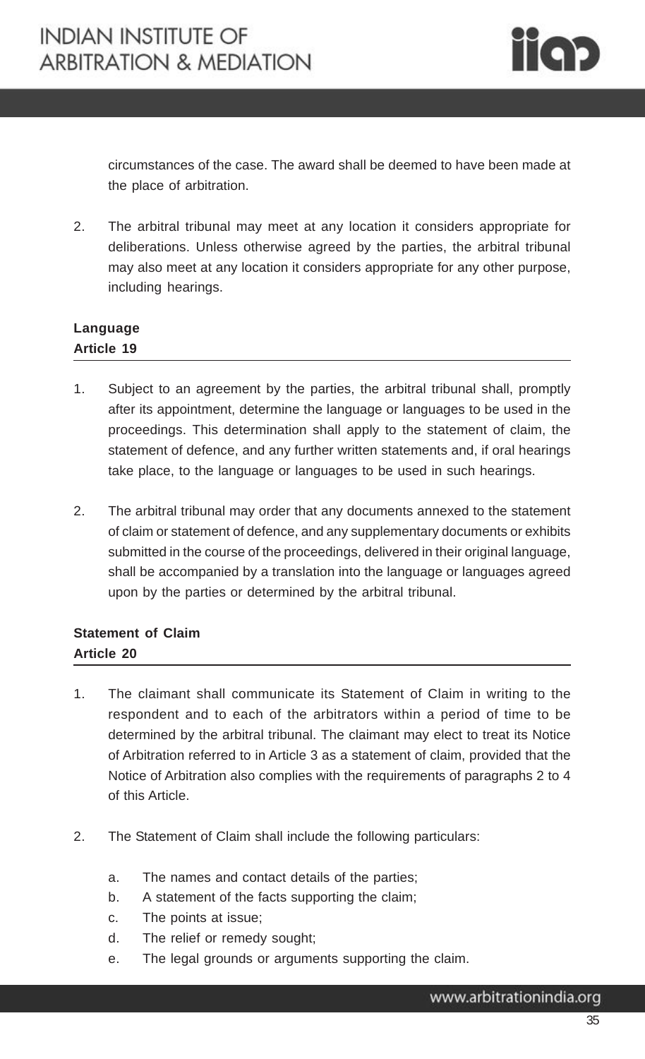circumstances of the case. The award shall be deemed to have been made at the place of arbitration.

2. The arbitral tribunal may meet at any location it considers appropriate for deliberations. Unless otherwise agreed by the parties, the arbitral tribunal may also meet at any location it considers appropriate for any other purpose, including hearings.

**Language**
**Article 19**

1. Subject to an agreement by the parties, the arbitral tribunal shall, promptly after its appointment, determine the language or languages to be used in the proceedings. This determination shall apply to the statement of claim, the statement of defence, and any further written statements and, if oral hearings take place, to the language or languages to be used in such hearings.

2. The arbitral tribunal may order that any documents annexed to the statement of claim or statement of defence, and any supplementary documents or exhibits submitted in the course of the proceedings, delivered in their original language, shall be accompanied by a translation into the language or languages agreed upon by the parties or determined by the arbitral tribunal.

**Statement of Claim**
**Article 20**

1. The claimant shall communicate its Statement of Claim in writing to the respondent and to each of the arbitrators within a period of time to be determined by the arbitral tribunal. The claimant may elect to treat its Notice of Arbitration referred to in Article 3 as a statement of claim, provided that the Notice of Arbitration also complies with the requirements of paragraphs 2 to 4 of this Article.

2. The Statement of Claim shall include the following particulars:

   a. The names and contact details of the parties;
   b. A statement of the facts supporting the claim;
   c. The points at issue;
   d. The relief or remedy sought;
   e. The legal grounds or arguments supporting the claim.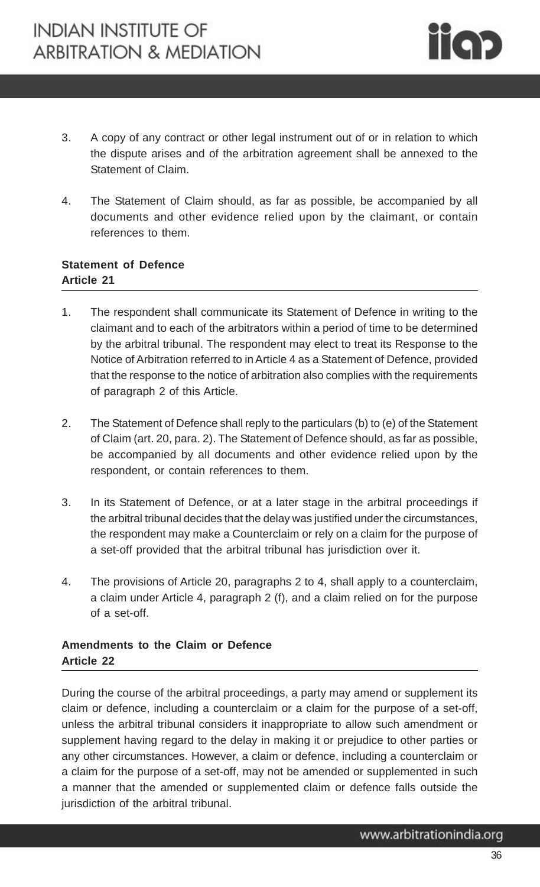3. A copy of any contract or other legal instrument out of or in relation to which the dispute arises and of the arbitration agreement shall be annexed to the Statement of Claim.

4. The Statement of Claim should, as far as possible, be accompanied by all documents and other evidence relied upon by the claimant, or contain references to them.

**Statement of Defence**
**Article 21**

1. The respondent shall communicate its Statement of Defence in writing to the claimant and to each of the arbitrators within a period of time to be determined by the arbitral tribunal. The respondent may elect to treat its Response to the Notice of Arbitration referred to in Article 4 as a Statement of Defence, provided that the response to the notice of arbitration also complies with the requirements of paragraph 2 of this Article.

2. The Statement of Defence shall reply to the particulars (b) to (e) of the Statement of Claim (art. 20, para. 2). The Statement of Defence should, as far as possible, be accompanied by all documents and other evidence relied upon by the respondent, or contain references to them.

3. In its Statement of Defence, or at a later stage in the arbitral proceedings if the arbitral tribunal decides that the delay was justified under the circumstances, the respondent may make a Counterclaim or rely on a claim for the purpose of a set-off provided that the arbitral tribunal has jurisdiction over it.

4. The provisions of Article 20, paragraphs 2 to 4, shall apply to a counterclaim, a claim under Article 4, paragraph 2 (f), and a claim relied on for the purpose of a set-off.

**Amendments to the Claim or Defence**
**Article 22**

During the course of the arbitral proceedings, a party may amend or supplement its claim or defence, including a counterclaim or a claim for the purpose of a set-off, unless the arbitral tribunal considers it inappropriate to allow such amendment or supplement having regard to the delay in making it or prejudice to other parties or any other circumstances. However, a claim or defence, including a counterclaim or a claim for the purpose of a set-off, may not be amended or supplemented in such a manner that the amended or supplemented claim or defence falls outside the jurisdiction of the arbitral tribunal.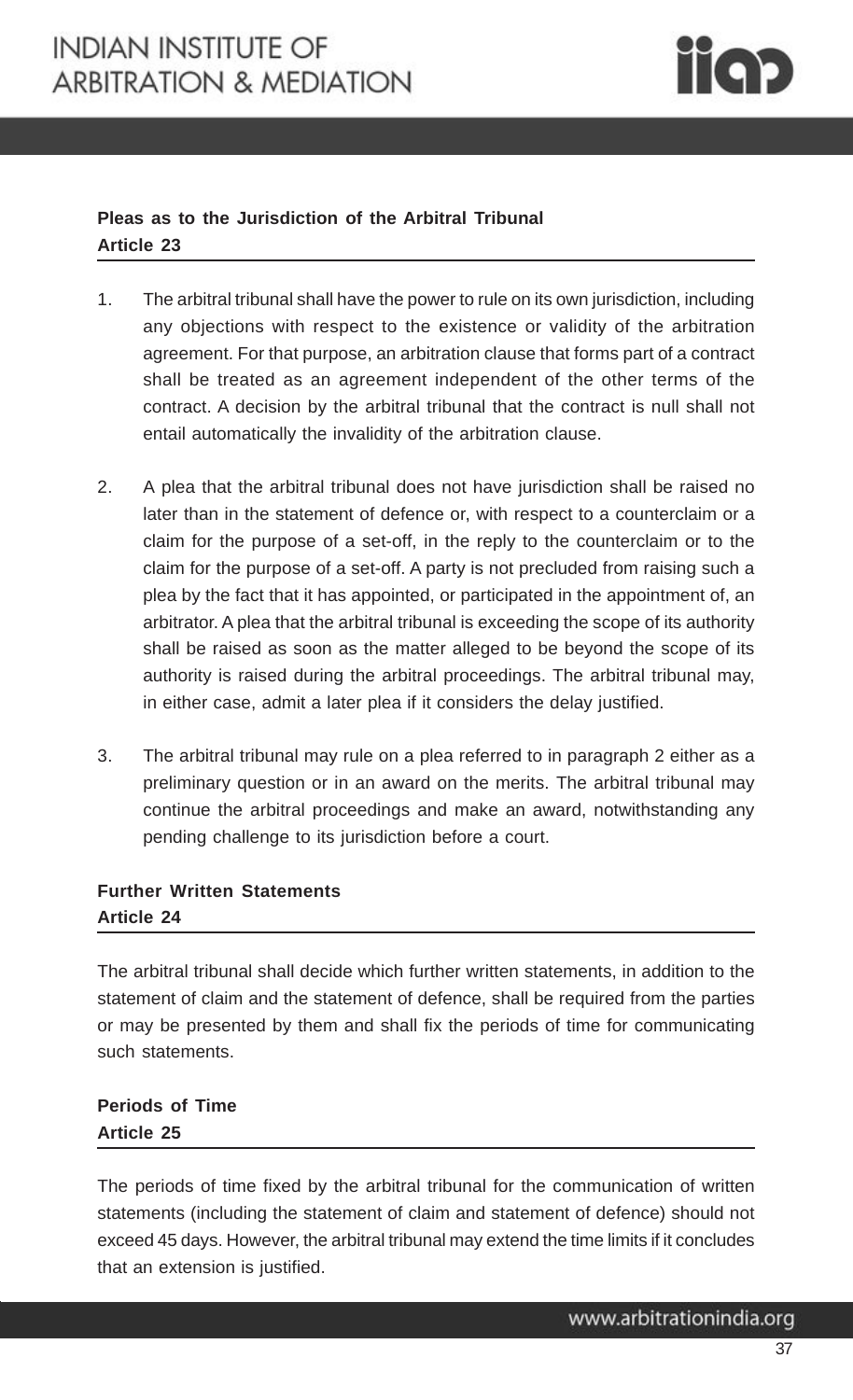**Pleas as to the Jurisdiction of the Arbitral Tribunal**
**Article 23**

1. The arbitral tribunal shall have the power to rule on its own jurisdiction, including any objections with respect to the existence or validity of the arbitration agreement. For that purpose, an arbitration clause that forms part of a contract shall be treated as an agreement independent of the other terms of the contract. A decision by the arbitral tribunal that the contract is null shall not entail automatically the invalidity of the arbitration clause.

2. A plea that the arbitral tribunal does not have jurisdiction shall be raised no later than in the statement of defence or, with respect to a counterclaim or a claim for the purpose of a set-off, in the reply to the counterclaim or to the claim for the purpose of a set-off. A party is not precluded from raising such a plea by the fact that it has appointed, or participated in the appointment of, an arbitrator. A plea that the arbitral tribunal is exceeding the scope of its authority shall be raised as soon as the matter alleged to be beyond the scope of its authority is raised during the arbitral proceedings. The arbitral tribunal may, in either case, admit a later plea if it considers the delay justified.

3. The arbitral tribunal may rule on a plea referred to in paragraph 2 either as a preliminary question or in an award on the merits. The arbitral tribunal may continue the arbitral proceedings and make an award, notwithstanding any pending challenge to its jurisdiction before a court.

**Further Written Statements**
**Article 24**

The arbitral tribunal shall decide which further written statements, in addition to the statement of claim and the statement of defence, shall be required from the parties or may be presented by them and shall fix the periods of time for communicating such statements.

**Periods of Time**
**Article 25**

The periods of time fixed by the arbitral tribunal for the communication of written statements (including the statement of claim and statement of defence) should not exceed 45 days. However, the arbitral tribunal may extend the time limits if it concludes that an extension is justified.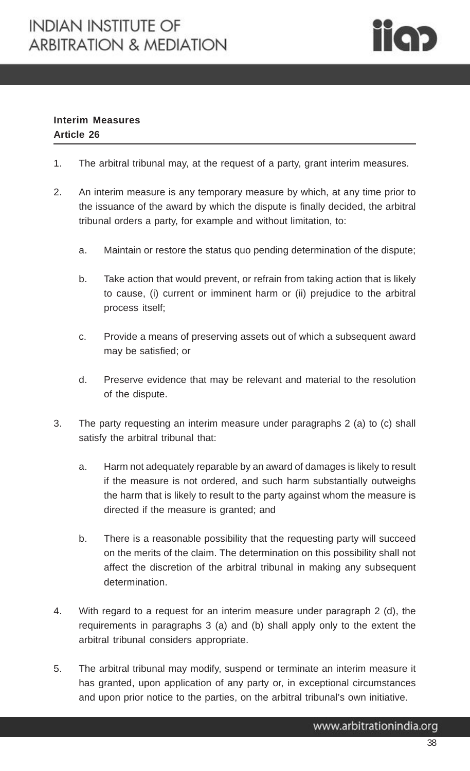**Interim Measures**
**Article 26**

1. The arbitral tribunal may, at the request of a party, grant interim measures.

2. An interim measure is any temporary measure by which, at any time prior to the issuance of the award by which the dispute is finally decided, the arbitral tribunal orders a party, for example and without limitation, to:

   a. Maintain or restore the status quo pending determination of the dispute;

   b. Take action that would prevent, or refrain from taking action that is likely to cause, (i) current or imminent harm or (ii) prejudice to the arbitral process itself;

   c. Provide a means of preserving assets out of which a subsequent award may be satisfied; or

   d. Preserve evidence that may be relevant and material to the resolution of the dispute.

3. The party requesting an interim measure under paragraphs 2 (a) to (c) shall satisfy the arbitral tribunal that:

   a. Harm not adequately reparable by an award of damages is likely to result if the measure is not ordered, and such harm substantially outweighs the harm that is likely to result to the party against whom the measure is directed if the measure is granted; and

   b. There is a reasonable possibility that the requesting party will succeed on the merits of the claim. The determination on this possibility shall not affect the discretion of the arbitral tribunal in making any subsequent determination.

4. With regard to a request for an interim measure under paragraph 2 (d), the requirements in paragraphs 3 (a) and (b) shall apply only to the extent the arbitral tribunal considers appropriate.

5. The arbitral tribunal may modify, suspend or terminate an interim measure it has granted, upon application of any party or, in exceptional circumstances and upon prior notice to the parties, on the arbitral tribunal's own initiative.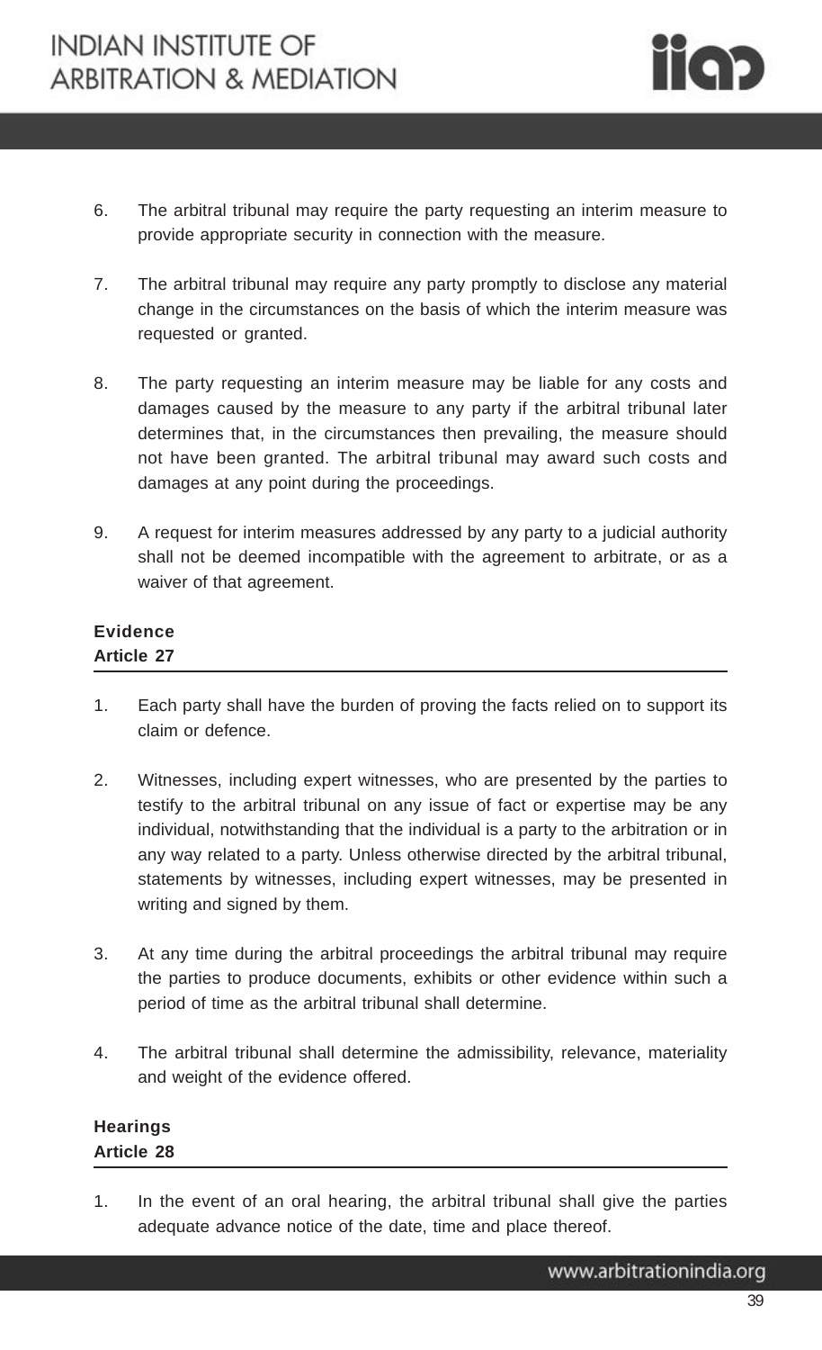6. The arbitral tribunal may require the party requesting an interim measure to provide appropriate security in connection with the measure.

7. The arbitral tribunal may require any party promptly to disclose any material change in the circumstances on the basis of which the interim measure was requested or granted.

8. The party requesting an interim measure may be liable for any costs and damages caused by the measure to any party if the arbitral tribunal later determines that, in the circumstances then prevailing, the measure should not have been granted. The arbitral tribunal may award such costs and damages at any point during the proceedings.

9. A request for interim measures addressed by any party to a judicial authority shall not be deemed incompatible with the agreement to arbitrate, or as a waiver of that agreement.

**Evidence**
**Article 27**

1. Each party shall have the burden of proving the facts relied on to support its claim or defence.

2. Witnesses, including expert witnesses, who are presented by the parties to testify to the arbitral tribunal on any issue of fact or expertise may be any individual, notwithstanding that the individual is a party to the arbitration or in any way related to a party. Unless otherwise directed by the arbitral tribunal, statements by witnesses, including expert witnesses, may be presented in writing and signed by them.

3. At any time during the arbitral proceedings the arbitral tribunal may require the parties to produce documents, exhibits or other evidence within such a period of time as the arbitral tribunal shall determine.

4. The arbitral tribunal shall determine the admissibility, relevance, materiality and weight of the evidence offered.

**Hearings**
**Article 28**

1. In the event of an oral hearing, the arbitral tribunal shall give the parties adequate advance notice of the date, time and place thereof.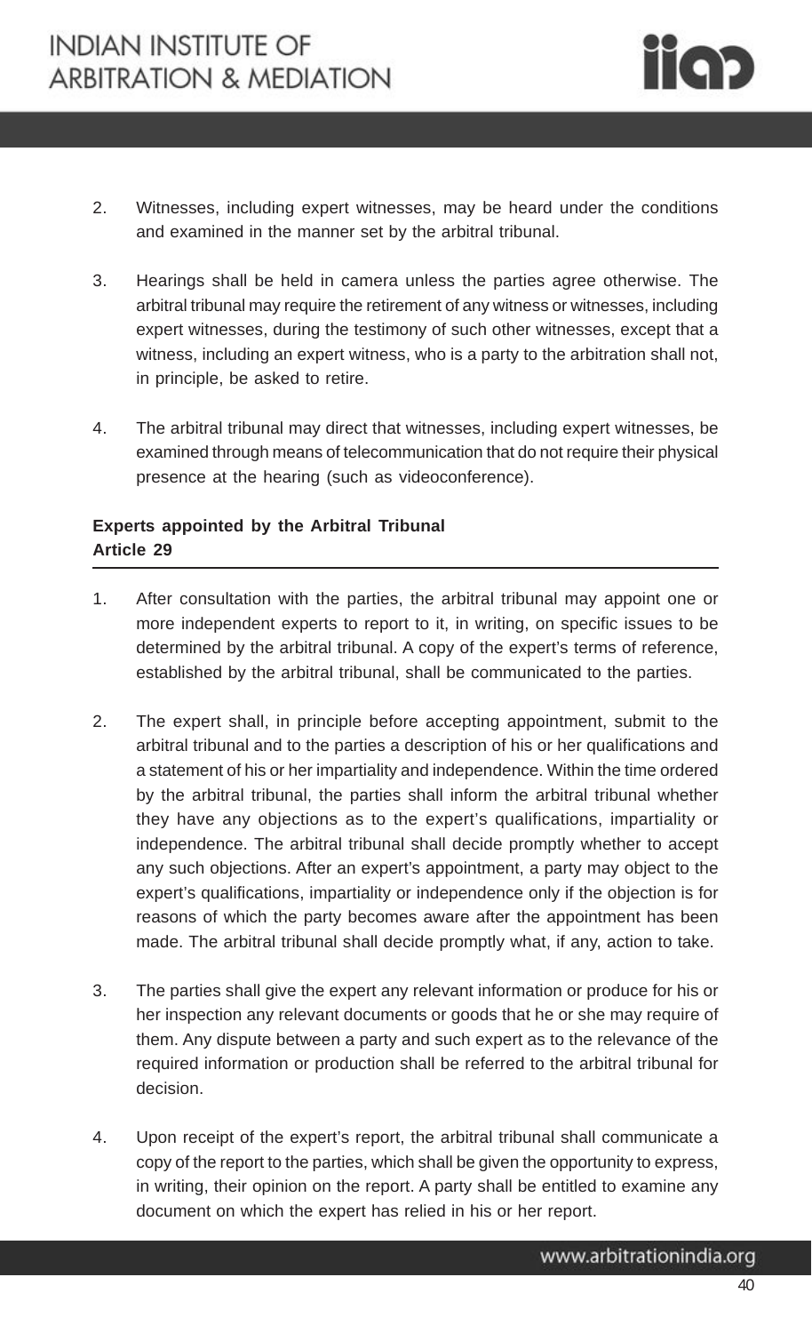2. Witnesses, including expert witnesses, may be heard under the conditions and examined in the manner set by the arbitral tribunal.

3. Hearings shall be held in camera unless the parties agree otherwise. The arbitral tribunal may require the retirement of any witness or witnesses, including expert witnesses, during the testimony of such other witnesses, except that a witness, including an expert witness, who is a party to the arbitration shall not, in principle, be asked to retire.

4. The arbitral tribunal may direct that witnesses, including expert witnesses, be examined through means of telecommunication that do not require their physical presence at the hearing (such as videoconference).

**Experts appointed by the Arbitral Tribunal**
**Article 29**

1. After consultation with the parties, the arbitral tribunal may appoint one or more independent experts to report to it, in writing, on specific issues to be determined by the arbitral tribunal. A copy of the expert's terms of reference, established by the arbitral tribunal, shall be communicated to the parties.

2. The expert shall, in principle before accepting appointment, submit to the arbitral tribunal and to the parties a description of his or her qualifications and a statement of his or her impartiality and independence. Within the time ordered by the arbitral tribunal, the parties shall inform the arbitral tribunal whether they have any objections as to the expert's qualifications, impartiality or independence. The arbitral tribunal shall decide promptly whether to accept any such objections. After an expert's appointment, a party may object to the expert's qualifications, impartiality or independence only if the objection is for reasons of which the party becomes aware after the appointment has been made. The arbitral tribunal shall decide promptly what, if any, action to take.

3. The parties shall give the expert any relevant information or produce for his or her inspection any relevant documents or goods that he or she may require of them. Any dispute between a party and such expert as to the relevance of the required information or production shall be referred to the arbitral tribunal for decision.

4. Upon receipt of the expert's report, the arbitral tribunal shall communicate a copy of the report to the parties, which shall be given the opportunity to express, in writing, their opinion on the report. A party shall be entitled to examine any document on which the expert has relied in his or her report.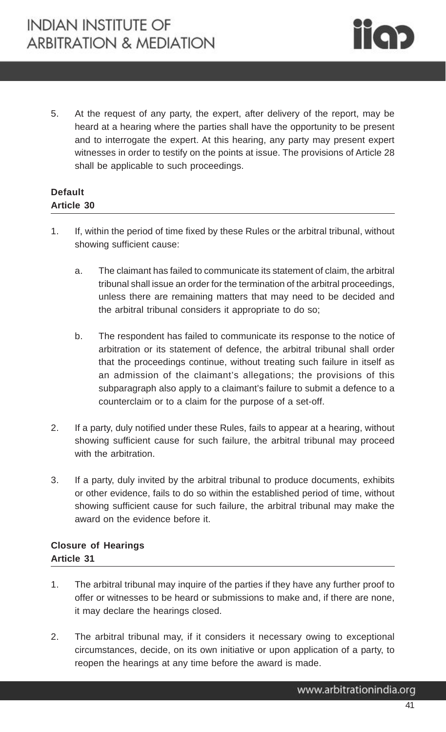5. At the request of any party, the expert, after delivery of the report, may be heard at a hearing where the parties shall have the opportunity to be present and to interrogate the expert. At this hearing, any party may present expert witnesses in order to testify on the points at issue. The provisions of Article 28 shall be applicable to such proceedings.

**Default**
**Article 30**

1. If, within the period of time fixed by these Rules or the arbitral tribunal, without showing sufficient cause:

   a. The claimant has failed to communicate its statement of claim, the arbitral tribunal shall issue an order for the termination of the arbitral proceedings, unless there are remaining matters that may need to be decided and the arbitral tribunal considers it appropriate to do so;

   b. The respondent has failed to communicate its response to the notice of arbitration or its statement of defence, the arbitral tribunal shall order that the proceedings continue, without treating such failure in itself as an admission of the claimant's allegations; the provisions of this subparagraph also apply to a claimant's failure to submit a defence to a counterclaim or to a claim for the purpose of a set-off.

2. If a party, duly notified under these Rules, fails to appear at a hearing, without showing sufficient cause for such failure, the arbitral tribunal may proceed with the arbitration.

3. If a party, duly invited by the arbitral tribunal to produce documents, exhibits or other evidence, fails to do so within the established period of time, without showing sufficient cause for such failure, the arbitral tribunal may make the award on the evidence before it.

**Closure of Hearings**
**Article 31**

1. The arbitral tribunal may inquire of the parties if they have any further proof to offer or witnesses to be heard or submissions to make and, if there are none, it may declare the hearings closed.

2. The arbitral tribunal may, if it considers it necessary owing to exceptional circumstances, decide, on its own initiative or upon application of a party, to reopen the hearings at any time before the award is made.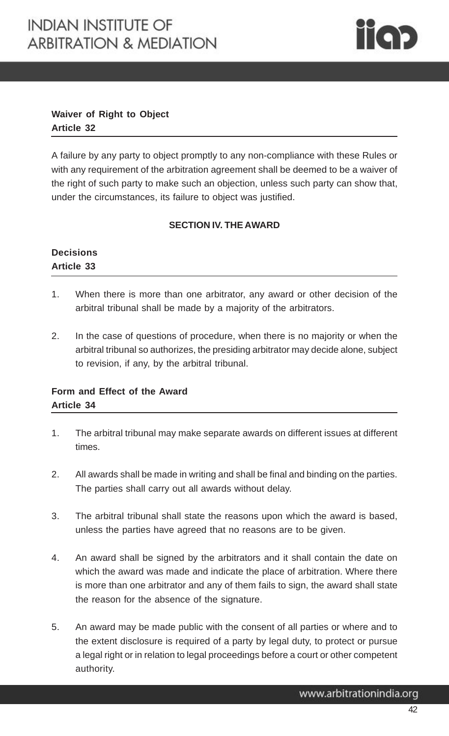**Waiver of Right to Object**
**Article 32**

A failure by any party to object promptly to any non-compliance with these Rules or with any requirement of the arbitration agreement shall be deemed to be a waiver of the right of such party to make such an objection, unless such party can show that, under the circumstances, its failure to object was justified.

**SECTION IV. THE AWARD**

**Decisions**
**Article 33**

1. When there is more than one arbitrator, any award or other decision of the arbitral tribunal shall be made by a majority of the arbitrators.

2. In the case of questions of procedure, when there is no majority or when the arbitral tribunal so authorizes, the presiding arbitrator may decide alone, subject to revision, if any, by the arbitral tribunal.

**Form and Effect of the Award**
**Article 34**

1. The arbitral tribunal may make separate awards on different issues at different times.

2. All awards shall be made in writing and shall be final and binding on the parties. The parties shall carry out all awards without delay.

3. The arbitral tribunal shall state the reasons upon which the award is based, unless the parties have agreed that no reasons are to be given.

4. An award shall be signed by the arbitrators and it shall contain the date on which the award was made and indicate the place of arbitration. Where there is more than one arbitrator and any of them fails to sign, the award shall state the reason for the absence of the signature.

5. An award may be made public with the consent of all parties or where and to the extent disclosure is required of a party by legal duty, to protect or pursue a legal right or in relation to legal proceedings before a court or other competent authority.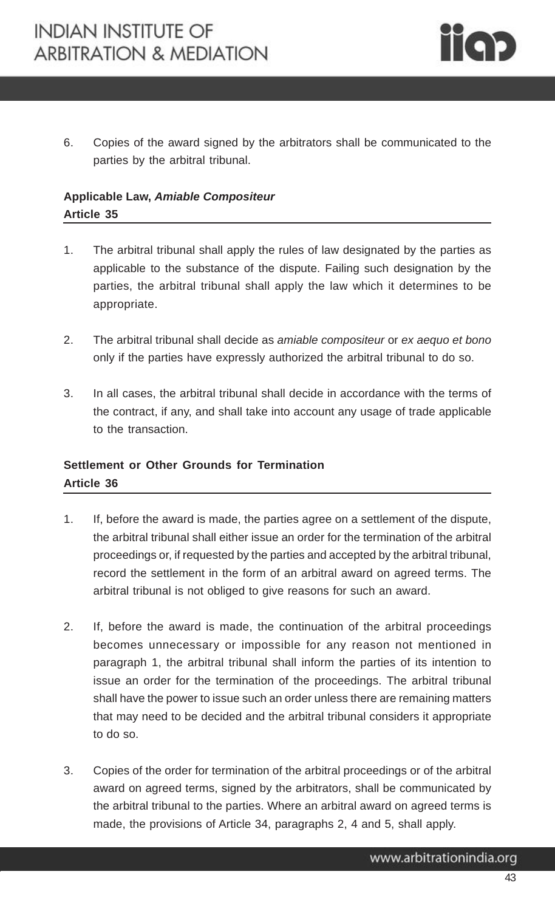6. Copies of the award signed by the arbitrators shall be communicated to the parties by the arbitral tribunal.

**Applicable Law, *Amiable Compositeur***
**Article 35**

1. The arbitral tribunal shall apply the rules of law designated by the parties as applicable to the substance of the dispute. Failing such designation by the parties, the arbitral tribunal shall apply the law which it determines to be appropriate.

2. The arbitral tribunal shall decide as *amiable compositeur* or *ex aequo et bono* only if the parties have expressly authorized the arbitral tribunal to do so.

3. In all cases, the arbitral tribunal shall decide in accordance with the terms of the contract, if any, and shall take into account any usage of trade applicable to the transaction.

**Settlement or Other Grounds for Termination**
**Article 36**

1. If, before the award is made, the parties agree on a settlement of the dispute, the arbitral tribunal shall either issue an order for the termination of the arbitral proceedings or, if requested by the parties and accepted by the arbitral tribunal, record the settlement in the form of an arbitral award on agreed terms. The arbitral tribunal is not obliged to give reasons for such an award.

2. If, before the award is made, the continuation of the arbitral proceedings becomes unnecessary or impossible for any reason not mentioned in paragraph 1, the arbitral tribunal shall inform the parties of its intention to issue an order for the termination of the proceedings. The arbitral tribunal shall have the power to issue such an order unless there are remaining matters that may need to be decided and the arbitral tribunal considers it appropriate to do so.

3. Copies of the order for termination of the arbitral proceedings or of the arbitral award on agreed terms, signed by the arbitrators, shall be communicated by the arbitral tribunal to the parties. Where an arbitral award on agreed terms is made, the provisions of Article 34, paragraphs 2, 4 and 5, shall apply.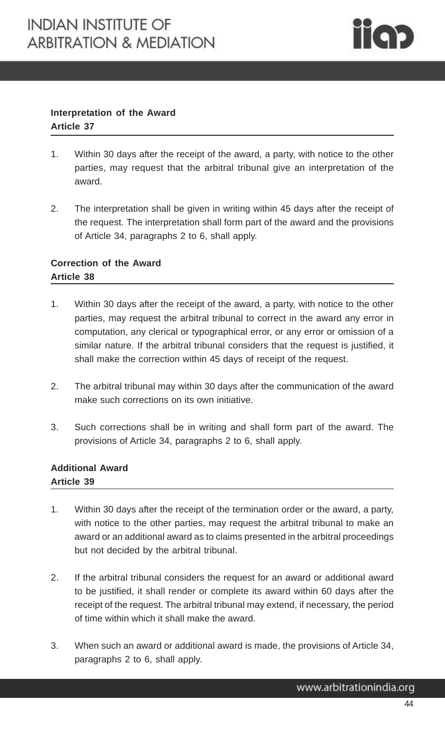**Interpretation of the Award**
**Article 37**

1. Within 30 days after the receipt of the award, a party, with notice to the other parties, may request that the arbitral tribunal give an interpretation of the award.

2. The interpretation shall be given in writing within 45 days after the receipt of the request. The interpretation shall form part of the award and the provisions of Article 34, paragraphs 2 to 6, shall apply.

**Correction of the Award**
**Article 38**

1. Within 30 days after the receipt of the award, a party, with notice to the other parties, may request the arbitral tribunal to correct in the award any error in computation, any clerical or typographical error, or any error or omission of a similar nature. If the arbitral tribunal considers that the request is justified, it shall make the correction within 45 days of receipt of the request.

2. The arbitral tribunal may within 30 days after the communication of the award make such corrections on its own initiative.

3. Such corrections shall be in writing and shall form part of the award. The provisions of Article 34, paragraphs 2 to 6, shall apply.

**Additional Award**
**Article 39**

1. Within 30 days after the receipt of the termination order or the award, a party, with notice to the other parties, may request the arbitral tribunal to make an award or an additional award as to claims presented in the arbitral proceedings but not decided by the arbitral tribunal.

2. If the arbitral tribunal considers the request for an award or additional award to be justified, it shall render or complete its award within 60 days after the receipt of the request. The arbitral tribunal may extend, if necessary, the period of time within which it shall make the award.

3. When such an award or additional award is made, the provisions of Article 34, paragraphs 2 to 6, shall apply.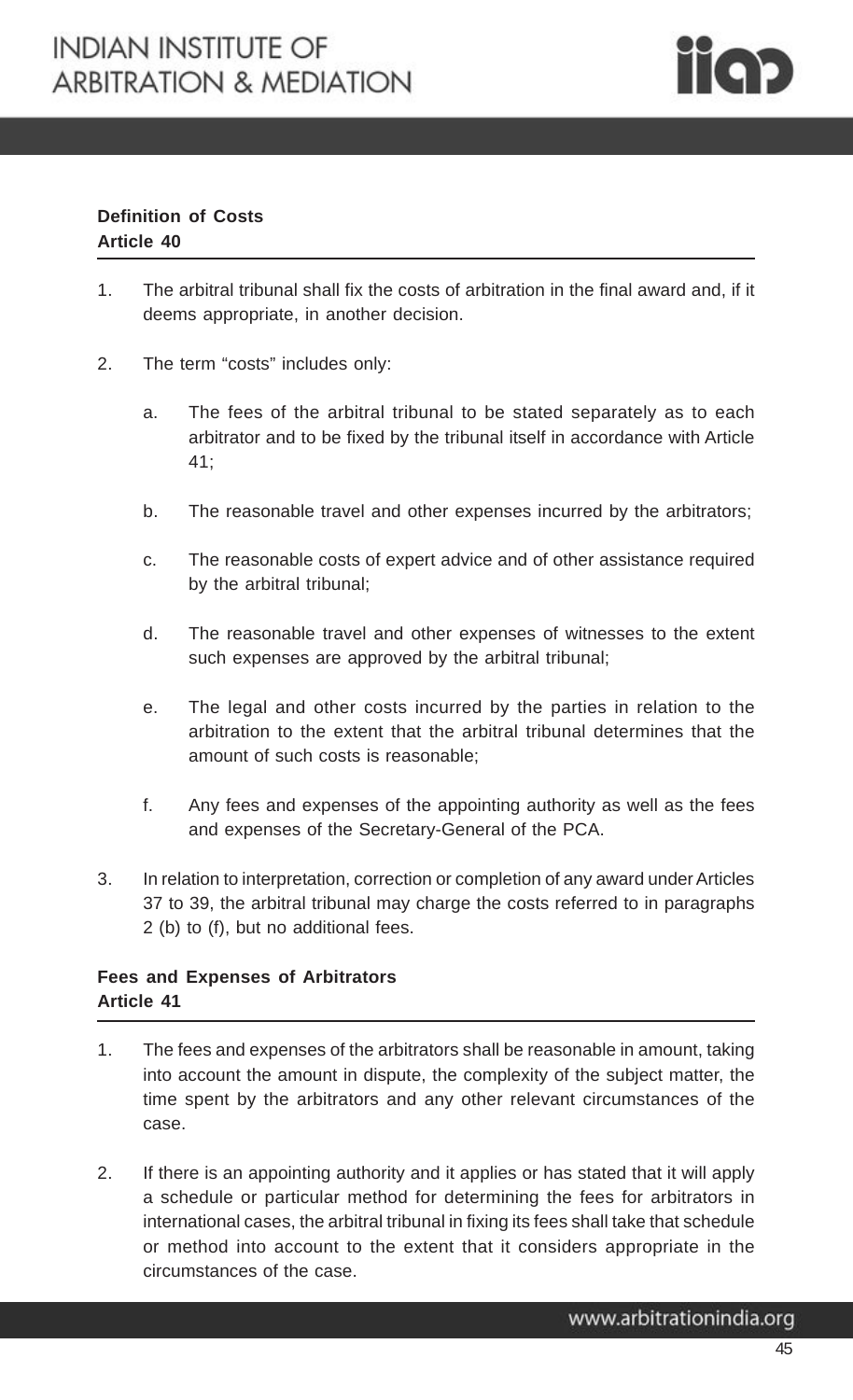**Definition of Costs**
**Article 40**

1. The arbitral tribunal shall fix the costs of arbitration in the final award and, if it deems appropriate, in another decision.

2. The term "costs" includes only:

   a. The fees of the arbitral tribunal to be stated separately as to each arbitrator and to be fixed by the tribunal itself in accordance with Article 41;

   b. The reasonable travel and other expenses incurred by the arbitrators;

   c. The reasonable costs of expert advice and of other assistance required by the arbitral tribunal;

   d. The reasonable travel and other expenses of witnesses to the extent such expenses are approved by the arbitral tribunal;

   e. The legal and other costs incurred by the parties in relation to the arbitration to the extent that the arbitral tribunal determines that the amount of such costs is reasonable;

   f. Any fees and expenses of the appointing authority as well as the fees and expenses of the Secretary-General of the PCA.

3. In relation to interpretation, correction or completion of any award under Articles 37 to 39, the arbitral tribunal may charge the costs referred to in paragraphs 2 (b) to (f), but no additional fees.

**Fees and Expenses of Arbitrators**
**Article 41**

1. The fees and expenses of the arbitrators shall be reasonable in amount, taking into account the amount in dispute, the complexity of the subject matter, the time spent by the arbitrators and any other relevant circumstances of the case.

2. If there is an appointing authority and it applies or has stated that it will apply a schedule or particular method for determining the fees for arbitrators in international cases, the arbitral tribunal in fixing its fees shall take that schedule or method into account to the extent that it considers appropriate in the circumstances of the case.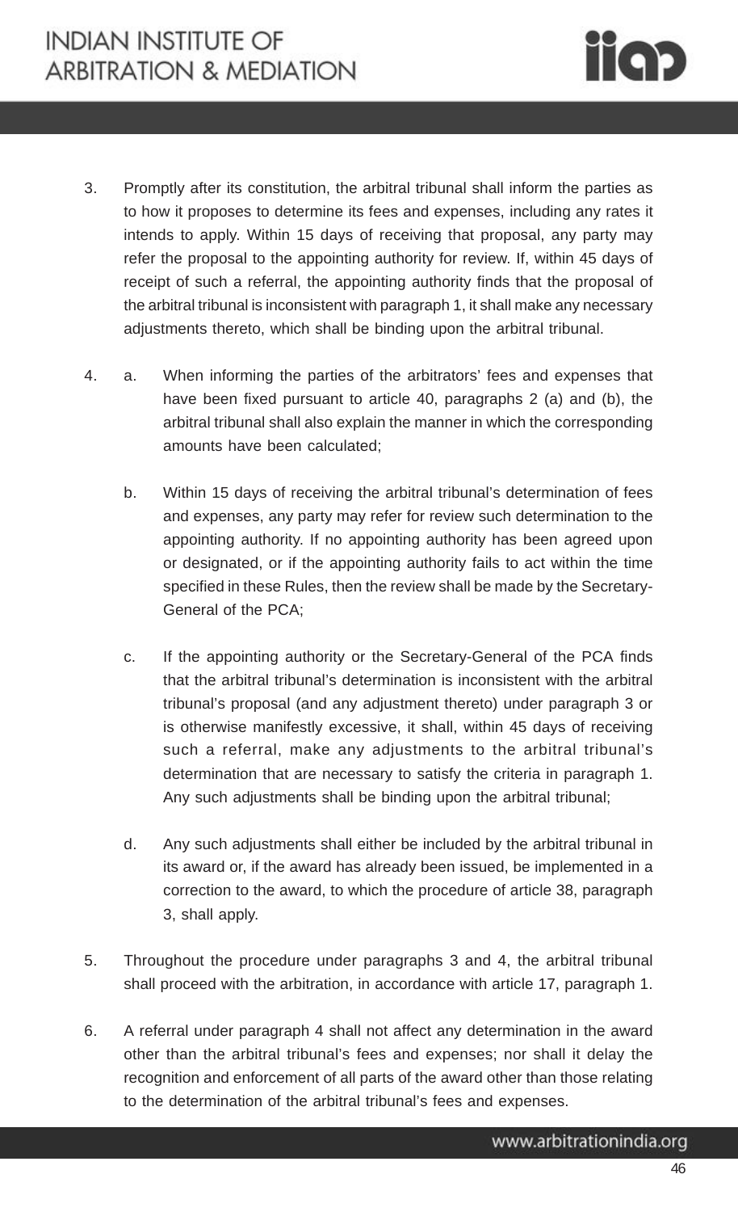3. Promptly after its constitution, the arbitral tribunal shall inform the parties as to how it proposes to determine its fees and expenses, including any rates it intends to apply. Within 15 days of receiving that proposal, any party may refer the proposal to the appointing authority for review. If, within 45 days of receipt of such a referral, the appointing authority finds that the proposal of the arbitral tribunal is inconsistent with paragraph 1, it shall make any necessary adjustments thereto, which shall be binding upon the arbitral tribunal.

4. a. When informing the parties of the arbitrators' fees and expenses that have been fixed pursuant to article 40, paragraphs 2 (a) and (b), the arbitral tribunal shall also explain the manner in which the corresponding amounts have been calculated;

   b. Within 15 days of receiving the arbitral tribunal's determination of fees and expenses, any party may refer for review such determination to the appointing authority. If no appointing authority has been agreed upon or designated, or if the appointing authority fails to act within the time specified in these Rules, then the review shall be made by the Secretary-General of the PCA;

   c. If the appointing authority or the Secretary-General of the PCA finds that the arbitral tribunal's determination is inconsistent with the arbitral tribunal's proposal (and any adjustment thereto) under paragraph 3 or is otherwise manifestly excessive, it shall, within 45 days of receiving such a referral, make any adjustments to the arbitral tribunal's determination that are necessary to satisfy the criteria in paragraph 1. Any such adjustments shall be binding upon the arbitral tribunal;

   d. Any such adjustments shall either be included by the arbitral tribunal in its award or, if the award has already been issued, be implemented in a correction to the award, to which the procedure of article 38, paragraph 3, shall apply.

5. Throughout the procedure under paragraphs 3 and 4, the arbitral tribunal shall proceed with the arbitration, in accordance with article 17, paragraph 1.

6. A referral under paragraph 4 shall not affect any determination in the award other than the arbitral tribunal's fees and expenses; nor shall it delay the recognition and enforcement of all parts of the award other than those relating to the determination of the arbitral tribunal's fees and expenses.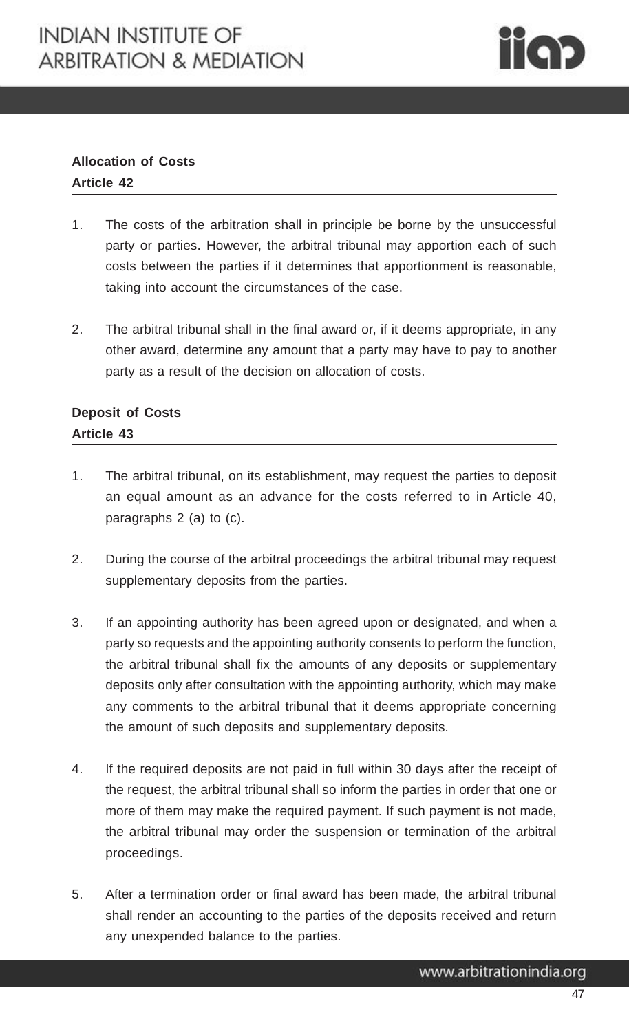### Allocation of Costs
### Article 42

1. The costs of the arbitration shall in principle be borne by the unsuccessful party or parties. However, the arbitral tribunal may apportion each of such costs between the parties if it determines that apportionment is reasonable, taking into account the circumstances of the case.

2. The arbitral tribunal shall in the final award or, if it deems appropriate, in any other award, determine any amount that a party may have to pay to another party as a result of the decision on allocation of costs.

### Deposit of Costs
### Article 43

1. The arbitral tribunal, on its establishment, may request the parties to deposit an equal amount as an advance for the costs referred to in Article 40, paragraphs 2 (a) to (c).

2. During the course of the arbitral proceedings the arbitral tribunal may request supplementary deposits from the parties.

3. If an appointing authority has been agreed upon or designated, and when a party so requests and the appointing authority consents to perform the function, the arbitral tribunal shall fix the amounts of any deposits or supplementary deposits only after consultation with the appointing authority, which may make any comments to the arbitral tribunal that it deems appropriate concerning the amount of such deposits and supplementary deposits.

4. If the required deposits are not paid in full within 30 days after the receipt of the request, the arbitral tribunal shall so inform the parties in order that one or more of them may make the required payment. If such payment is not made, the arbitral tribunal may order the suspension or termination of the arbitral proceedings.

5. After a termination order or final award has been made, the arbitral tribunal shall render an accounting to the parties of the deposits received and return any unexpended balance to the parties.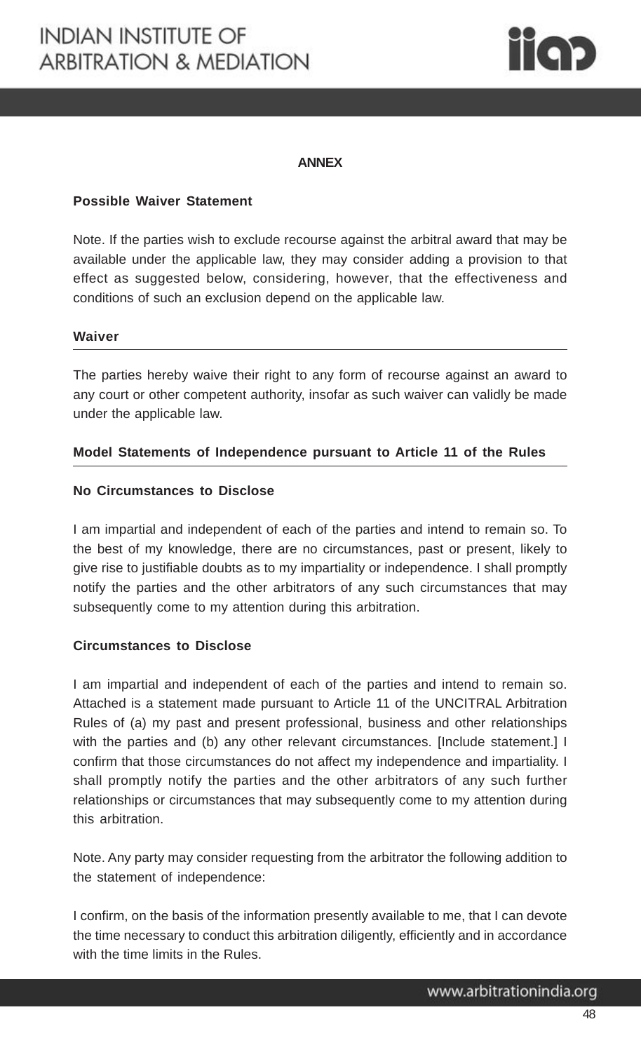## ANNEX

**Possible Waiver Statement**

Note. If the parties wish to exclude recourse against the arbitral award that may be available under the applicable law, they may consider adding a provision to that effect as suggested below, considering, however, that the effectiveness and conditions of such an exclusion depend on the applicable law.

**Waiver**

The parties hereby waive their right to any form of recourse against an award to any court or other competent authority, insofar as such waiver can validly be made under the applicable law.

**Model Statements of Independence pursuant to Article 11 of the Rules**

**No Circumstances to Disclose**

I am impartial and independent of each of the parties and intend to remain so. To the best of my knowledge, there are no circumstances, past or present, likely to give rise to justifiable doubts as to my impartiality or independence. I shall promptly notify the parties and the other arbitrators of any such circumstances that may subsequently come to my attention during this arbitration.

**Circumstances to Disclose**

I am impartial and independent of each of the parties and intend to remain so. Attached is a statement made pursuant to Article 11 of the UNCITRAL Arbitration Rules of (a) my past and present professional, business and other relationships with the parties and (b) any other relevant circumstances. [Include statement.] I confirm that those circumstances do not affect my independence and impartiality. I shall promptly notify the parties and the other arbitrators of any such further relationships or circumstances that may subsequently come to my attention during this arbitration.

Note. Any party may consider requesting from the arbitrator the following addition to the statement of independence:

I confirm, on the basis of the information presently available to me, that I can devote the time necessary to conduct this arbitration diligently, efficiently and in accordance with the time limits in the Rules.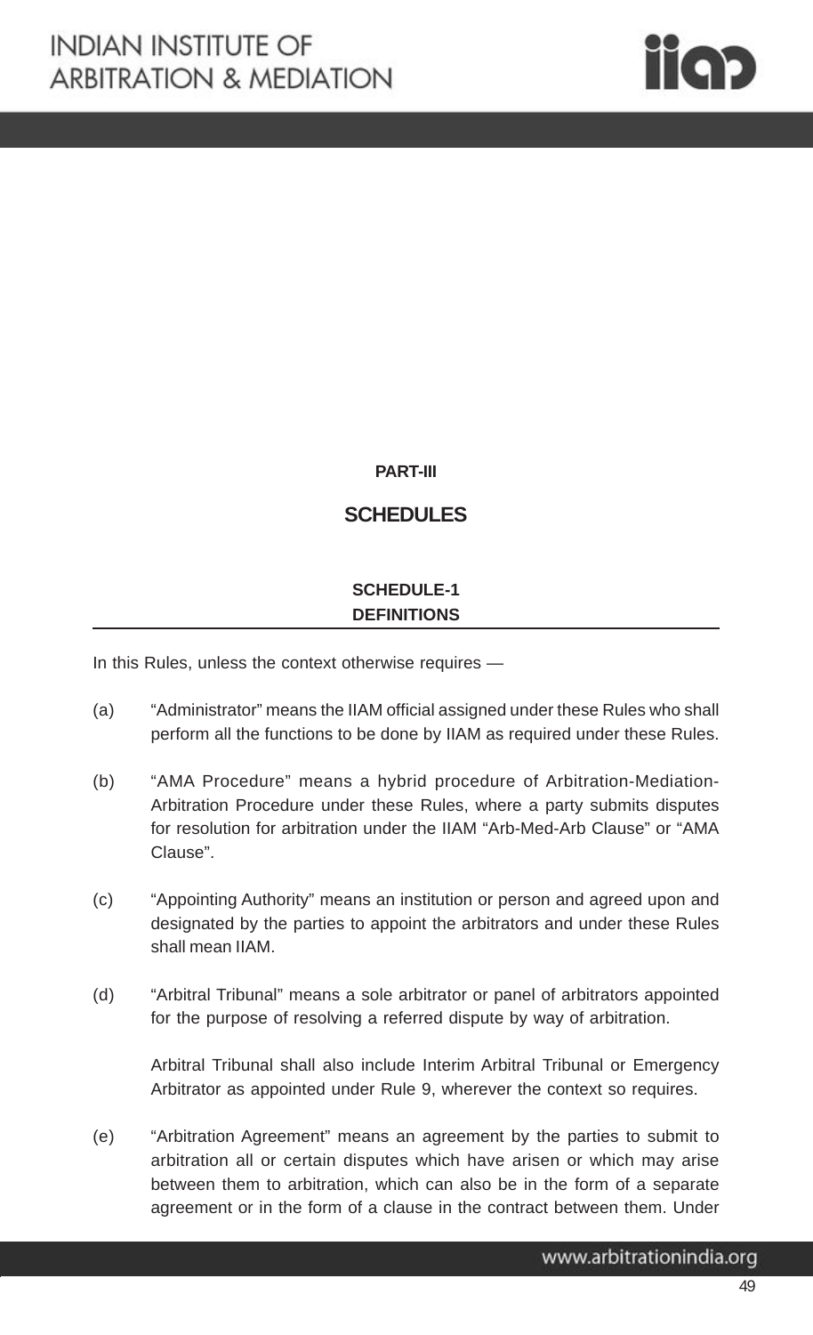## PART-III

# SCHEDULES

### SCHEDULE-1
### DEFINITIONS

In this Rules, unless the context otherwise requires —

(a) "Administrator" means the IIAM official assigned under these Rules who shall perform all the functions to be done by IIAM as required under these Rules.

(b) "AMA Procedure" means a hybrid procedure of Arbitration-Mediation-Arbitration Procedure under these Rules, where a party submits disputes for resolution for arbitration under the IIAM "Arb-Med-Arb Clause" or "AMA Clause".

(c) "Appointing Authority" means an institution or person and agreed upon and designated by the parties to appoint the arbitrators and under these Rules shall mean IIAM.

(d) "Arbitral Tribunal" means a sole arbitrator or panel of arbitrators appointed for the purpose of resolving a referred dispute by way of arbitration.

Arbitral Tribunal shall also include Interim Arbitral Tribunal or Emergency Arbitrator as appointed under Rule 9, wherever the context so requires.

(e) "Arbitration Agreement" means an agreement by the parties to submit to arbitration all or certain disputes which have arisen or which may arise between them to arbitration, which can also be in the form of a separate agreement or in the form of a clause in the contract between them. Under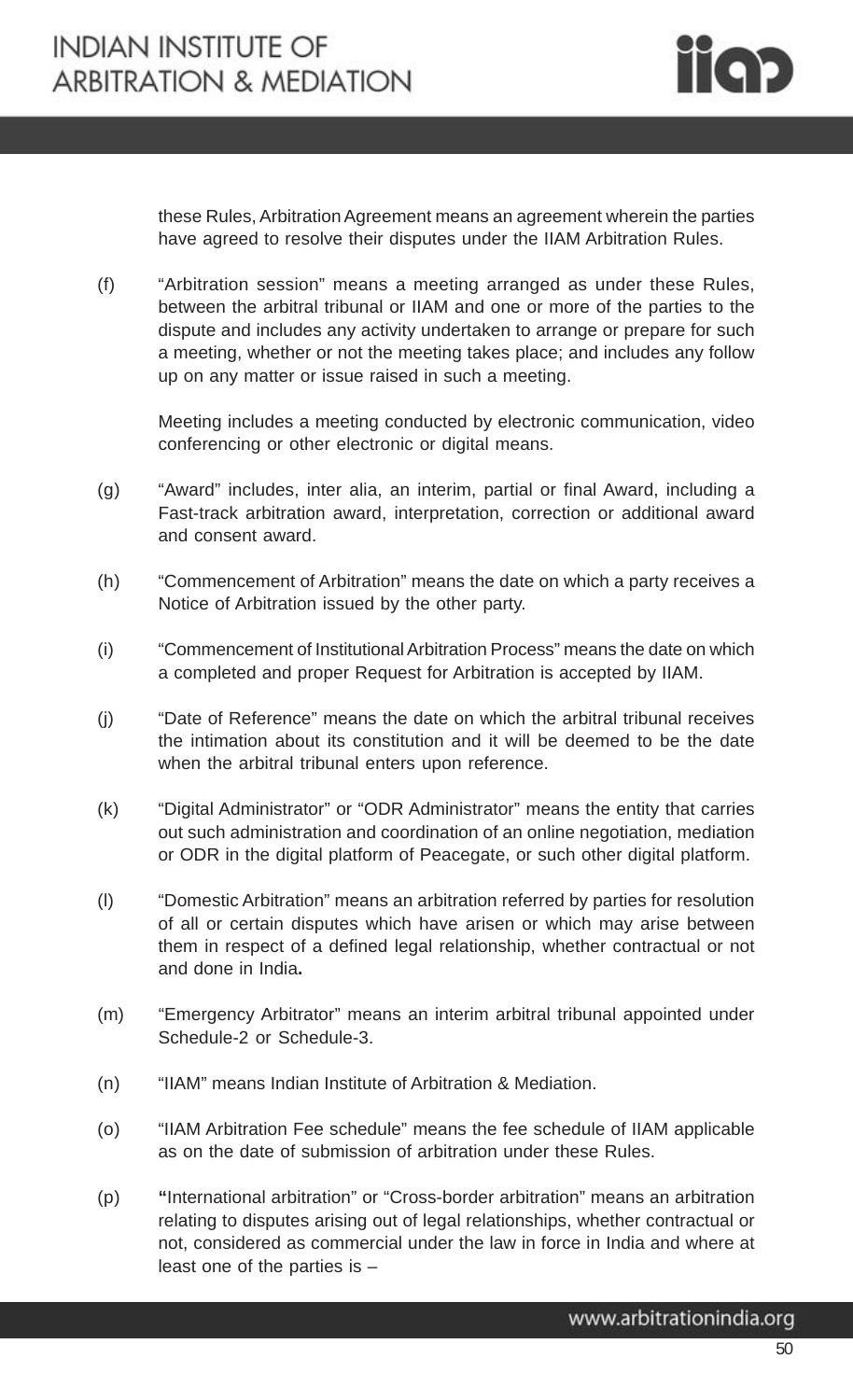these Rules, Arbitration Agreement means an agreement wherein the parties have agreed to resolve their disputes under the IIAM Arbitration Rules.

(f) "Arbitration session" means a meeting arranged as under these Rules, between the arbitral tribunal or IIAM and one or more of the parties to the dispute and includes any activity undertaken to arrange or prepare for such a meeting, whether or not the meeting takes place; and includes any follow up on any matter or issue raised in such a meeting.

Meeting includes a meeting conducted by electronic communication, video conferencing or other electronic or digital means.

(g) "Award" includes, inter alia, an interim, partial or final Award, including a Fast-track arbitration award, interpretation, correction or additional award and consent award.

(h) "Commencement of Arbitration" means the date on which a party receives a Notice of Arbitration issued by the other party.

(i) "Commencement of Institutional Arbitration Process" means the date on which a completed and proper Request for Arbitration is accepted by IIAM.

(j) "Date of Reference" means the date on which the arbitral tribunal receives the intimation about its constitution and it will be deemed to be the date when the arbitral tribunal enters upon reference.

(k) "Digital Administrator" or "ODR Administrator" means the entity that carries out such administration and coordination of an online negotiation, mediation or ODR in the digital platform of Peacegate, or such other digital platform.

(l) "Domestic Arbitration" means an arbitration referred by parties for resolution of all or certain disputes which have arisen or which may arise between them in respect of a defined legal relationship, whether contractual or not and done in India**.**

(m) "Emergency Arbitrator" means an interim arbitral tribunal appointed under Schedule-2 or Schedule-3.

(n) "IIAM" means Indian Institute of Arbitration & Mediation.

(o) "IIAM Arbitration Fee schedule" means the fee schedule of IIAM applicable as on the date of submission of arbitration under these Rules.

(p) **"**International arbitration" or "Cross-border arbitration" means an arbitration relating to disputes arising out of legal relationships, whether contractual or not, considered as commercial under the law in force in India and where at least one of the parties is –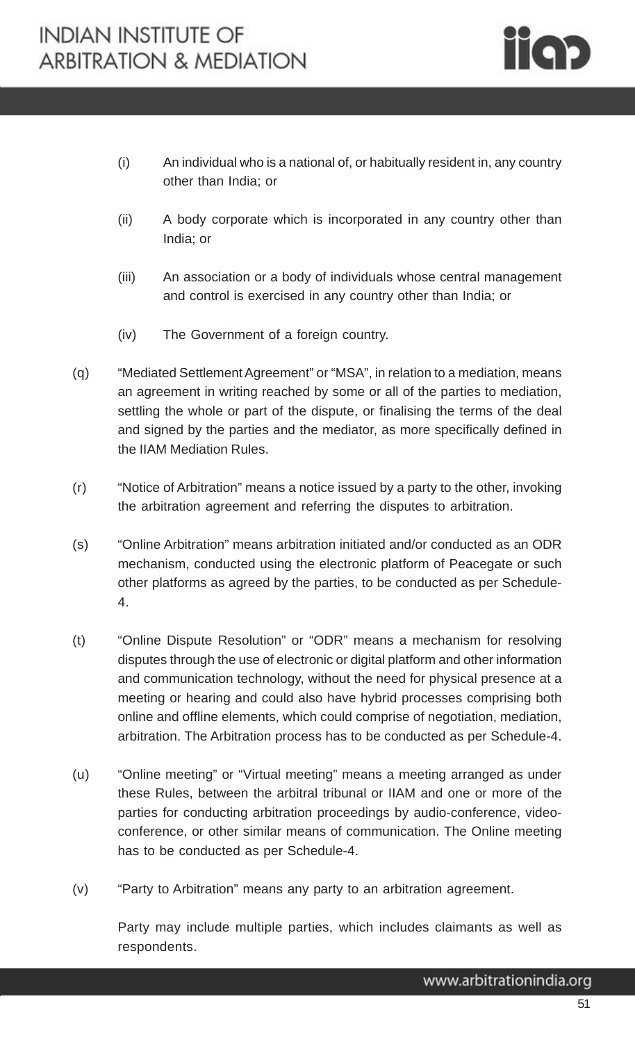(i) An individual who is a national of, or habitually resident in, any country other than India; or

(ii) A body corporate which is incorporated in any country other than India; or

(iii) An association or a body of individuals whose central management and control is exercised in any country other than India; or

(iv) The Government of a foreign country.

(q) "Mediated Settlement Agreement" or "MSA", in relation to a mediation, means an agreement in writing reached by some or all of the parties to mediation, settling the whole or part of the dispute, or finalising the terms of the deal and signed by the parties and the mediator, as more specifically defined in the IIAM Mediation Rules.

(r) "Notice of Arbitration" means a notice issued by a party to the other, invoking the arbitration agreement and referring the disputes to arbitration.

(s) "Online Arbitration" means arbitration initiated and/or conducted as an ODR mechanism, conducted using the electronic platform of Peacegate or such other platforms as agreed by the parties, to be conducted as per Schedule-4.

(t) "Online Dispute Resolution" or "ODR" means a mechanism for resolving disputes through the use of electronic or digital platform and other information and communication technology, without the need for physical presence at a meeting or hearing and could also have hybrid processes comprising both online and offline elements, which could comprise of negotiation, mediation, arbitration. The Arbitration process has to be conducted as per Schedule-4.

(u) "Online meeting" or "Virtual meeting" means a meeting arranged as under these Rules, between the arbitral tribunal or IIAM and one or more of the parties for conducting arbitration proceedings by audio-conference, video-conference, or other similar means of communication. The Online meeting has to be conducted as per Schedule-4.

(v) "Party to Arbitration" means any party to an arbitration agreement.

Party may include multiple parties, which includes claimants as well as respondents.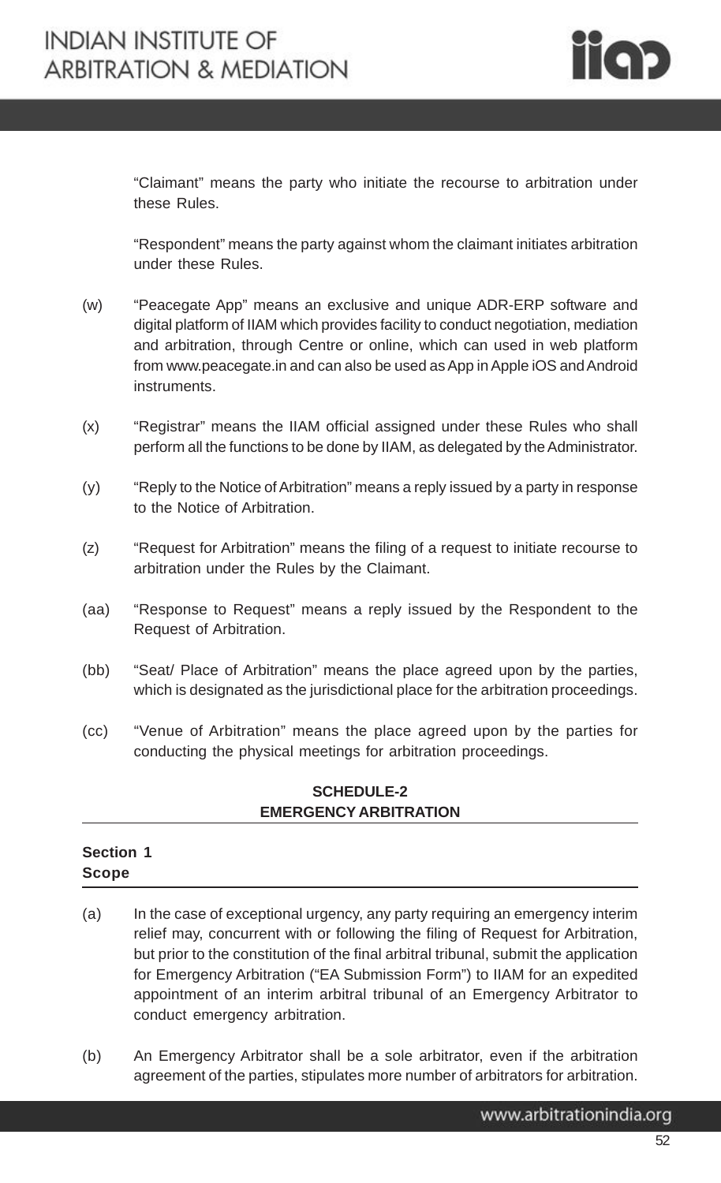"Claimant" means the party who initiate the recourse to arbitration under these Rules.

"Respondent" means the party against whom the claimant initiates arbitration under these Rules.

(w) "Peacegate App" means an exclusive and unique ADR-ERP software and digital platform of IIAM which provides facility to conduct negotiation, mediation and arbitration, through Centre or online, which can used in web platform from www.peacegate.in and can also be used as App in Apple iOS and Android instruments.

(x) "Registrar" means the IIAM official assigned under these Rules who shall perform all the functions to be done by IIAM, as delegated by the Administrator.

(y) "Reply to the Notice of Arbitration" means a reply issued by a party in response to the Notice of Arbitration.

(z) "Request for Arbitration" means the filing of a request to initiate recourse to arbitration under the Rules by the Claimant.

(aa) "Response to Request" means a reply issued by the Respondent to the Request of Arbitration.

(bb) "Seat/ Place of Arbitration" means the place agreed upon by the parties, which is designated as the jurisdictional place for the arbitration proceedings.

(cc) "Venue of Arbitration" means the place agreed upon by the parties for conducting the physical meetings for arbitration proceedings.

## SCHEDULE-2
## EMERGENCY ARBITRATION

### Section 1
### Scope

(a) In the case of exceptional urgency, any party requiring an emergency interim relief may, concurrent with or following the filing of Request for Arbitration, but prior to the constitution of the final arbitral tribunal, submit the application for Emergency Arbitration ("EA Submission Form") to IIAM for an expedited appointment of an interim arbitral tribunal of an Emergency Arbitrator to conduct emergency arbitration.

(b) An Emergency Arbitrator shall be a sole arbitrator, even if the arbitration agreement of the parties, stipulates more number of arbitrators for arbitration.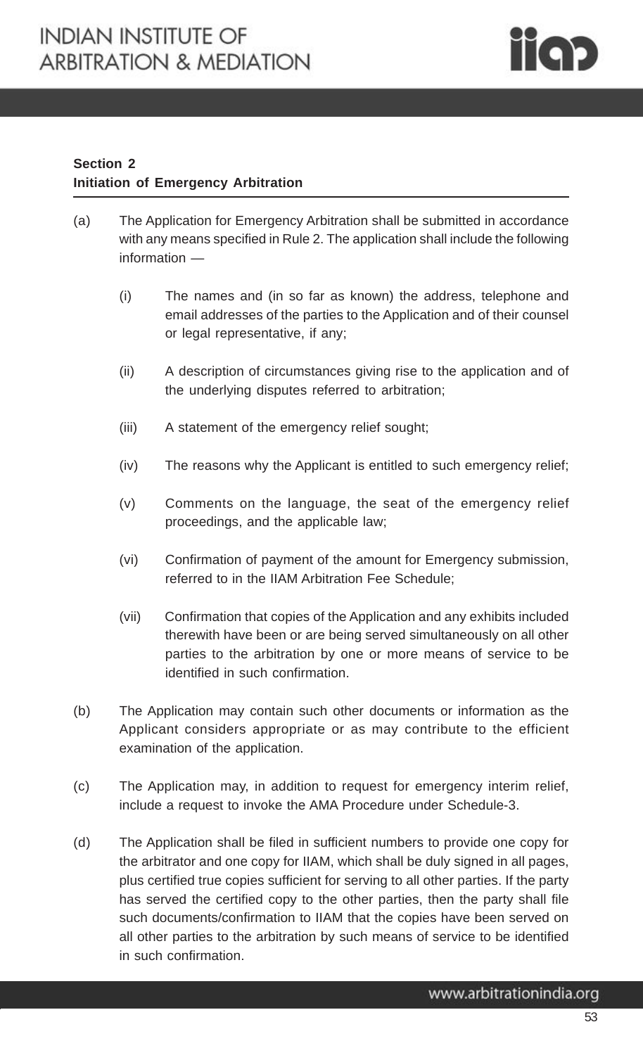**Section 2**
**Initiation of Emergency Arbitration**

(a) The Application for Emergency Arbitration shall be submitted in accordance with any means specified in Rule 2. The application shall include the following information —

  (i) The names and (in so far as known) the address, telephone and email addresses of the parties to the Application and of their counsel or legal representative, if any;

  (ii) A description of circumstances giving rise to the application and of the underlying disputes referred to arbitration;

  (iii) A statement of the emergency relief sought;

  (iv) The reasons why the Applicant is entitled to such emergency relief;

  (v) Comments on the language, the seat of the emergency relief proceedings, and the applicable law;

  (vi) Confirmation of payment of the amount for Emergency submission, referred to in the IIAM Arbitration Fee Schedule;

  (vii) Confirmation that copies of the Application and any exhibits included therewith have been or are being served simultaneously on all other parties to the arbitration by one or more means of service to be identified in such confirmation.

(b) The Application may contain such other documents or information as the Applicant considers appropriate or as may contribute to the efficient examination of the application.

(c) The Application may, in addition to request for emergency interim relief, include a request to invoke the AMA Procedure under Schedule-3.

(d) The Application shall be filed in sufficient numbers to provide one copy for the arbitrator and one copy for IIAM, which shall be duly signed in all pages, plus certified true copies sufficient for serving to all other parties. If the party has served the certified copy to the other parties, then the party shall file such documents/confirmation to IIAM that the copies have been served on all other parties to the arbitration by such means of service to be identified in such confirmation.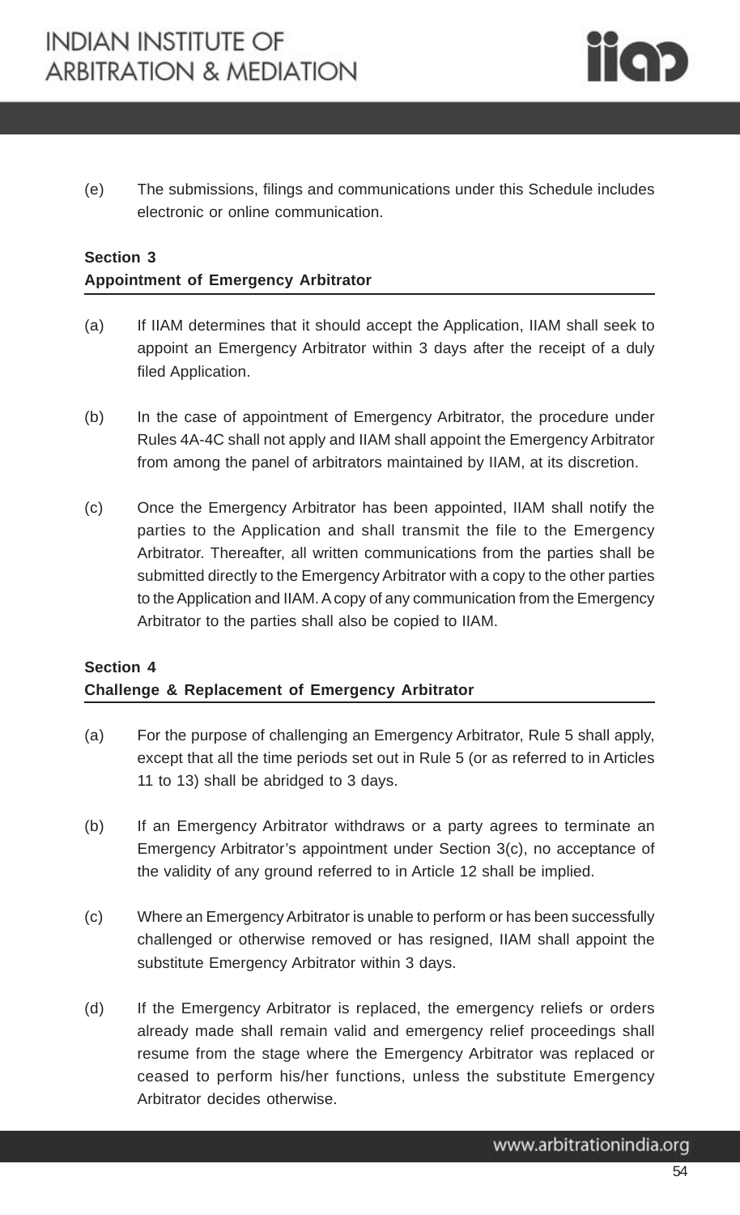(e) The submissions, filings and communications under this Schedule includes electronic or online communication.

### Section 3
### Appointment of Emergency Arbitrator

(a) If IIAM determines that it should accept the Application, IIAM shall seek to appoint an Emergency Arbitrator within 3 days after the receipt of a duly filed Application.

(b) In the case of appointment of Emergency Arbitrator, the procedure under Rules 4A-4C shall not apply and IIAM shall appoint the Emergency Arbitrator from among the panel of arbitrators maintained by IIAM, at its discretion.

(c) Once the Emergency Arbitrator has been appointed, IIAM shall notify the parties to the Application and shall transmit the file to the Emergency Arbitrator. Thereafter, all written communications from the parties shall be submitted directly to the Emergency Arbitrator with a copy to the other parties to the Application and IIAM. A copy of any communication from the Emergency Arbitrator to the parties shall also be copied to IIAM.

### Section 4
### Challenge & Replacement of Emergency Arbitrator

(a) For the purpose of challenging an Emergency Arbitrator, Rule 5 shall apply, except that all the time periods set out in Rule 5 (or as referred to in Articles 11 to 13) shall be abridged to 3 days.

(b) If an Emergency Arbitrator withdraws or a party agrees to terminate an Emergency Arbitrator's appointment under Section 3(c), no acceptance of the validity of any ground referred to in Article 12 shall be implied.

(c) Where an Emergency Arbitrator is unable to perform or has been successfully challenged or otherwise removed or has resigned, IIAM shall appoint the substitute Emergency Arbitrator within 3 days.

(d) If the Emergency Arbitrator is replaced, the emergency reliefs or orders already made shall remain valid and emergency relief proceedings shall resume from the stage where the Emergency Arbitrator was replaced or ceased to perform his/her functions, unless the substitute Emergency Arbitrator decides otherwise.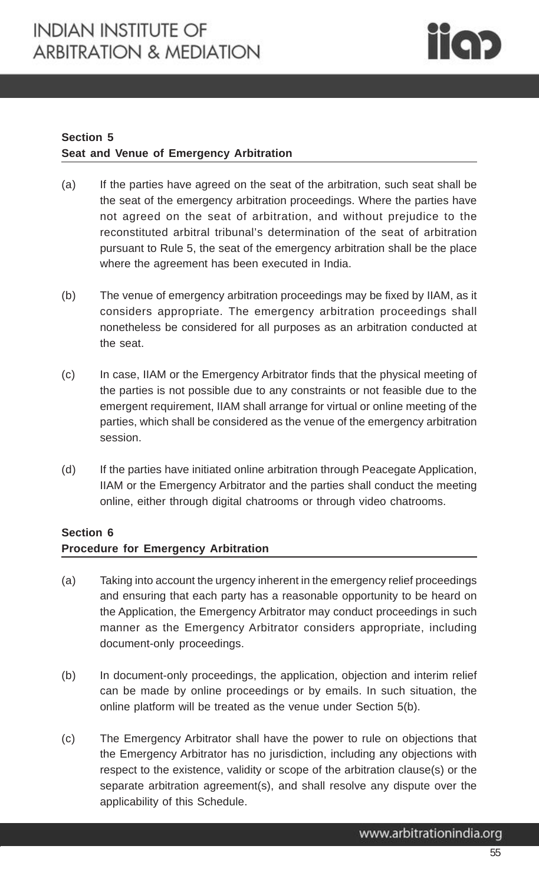**Section 5**
**Seat and Venue of Emergency Arbitration**

(a) If the parties have agreed on the seat of the arbitration, such seat shall be the seat of the emergency arbitration proceedings. Where the parties have not agreed on the seat of arbitration, and without prejudice to the reconstituted arbitral tribunal's determination of the seat of arbitration pursuant to Rule 5, the seat of the emergency arbitration shall be the place where the agreement has been executed in India.

(b) The venue of emergency arbitration proceedings may be fixed by IIAM, as it considers appropriate. The emergency arbitration proceedings shall nonetheless be considered for all purposes as an arbitration conducted at the seat.

(c) In case, IIAM or the Emergency Arbitrator finds that the physical meeting of the parties is not possible due to any constraints or not feasible due to the emergent requirement, IIAM shall arrange for virtual or online meeting of the parties, which shall be considered as the venue of the emergency arbitration session.

(d) If the parties have initiated online arbitration through Peacegate Application, IIAM or the Emergency Arbitrator and the parties shall conduct the meeting online, either through digital chatrooms or through video chatrooms.

**Section 6**
**Procedure for Emergency Arbitration**

(a) Taking into account the urgency inherent in the emergency relief proceedings and ensuring that each party has a reasonable opportunity to be heard on the Application, the Emergency Arbitrator may conduct proceedings in such manner as the Emergency Arbitrator considers appropriate, including document-only proceedings.

(b) In document-only proceedings, the application, objection and interim relief can be made by online proceedings or by emails. In such situation, the online platform will be treated as the venue under Section 5(b).

(c) The Emergency Arbitrator shall have the power to rule on objections that the Emergency Arbitrator has no jurisdiction, including any objections with respect to the existence, validity or scope of the arbitration clause(s) or the separate arbitration agreement(s), and shall resolve any dispute over the applicability of this Schedule.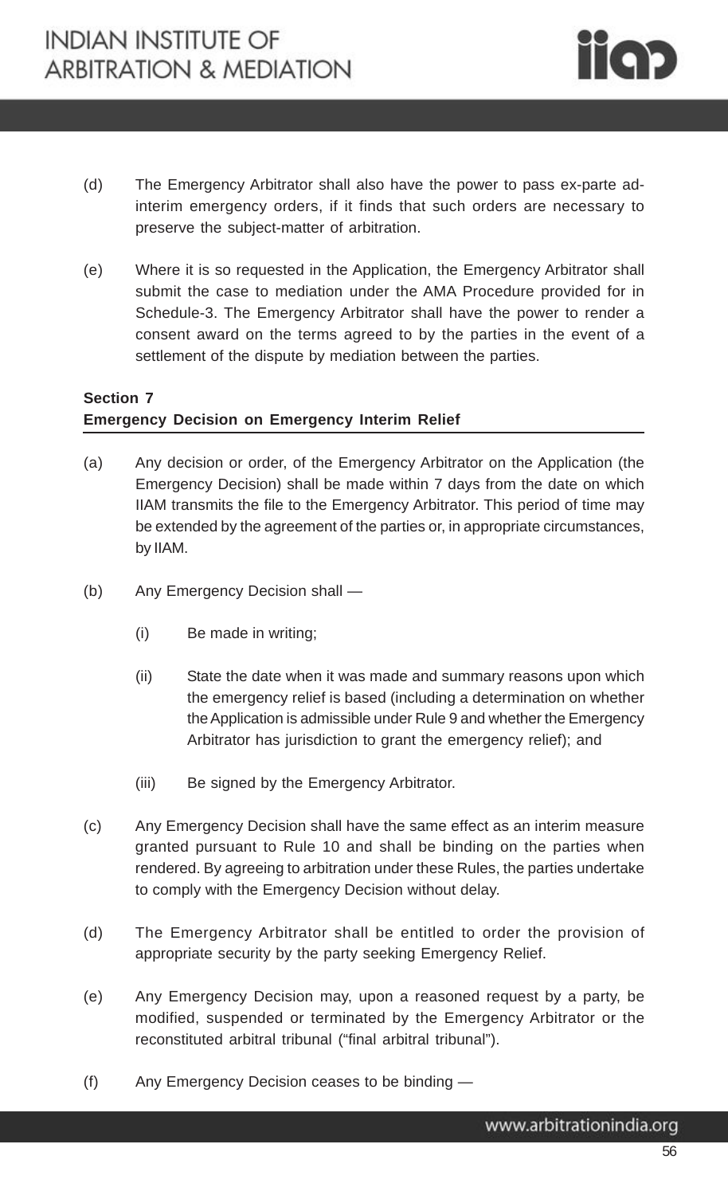(d) The Emergency Arbitrator shall also have the power to pass ex-parte ad-interim emergency orders, if it finds that such orders are necessary to preserve the subject-matter of arbitration.

(e) Where it is so requested in the Application, the Emergency Arbitrator shall submit the case to mediation under the AMA Procedure provided for in Schedule-3. The Emergency Arbitrator shall have the power to render a consent award on the terms agreed to by the parties in the event of a settlement of the dispute by mediation between the parties.

**Section 7**
**Emergency Decision on Emergency Interim Relief**

(a) Any decision or order, of the Emergency Arbitrator on the Application (the Emergency Decision) shall be made within 7 days from the date on which IIAM transmits the file to the Emergency Arbitrator. This period of time may be extended by the agreement of the parties or, in appropriate circumstances, by IIAM.

(b) Any Emergency Decision shall —

(i) Be made in writing;

(ii) State the date when it was made and summary reasons upon which the emergency relief is based (including a determination on whether the Application is admissible under Rule 9 and whether the Emergency Arbitrator has jurisdiction to grant the emergency relief); and

(iii) Be signed by the Emergency Arbitrator.

(c) Any Emergency Decision shall have the same effect as an interim measure granted pursuant to Rule 10 and shall be binding on the parties when rendered. By agreeing to arbitration under these Rules, the parties undertake to comply with the Emergency Decision without delay.

(d) The Emergency Arbitrator shall be entitled to order the provision of appropriate security by the party seeking Emergency Relief.

(e) Any Emergency Decision may, upon a reasoned request by a party, be modified, suspended or terminated by the Emergency Arbitrator or the reconstituted arbitral tribunal ("final arbitral tribunal").

(f) Any Emergency Decision ceases to be binding —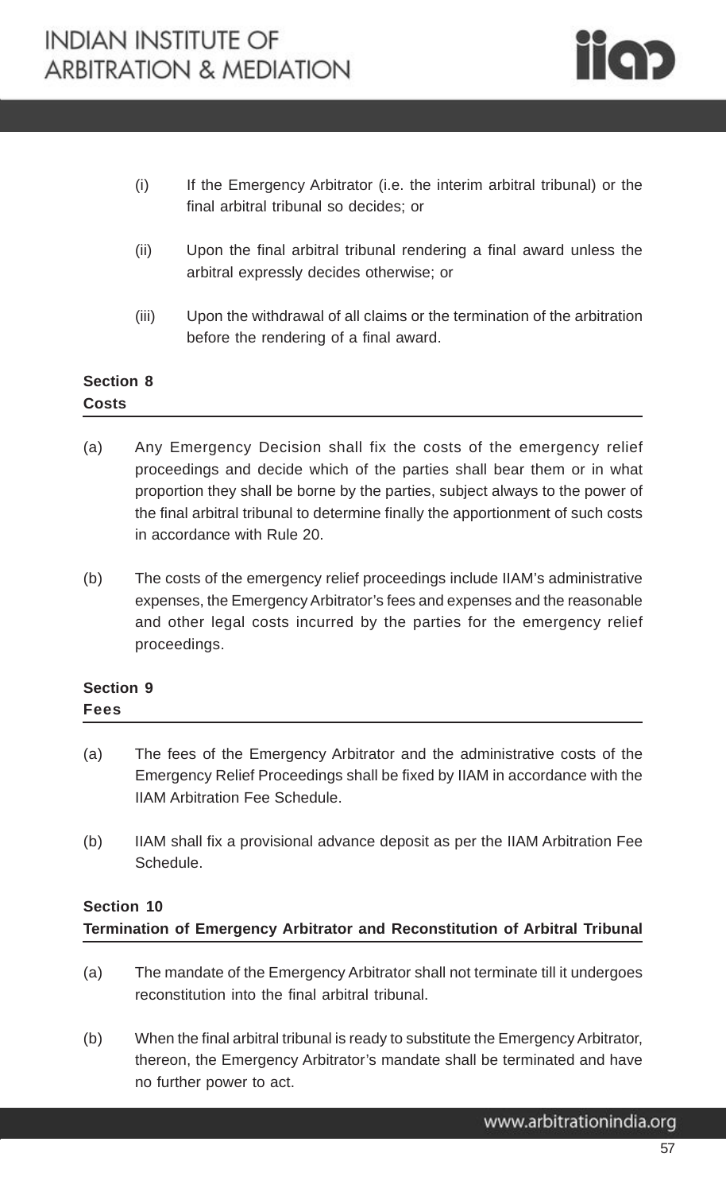(i) If the Emergency Arbitrator (i.e. the interim arbitral tribunal) or the final arbitral tribunal so decides; or

(ii) Upon the final arbitral tribunal rendering a final award unless the arbitral expressly decides otherwise; or

(iii) Upon the withdrawal of all claims or the termination of the arbitration before the rendering of a final award.

**Section 8**
**Costs**

(a) Any Emergency Decision shall fix the costs of the emergency relief proceedings and decide which of the parties shall bear them or in what proportion they shall be borne by the parties, subject always to the power of the final arbitral tribunal to determine finally the apportionment of such costs in accordance with Rule 20.

(b) The costs of the emergency relief proceedings include IIAM's administrative expenses, the Emergency Arbitrator's fees and expenses and the reasonable and other legal costs incurred by the parties for the emergency relief proceedings.

**Section 9**
**Fees**

(a) The fees of the Emergency Arbitrator and the administrative costs of the Emergency Relief Proceedings shall be fixed by IIAM in accordance with the IIAM Arbitration Fee Schedule.

(b) IIAM shall fix a provisional advance deposit as per the IIAM Arbitration Fee Schedule.

**Section 10**
**Termination of Emergency Arbitrator and Reconstitution of Arbitral Tribunal**

(a) The mandate of the Emergency Arbitrator shall not terminate till it undergoes reconstitution into the final arbitral tribunal.

(b) When the final arbitral tribunal is ready to substitute the Emergency Arbitrator, thereon, the Emergency Arbitrator's mandate shall be terminated and have no further power to act.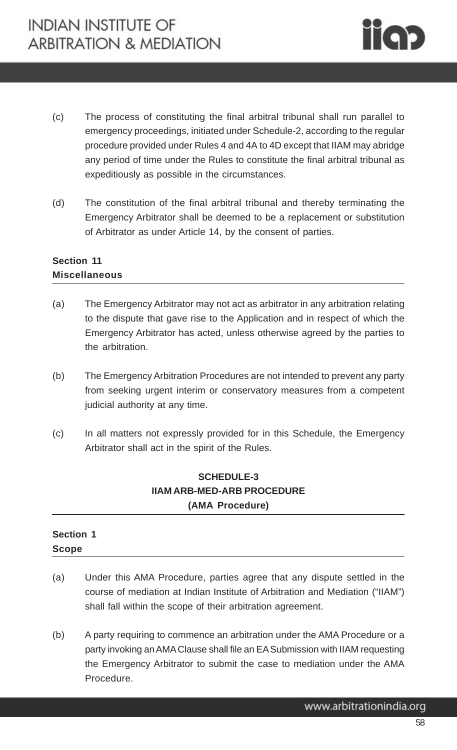(c) The process of constituting the final arbitral tribunal shall run parallel to emergency proceedings, initiated under Schedule-2, according to the regular procedure provided under Rules 4 and 4A to 4D except that IIAM may abridge any period of time under the Rules to constitute the final arbitral tribunal as expeditiously as possible in the circumstances.

(d) The constitution of the final arbitral tribunal and thereby terminating the Emergency Arbitrator shall be deemed to be a replacement or substitution of Arbitrator as under Article 14, by the consent of parties.

### Section 11
### Miscellaneous

(a) The Emergency Arbitrator may not act as arbitrator in any arbitration relating to the dispute that gave rise to the Application and in respect of which the Emergency Arbitrator has acted, unless otherwise agreed by the parties to the arbitration.

(b) The Emergency Arbitration Procedures are not intended to prevent any party from seeking urgent interim or conservatory measures from a competent judicial authority at any time.

(c) In all matters not expressly provided for in this Schedule, the Emergency Arbitrator shall act in the spirit of the Rules.

## SCHEDULE-3
## IIAM ARB-MED-ARB PROCEDURE
## (AMA Procedure)

### Section 1
### Scope

(a) Under this AMA Procedure, parties agree that any dispute settled in the course of mediation at Indian Institute of Arbitration and Mediation ("IIAM") shall fall within the scope of their arbitration agreement.

(b) A party requiring to commence an arbitration under the AMA Procedure or a party invoking an AMA Clause shall file an EA Submission with IIAM requesting the Emergency Arbitrator to submit the case to mediation under the AMA Procedure.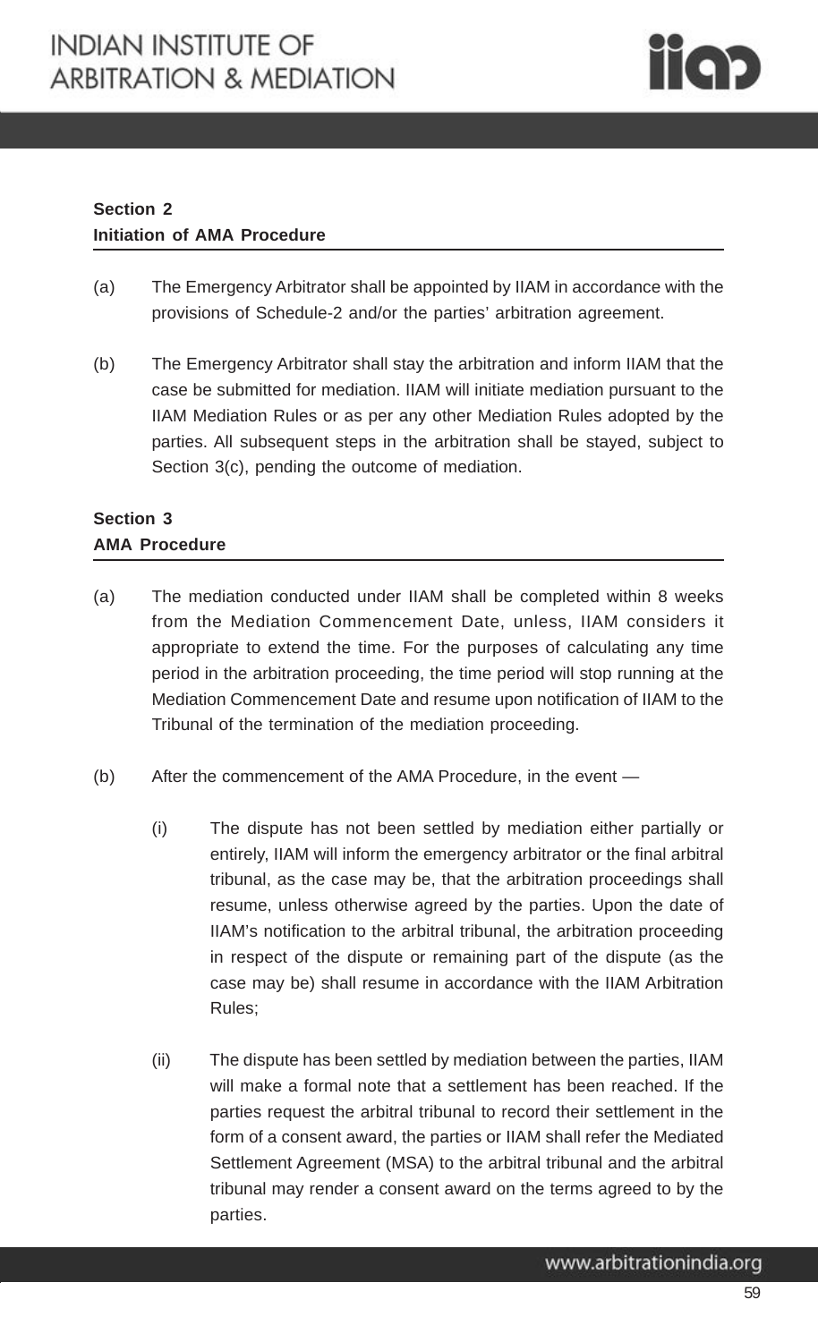**Section 2**
**Initiation of AMA Procedure**

(a) The Emergency Arbitrator shall be appointed by IIAM in accordance with the provisions of Schedule-2 and/or the parties' arbitration agreement.

(b) The Emergency Arbitrator shall stay the arbitration and inform IIAM that the case be submitted for mediation. IIAM will initiate mediation pursuant to the IIAM Mediation Rules or as per any other Mediation Rules adopted by the parties. All subsequent steps in the arbitration shall be stayed, subject to Section 3(c), pending the outcome of mediation.

**Section 3**
**AMA Procedure**

(a) The mediation conducted under IIAM shall be completed within 8 weeks from the Mediation Commencement Date, unless, IIAM considers it appropriate to extend the time. For the purposes of calculating any time period in the arbitration proceeding, the time period will stop running at the Mediation Commencement Date and resume upon notification of IIAM to the Tribunal of the termination of the mediation proceeding.

(b) After the commencement of the AMA Procedure, in the event —

  (i) The dispute has not been settled by mediation either partially or entirely, IIAM will inform the emergency arbitrator or the final arbitral tribunal, as the case may be, that the arbitration proceedings shall resume, unless otherwise agreed by the parties. Upon the date of IIAM's notification to the arbitral tribunal, the arbitration proceeding in respect of the dispute or remaining part of the dispute (as the case may be) shall resume in accordance with the IIAM Arbitration Rules;

  (ii) The dispute has been settled by mediation between the parties, IIAM will make a formal note that a settlement has been reached. If the parties request the arbitral tribunal to record their settlement in the form of a consent award, the parties or IIAM shall refer the Mediated Settlement Agreement (MSA) to the arbitral tribunal and the arbitral tribunal may render a consent award on the terms agreed to by the parties.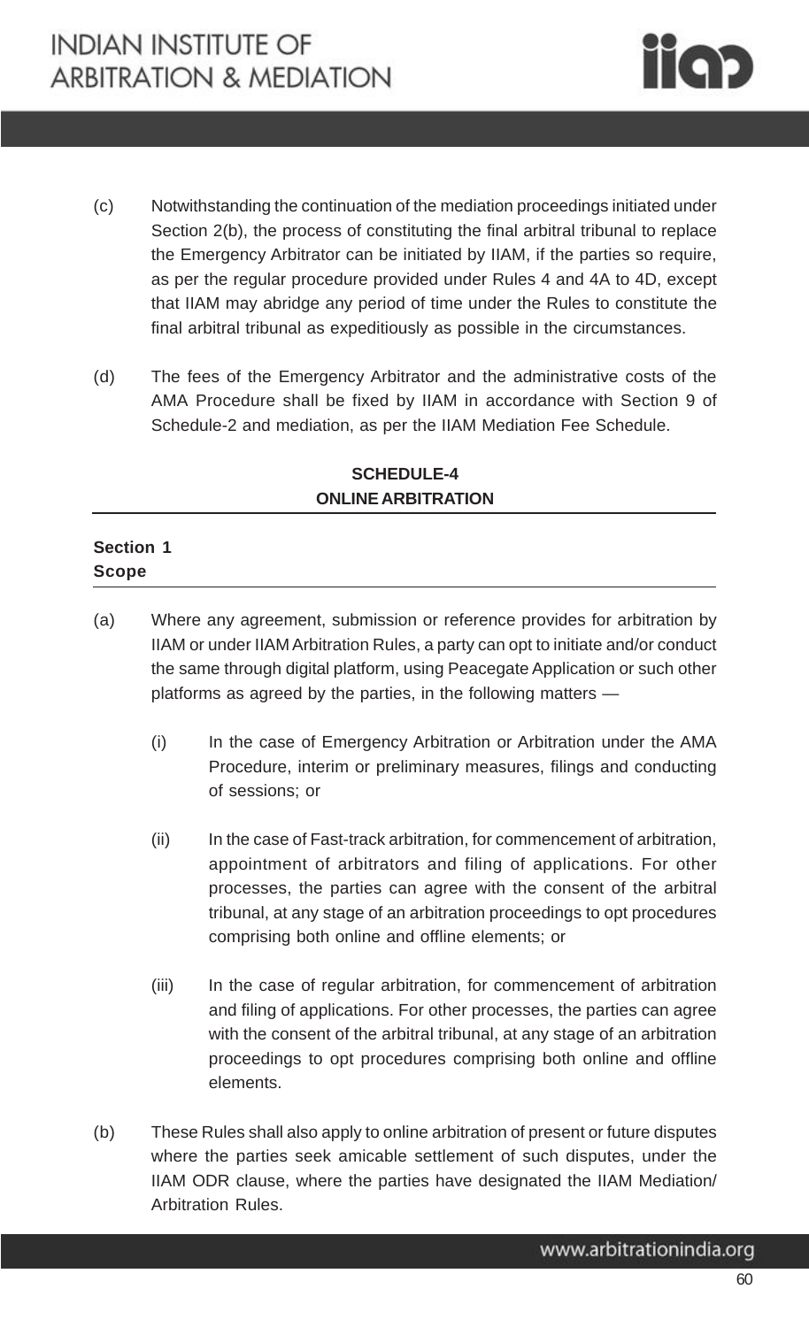(c) Notwithstanding the continuation of the mediation proceedings initiated under Section 2(b), the process of constituting the final arbitral tribunal to replace the Emergency Arbitrator can be initiated by IIAM, if the parties so require, as per the regular procedure provided under Rules 4 and 4A to 4D, except that IIAM may abridge any period of time under the Rules to constitute the final arbitral tribunal as expeditiously as possible in the circumstances.

(d) The fees of the Emergency Arbitrator and the administrative costs of the AMA Procedure shall be fixed by IIAM in accordance with Section 9 of Schedule-2 and mediation, as per the IIAM Mediation Fee Schedule.

## SCHEDULE-4
## ONLINE ARBITRATION

### Section 1
### Scope

(a) Where any agreement, submission or reference provides for arbitration by IIAM or under IIAM Arbitration Rules, a party can opt to initiate and/or conduct the same through digital platform, using Peacegate Application or such other platforms as agreed by the parties, in the following matters —

   (i) In the case of Emergency Arbitration or Arbitration under the AMA Procedure, interim or preliminary measures, filings and conducting of sessions; or

   (ii) In the case of Fast-track arbitration, for commencement of arbitration, appointment of arbitrators and filing of applications. For other processes, the parties can agree with the consent of the arbitral tribunal, at any stage of an arbitration proceedings to opt procedures comprising both online and offline elements; or

   (iii) In the case of regular arbitration, for commencement of arbitration and filing of applications. For other processes, the parties can agree with the consent of the arbitral tribunal, at any stage of an arbitration proceedings to opt procedures comprising both online and offline elements.

(b) These Rules shall also apply to online arbitration of present or future disputes where the parties seek amicable settlement of such disputes, under the IIAM ODR clause, where the parties have designated the IIAM Mediation/ Arbitration Rules.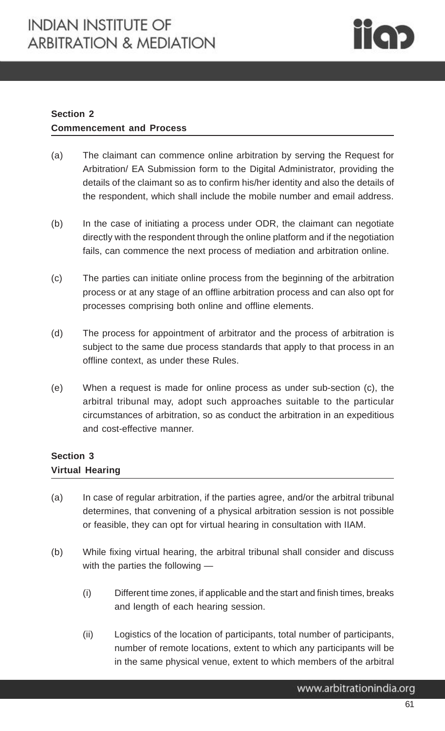**Section 2**
**Commencement and Process**

(a) The claimant can commence online arbitration by serving the Request for Arbitration/ EA Submission form to the Digital Administrator, providing the details of the claimant so as to confirm his/her identity and also the details of the respondent, which shall include the mobile number and email address.

(b) In the case of initiating a process under ODR, the claimant can negotiate directly with the respondent through the online platform and if the negotiation fails, can commence the next process of mediation and arbitration online.

(c) The parties can initiate online process from the beginning of the arbitration process or at any stage of an offline arbitration process and can also opt for processes comprising both online and offline elements.

(d) The process for appointment of arbitrator and the process of arbitration is subject to the same due process standards that apply to that process in an offline context, as under these Rules.

(e) When a request is made for online process as under sub-section (c), the arbitral tribunal may, adopt such approaches suitable to the particular circumstances of arbitration, so as conduct the arbitration in an expeditious and cost-effective manner.

**Section 3**
**Virtual Hearing**

(a) In case of regular arbitration, if the parties agree, and/or the arbitral tribunal determines, that convening of a physical arbitration session is not possible or feasible, they can opt for virtual hearing in consultation with IIAM.

(b) While fixing virtual hearing, the arbitral tribunal shall consider and discuss with the parties the following —

 (i) Different time zones, if applicable and the start and finish times, breaks and length of each hearing session.

 (ii) Logistics of the location of participants, total number of participants, number of remote locations, extent to which any participants will be in the same physical venue, extent to which members of the arbitral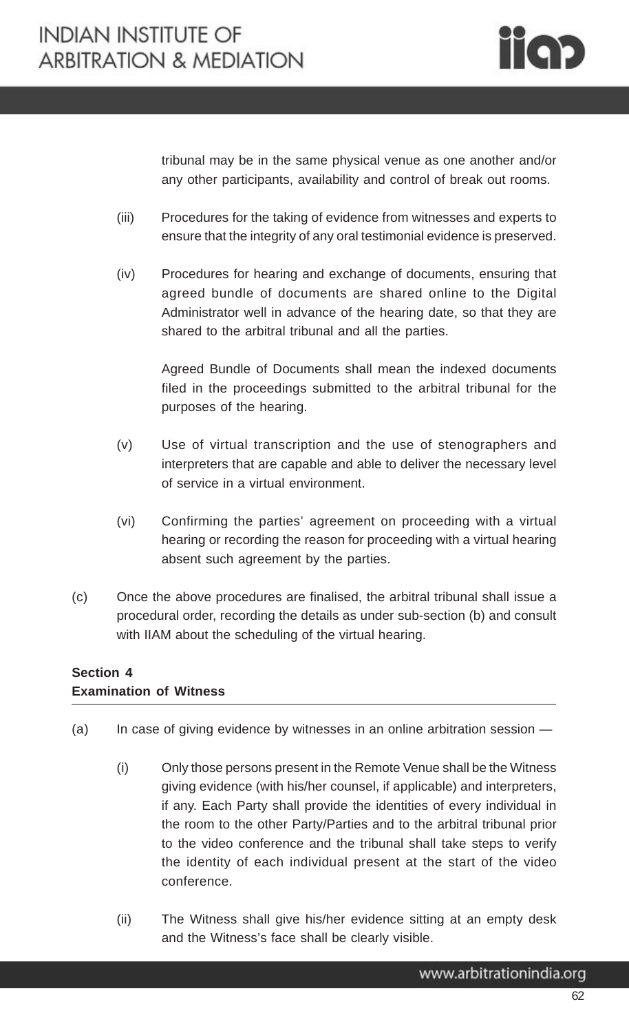tribunal may be in the same physical venue as one another and/or any other participants, availability and control of break out rooms.

(iii) Procedures for the taking of evidence from witnesses and experts to ensure that the integrity of any oral testimonial evidence is preserved.

(iv) Procedures for hearing and exchange of documents, ensuring that agreed bundle of documents are shared online to the Digital Administrator well in advance of the hearing date, so that they are shared to the arbitral tribunal and all the parties.

Agreed Bundle of Documents shall mean the indexed documents filed in the proceedings submitted to the arbitral tribunal for the purposes of the hearing.

(v) Use of virtual transcription and the use of stenographers and interpreters that are capable and able to deliver the necessary level of service in a virtual environment.

(vi) Confirming the parties' agreement on proceeding with a virtual hearing or recording the reason for proceeding with a virtual hearing absent such agreement by the parties.

(c) Once the above procedures are finalised, the arbitral tribunal shall issue a procedural order, recording the details as under sub-section (b) and consult with IIAM about the scheduling of the virtual hearing.

**Section 4**
**Examination of Witness**

(a) In case of giving evidence by witnesses in an online arbitration session —

(i) Only those persons present in the Remote Venue shall be the Witness giving evidence (with his/her counsel, if applicable) and interpreters, if any. Each Party shall provide the identities of every individual in the room to the other Party/Parties and to the arbitral tribunal prior to the video conference and the tribunal shall take steps to verify the identity of each individual present at the start of the video conference.

(ii) The Witness shall give his/her evidence sitting at an empty desk and the Witness's face shall be clearly visible.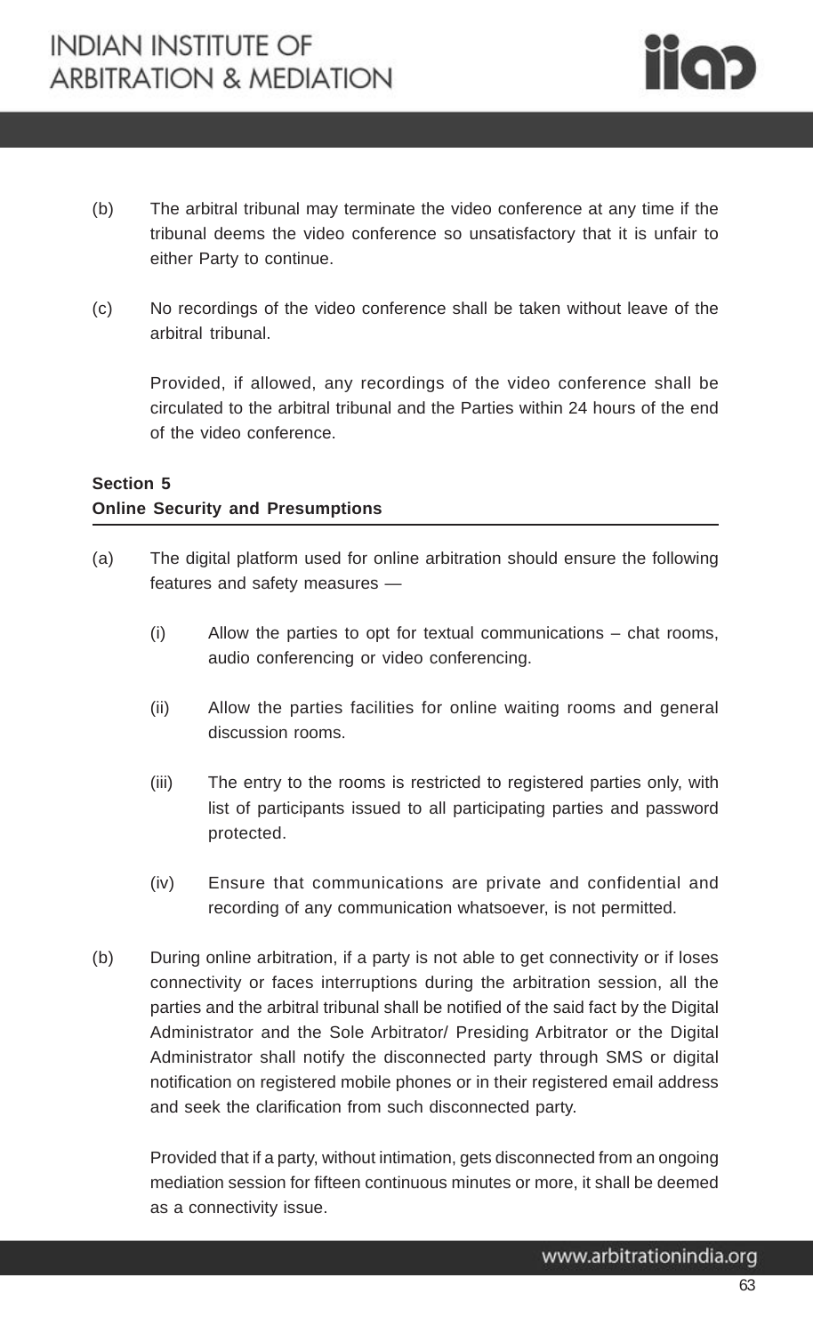(b) The arbitral tribunal may terminate the video conference at any time if the tribunal deems the video conference so unsatisfactory that it is unfair to either Party to continue.

(c) No recordings of the video conference shall be taken without leave of the arbitral tribunal.

Provided, if allowed, any recordings of the video conference shall be circulated to the arbitral tribunal and the Parties within 24 hours of the end of the video conference.

**Section 5**
**Online Security and Presumptions**

(a) The digital platform used for online arbitration should ensure the following features and safety measures —

(i) Allow the parties to opt for textual communications – chat rooms, audio conferencing or video conferencing.

(ii) Allow the parties facilities for online waiting rooms and general discussion rooms.

(iii) The entry to the rooms is restricted to registered parties only, with list of participants issued to all participating parties and password protected.

(iv) Ensure that communications are private and confidential and recording of any communication whatsoever, is not permitted.

(b) During online arbitration, if a party is not able to get connectivity or if loses connectivity or faces interruptions during the arbitration session, all the parties and the arbitral tribunal shall be notified of the said fact by the Digital Administrator and the Sole Arbitrator/ Presiding Arbitrator or the Digital Administrator shall notify the disconnected party through SMS or digital notification on registered mobile phones or in their registered email address and seek the clarification from such disconnected party.

Provided that if a party, without intimation, gets disconnected from an ongoing mediation session for fifteen continuous minutes or more, it shall be deemed as a connectivity issue.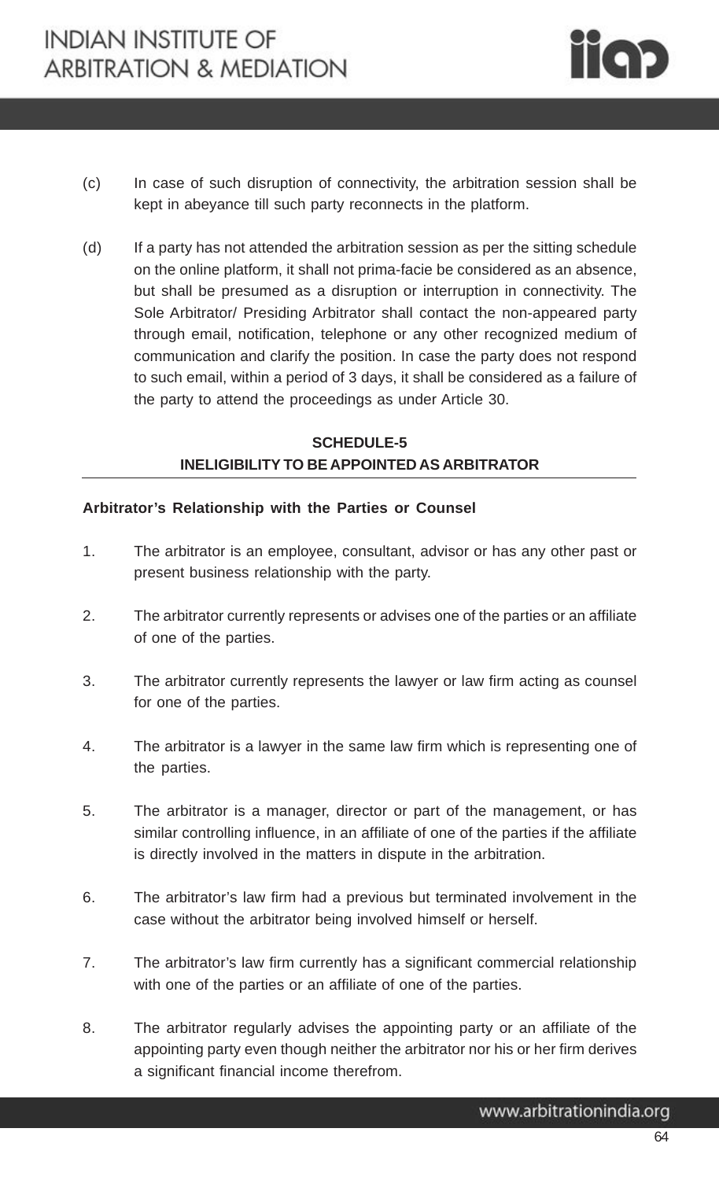(c) In case of such disruption of connectivity, the arbitration session shall be kept in abeyance till such party reconnects in the platform.

(d) If a party has not attended the arbitration session as per the sitting schedule on the online platform, it shall not prima-facie be considered as an absence, but shall be presumed as a disruption or interruption in connectivity. The Sole Arbitrator/ Presiding Arbitrator shall contact the non-appeared party through email, notification, telephone or any other recognized medium of communication and clarify the position. In case the party does not respond to such email, within a period of 3 days, it shall be considered as a failure of the party to attend the proceedings as under Article 30.

## SCHEDULE-5
## INELIGIBILITY TO BE APPOINTED AS ARBITRATOR

**Arbitrator's Relationship with the Parties or Counsel**

1. The arbitrator is an employee, consultant, advisor or has any other past or present business relationship with the party.

2. The arbitrator currently represents or advises one of the parties or an affiliate of one of the parties.

3. The arbitrator currently represents the lawyer or law firm acting as counsel for one of the parties.

4. The arbitrator is a lawyer in the same law firm which is representing one of the parties.

5. The arbitrator is a manager, director or part of the management, or has similar controlling influence, in an affiliate of one of the parties if the affiliate is directly involved in the matters in dispute in the arbitration.

6. The arbitrator's law firm had a previous but terminated involvement in the case without the arbitrator being involved himself or herself.

7. The arbitrator's law firm currently has a significant commercial relationship with one of the parties or an affiliate of one of the parties.

8. The arbitrator regularly advises the appointing party or an affiliate of the appointing party even though neither the arbitrator nor his or her firm derives a significant financial income therefrom.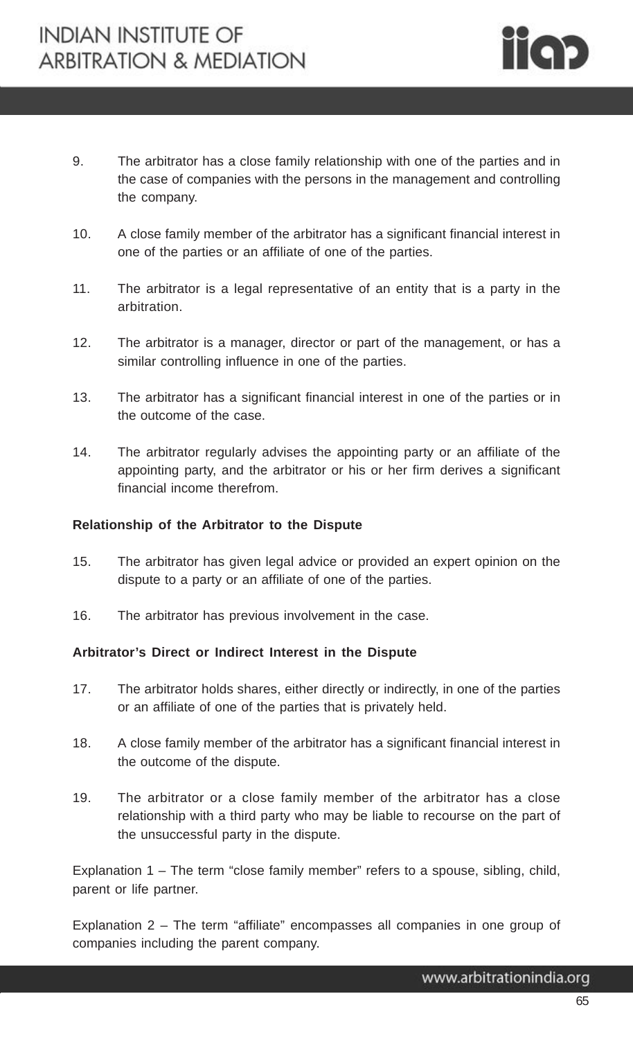9. The arbitrator has a close family relationship with one of the parties and in the case of companies with the persons in the management and controlling the company.

10. A close family member of the arbitrator has a significant financial interest in one of the parties or an affiliate of one of the parties.

11. The arbitrator is a legal representative of an entity that is a party in the arbitration.

12. The arbitrator is a manager, director or part of the management, or has a similar controlling influence in one of the parties.

13. The arbitrator has a significant financial interest in one of the parties or in the outcome of the case.

14. The arbitrator regularly advises the appointing party or an affiliate of the appointing party, and the arbitrator or his or her firm derives a significant financial income therefrom.

**Relationship of the Arbitrator to the Dispute**

15. The arbitrator has given legal advice or provided an expert opinion on the dispute to a party or an affiliate of one of the parties.

16. The arbitrator has previous involvement in the case.

**Arbitrator's Direct or Indirect Interest in the Dispute**

17. The arbitrator holds shares, either directly or indirectly, in one of the parties or an affiliate of one of the parties that is privately held.

18. A close family member of the arbitrator has a significant financial interest in the outcome of the dispute.

19. The arbitrator or a close family member of the arbitrator has a close relationship with a third party who may be liable to recourse on the part of the unsuccessful party in the dispute.

Explanation 1 – The term "close family member" refers to a spouse, sibling, child, parent or life partner.

Explanation 2 – The term "affiliate" encompasses all companies in one group of companies including the parent company.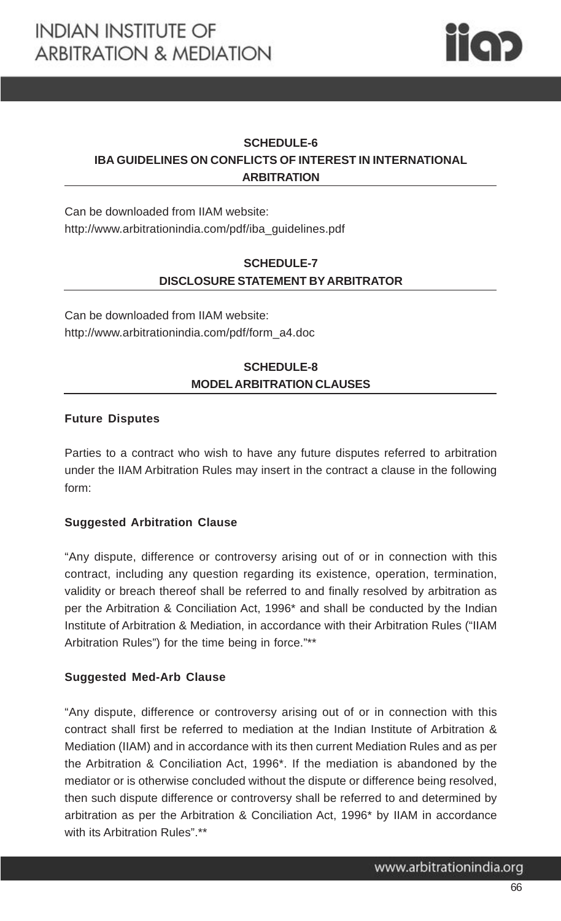## SCHEDULE-6
## IBA GUIDELINES ON CONFLICTS OF INTEREST IN INTERNATIONAL ARBITRATION

Can be downloaded from IIAM website:
http://www.arbitrationindia.com/pdf/iba_guidelines.pdf

## SCHEDULE-7
## DISCLOSURE STATEMENT BY ARBITRATOR

Can be downloaded from IIAM website:
http://www.arbitrationindia.com/pdf/form_a4.doc

## SCHEDULE-8
## MODEL ARBITRATION CLAUSES

**Future Disputes**

Parties to a contract who wish to have any future disputes referred to arbitration under the IIAM Arbitration Rules may insert in the contract a clause in the following form:

**Suggested Arbitration Clause**

"Any dispute, difference or controversy arising out of or in connection with this contract, including any question regarding its existence, operation, termination, validity or breach thereof shall be referred to and finally resolved by arbitration as per the Arbitration & Conciliation Act, 1996* and shall be conducted by the Indian Institute of Arbitration & Mediation, in accordance with their Arbitration Rules ("IIAM Arbitration Rules") for the time being in force."**

**Suggested Med-Arb Clause**

"Any dispute, difference or controversy arising out of or in connection with this contract shall first be referred to mediation at the Indian Institute of Arbitration & Mediation (IIAM) and in accordance with its then current Mediation Rules and as per the Arbitration & Conciliation Act, 1996*. If the mediation is abandoned by the mediator or is otherwise concluded without the dispute or difference being resolved, then such dispute difference or controversy shall be referred to and determined by arbitration as per the Arbitration & Conciliation Act, 1996* by IIAM in accordance with its Arbitration Rules".**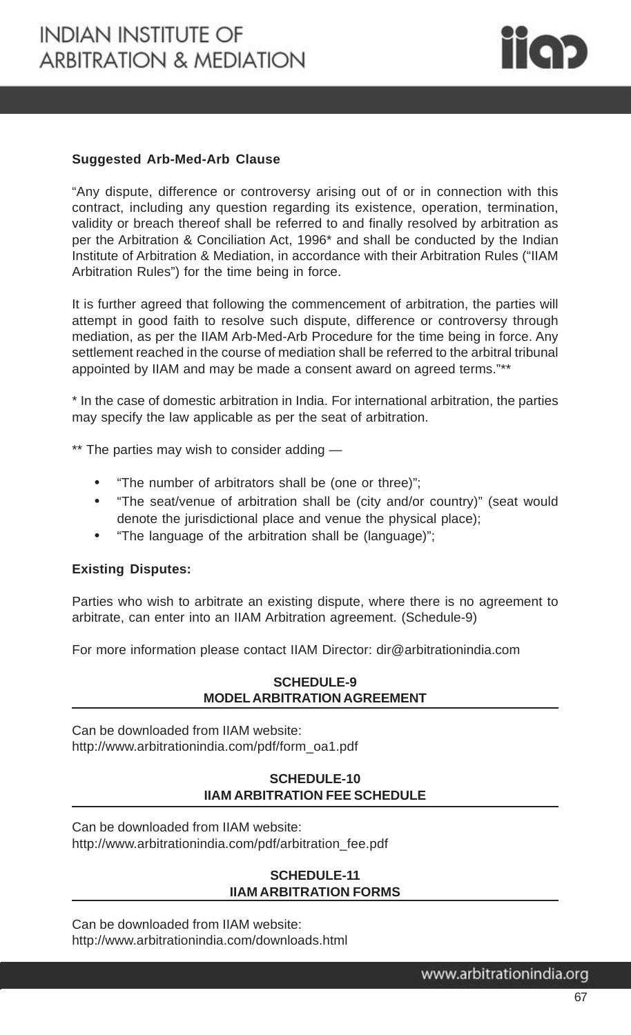**Suggested Arb-Med-Arb Clause**

"Any dispute, difference or controversy arising out of or in connection with this contract, including any question regarding its existence, operation, termination, validity or breach thereof shall be referred to and finally resolved by arbitration as per the Arbitration & Conciliation Act, 1996* and shall be conducted by the Indian Institute of Arbitration & Mediation, in accordance with their Arbitration Rules ("IIAM Arbitration Rules") for the time being in force.

It is further agreed that following the commencement of arbitration, the parties will attempt in good faith to resolve such dispute, difference or controversy through mediation, as per the IIAM Arb-Med-Arb Procedure for the time being in force. Any settlement reached in the course of mediation shall be referred to the arbitral tribunal appointed by IIAM and may be made a consent award on agreed terms."**

* In the case of domestic arbitration in India. For international arbitration, the parties may specify the law applicable as per the seat of arbitration.

** The parties may wish to consider adding —

- "The number of arbitrators shall be (one or three)";
- "The seat/venue of arbitration shall be (city and/or country)" (seat would denote the jurisdictional place and venue the physical place);
- "The language of the arbitration shall be (language)";

**Existing Disputes:**

Parties who wish to arbitrate an existing dispute, where there is no agreement to arbitrate, can enter into an IIAM Arbitration agreement. (Schedule-9)

For more information please contact IIAM Director: dir@arbitrationindia.com

## SCHEDULE-9
## MODEL ARBITRATION AGREEMENT

Can be downloaded from IIAM website:
http://www.arbitrationindia.com/pdf/form_oa1.pdf

## SCHEDULE-10
## IIAM ARBITRATION FEE SCHEDULE

Can be downloaded from IIAM website:
http://www.arbitrationindia.com/pdf/arbitration_fee.pdf

## SCHEDULE-11
## IIAM ARBITRATION FORMS

Can be downloaded from IIAM website:
http://www.arbitrationindia.com/downloads.html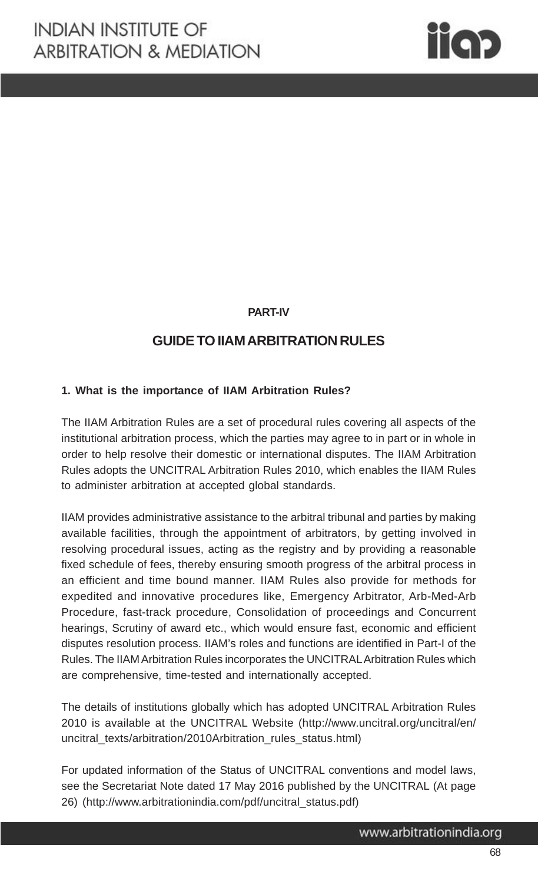**PART-IV**

## GUIDE TO IIAM ARBITRATION RULES

**1. What is the importance of IIAM Arbitration Rules?**

The IIAM Arbitration Rules are a set of procedural rules covering all aspects of the institutional arbitration process, which the parties may agree to in part or in whole in order to help resolve their domestic or international disputes. The IIAM Arbitration Rules adopts the UNCITRAL Arbitration Rules 2010, which enables the IIAM Rules to administer arbitration at accepted global standards.

IIAM provides administrative assistance to the arbitral tribunal and parties by making available facilities, through the appointment of arbitrators, by getting involved in resolving procedural issues, acting as the registry and by providing a reasonable fixed schedule of fees, thereby ensuring smooth progress of the arbitral process in an efficient and time bound manner. IIAM Rules also provide for methods for expedited and innovative procedures like, Emergency Arbitrator, Arb-Med-Arb Procedure, fast-track procedure, Consolidation of proceedings and Concurrent hearings, Scrutiny of award etc., which would ensure fast, economic and efficient disputes resolution process. IIAM's roles and functions are identified in Part-I of the Rules. The IIAM Arbitration Rules incorporates the UNCITRAL Arbitration Rules which are comprehensive, time-tested and internationally accepted.

The details of institutions globally which has adopted UNCITRAL Arbitration Rules 2010 is available at the UNCITRAL Website (http://www.uncitral.org/uncitral/en/uncitral_texts/arbitration/2010Arbitration_rules_status.html)

For updated information of the Status of UNCITRAL conventions and model laws, see the Secretariat Note dated 17 May 2016 published by the UNCITRAL (At page 26) (http://www.arbitrationindia.com/pdf/uncitral_status.pdf)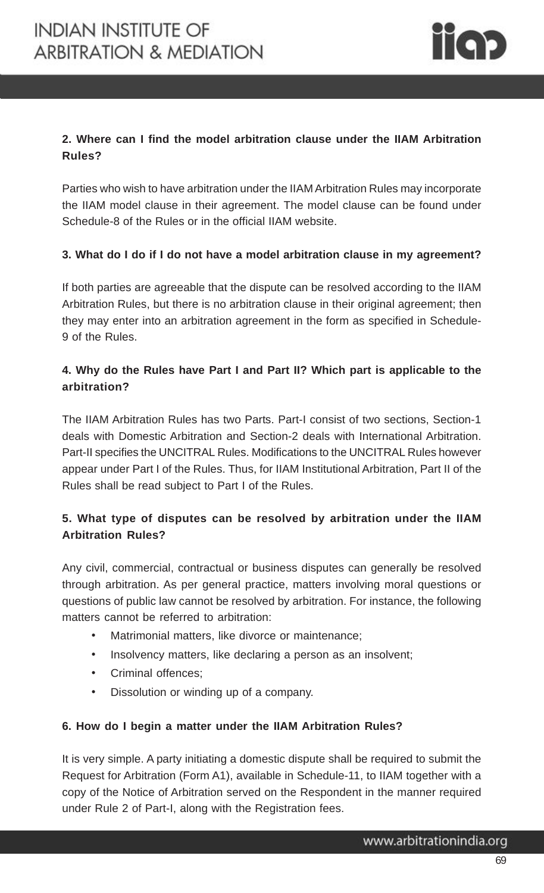**2. Where can I find the model arbitration clause under the IIAM Arbitration Rules?**

Parties who wish to have arbitration under the IIAM Arbitration Rules may incorporate the IIAM model clause in their agreement. The model clause can be found under Schedule-8 of the Rules or in the official IIAM website.

**3. What do I do if I do not have a model arbitration clause in my agreement?**

If both parties are agreeable that the dispute can be resolved according to the IIAM Arbitration Rules, but there is no arbitration clause in their original agreement; then they may enter into an arbitration agreement in the form as specified in Schedule-9 of the Rules.

**4. Why do the Rules have Part I and Part II? Which part is applicable to the arbitration?**

The IIAM Arbitration Rules has two Parts. Part-I consist of two sections, Section-1 deals with Domestic Arbitration and Section-2 deals with International Arbitration. Part-II specifies the UNCITRAL Rules. Modifications to the UNCITRAL Rules however appear under Part I of the Rules. Thus, for IIAM Institutional Arbitration, Part II of the Rules shall be read subject to Part I of the Rules.

**5. What type of disputes can be resolved by arbitration under the IIAM Arbitration Rules?**

Any civil, commercial, contractual or business disputes can generally be resolved through arbitration. As per general practice, matters involving moral questions or questions of public law cannot be resolved by arbitration. For instance, the following matters cannot be referred to arbitration:

- Matrimonial matters, like divorce or maintenance;
- Insolvency matters, like declaring a person as an insolvent;
- Criminal offences;
- Dissolution or winding up of a company.

**6. How do I begin a matter under the IIAM Arbitration Rules?**

It is very simple. A party initiating a domestic dispute shall be required to submit the Request for Arbitration (Form A1), available in Schedule-11, to IIAM together with a copy of the Notice of Arbitration served on the Respondent in the manner required under Rule 2 of Part-I, along with the Registration fees.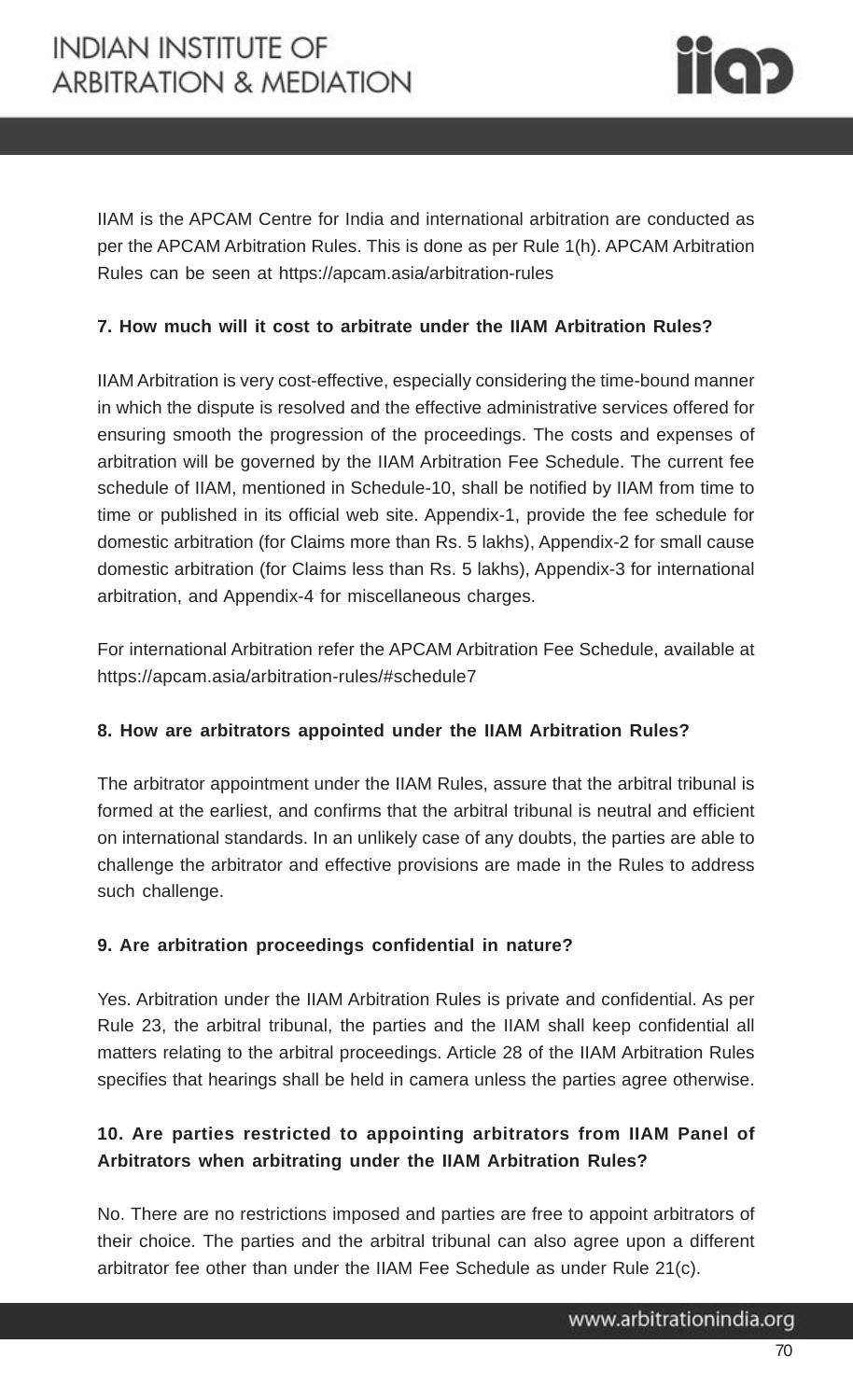IIAM is the APCAM Centre for India and international arbitration are conducted as per the APCAM Arbitration Rules. This is done as per Rule 1(h). APCAM Arbitration Rules can be seen at https://apcam.asia/arbitration-rules

**7. How much will it cost to arbitrate under the IIAM Arbitration Rules?**

IIAM Arbitration is very cost-effective, especially considering the time-bound manner in which the dispute is resolved and the effective administrative services offered for ensuring smooth the progression of the proceedings. The costs and expenses of arbitration will be governed by the IIAM Arbitration Fee Schedule. The current fee schedule of IIAM, mentioned in Schedule-10, shall be notified by IIAM from time to time or published in its official web site. Appendix-1, provide the fee schedule for domestic arbitration (for Claims more than Rs. 5 lakhs), Appendix-2 for small cause domestic arbitration (for Claims less than Rs. 5 lakhs), Appendix-3 for international arbitration, and Appendix-4 for miscellaneous charges.

For international Arbitration refer the APCAM Arbitration Fee Schedule, available at https://apcam.asia/arbitration-rules/#schedule7

**8. How are arbitrators appointed under the IIAM Arbitration Rules?**

The arbitrator appointment under the IIAM Rules, assure that the arbitral tribunal is formed at the earliest, and confirms that the arbitral tribunal is neutral and efficient on international standards. In an unlikely case of any doubts, the parties are able to challenge the arbitrator and effective provisions are made in the Rules to address such challenge.

**9. Are arbitration proceedings confidential in nature?**

Yes. Arbitration under the IIAM Arbitration Rules is private and confidential. As per Rule 23, the arbitral tribunal, the parties and the IIAM shall keep confidential all matters relating to the arbitral proceedings. Article 28 of the IIAM Arbitration Rules specifies that hearings shall be held in camera unless the parties agree otherwise.

**10. Are parties restricted to appointing arbitrators from IIAM Panel of Arbitrators when arbitrating under the IIAM Arbitration Rules?**

No. There are no restrictions imposed and parties are free to appoint arbitrators of their choice. The parties and the arbitral tribunal can also agree upon a different arbitrator fee other than under the IIAM Fee Schedule as under Rule 21(c).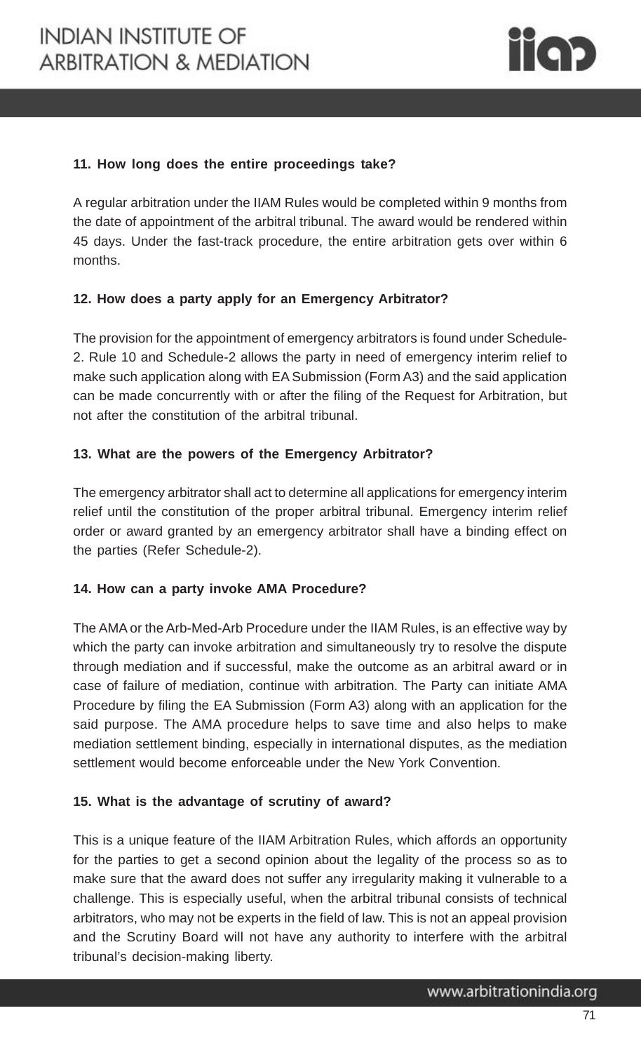**11. How long does the entire proceedings take?**

A regular arbitration under the IIAM Rules would be completed within 9 months from the date of appointment of the arbitral tribunal. The award would be rendered within 45 days. Under the fast-track procedure, the entire arbitration gets over within 6 months.

**12. How does a party apply for an Emergency Arbitrator?**

The provision for the appointment of emergency arbitrators is found under Schedule-2. Rule 10 and Schedule-2 allows the party in need of emergency interim relief to make such application along with EA Submission (Form A3) and the said application can be made concurrently with or after the filing of the Request for Arbitration, but not after the constitution of the arbitral tribunal.

**13. What are the powers of the Emergency Arbitrator?**

The emergency arbitrator shall act to determine all applications for emergency interim relief until the constitution of the proper arbitral tribunal. Emergency interim relief order or award granted by an emergency arbitrator shall have a binding effect on the parties (Refer Schedule-2).

**14. How can a party invoke AMA Procedure?**

The AMA or the Arb-Med-Arb Procedure under the IIAM Rules, is an effective way by which the party can invoke arbitration and simultaneously try to resolve the dispute through mediation and if successful, make the outcome as an arbitral award or in case of failure of mediation, continue with arbitration. The Party can initiate AMA Procedure by filing the EA Submission (Form A3) along with an application for the said purpose. The AMA procedure helps to save time and also helps to make mediation settlement binding, especially in international disputes, as the mediation settlement would become enforceable under the New York Convention.

**15. What is the advantage of scrutiny of award?**

This is a unique feature of the IIAM Arbitration Rules, which affords an opportunity for the parties to get a second opinion about the legality of the process so as to make sure that the award does not suffer any irregularity making it vulnerable to a challenge. This is especially useful, when the arbitral tribunal consists of technical arbitrators, who may not be experts in the field of law. This is not an appeal provision and the Scrutiny Board will not have any authority to interfere with the arbitral tribunal's decision-making liberty.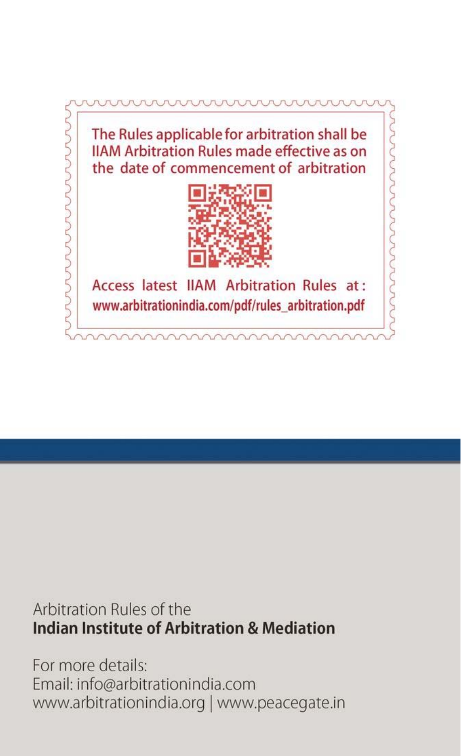The Rules applicable for arbitration shall be IIAM Arbitration Rules made effective as on the date of commencement of arbitration

Access latest IIAM Arbitration Rules at:
www.arbitrationindia.com/pdf/rules_arbitration.pdf

Arbitration Rules of the
**Indian Institute of Arbitration & Mediation**

For more details:
Email: info@arbitrationindia.com
www.arbitrationindia.org | www.peacegate.in